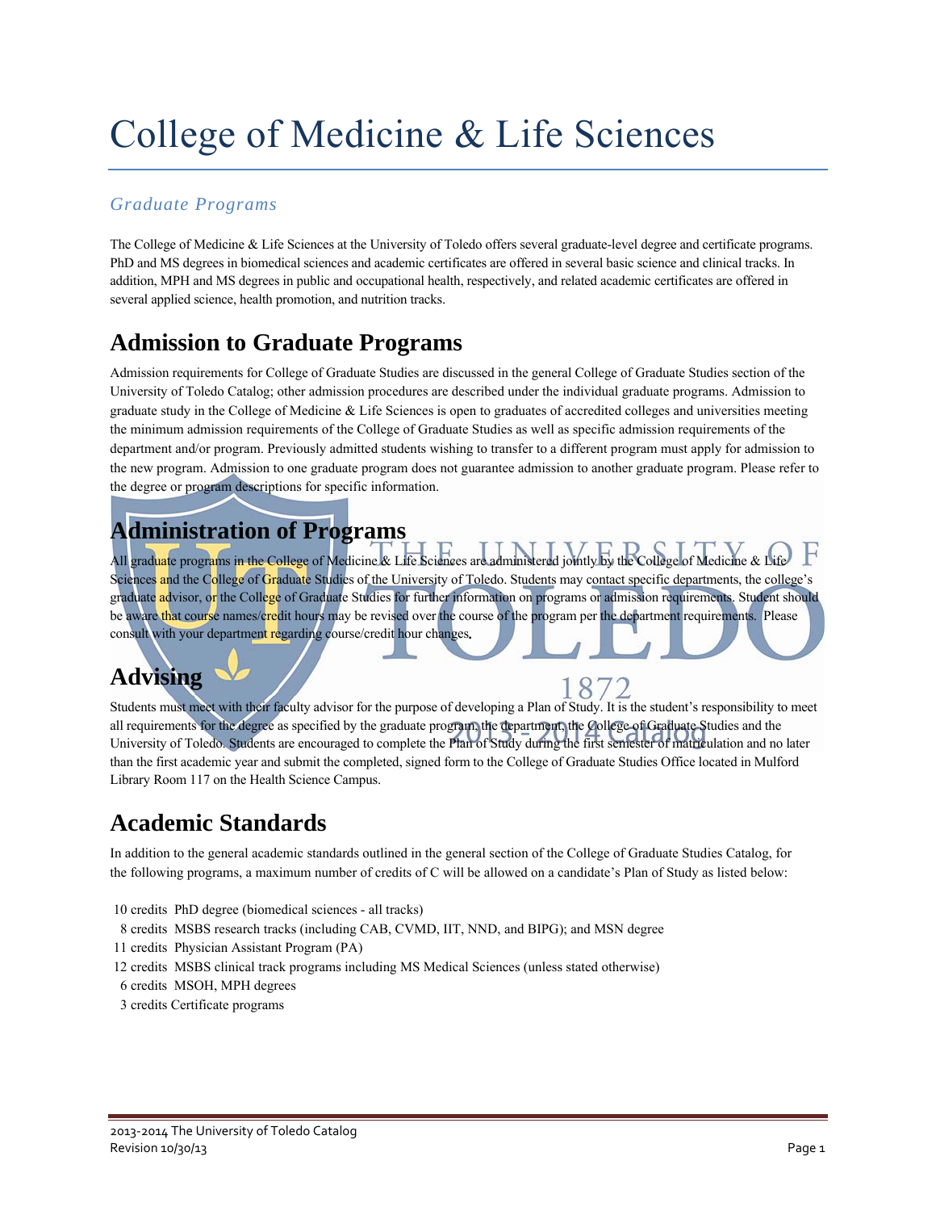# College of Medicine & Life Sciences

*Graduate Programs*

The College of Medicine & Life Sciences at the University of Toledo offers several graduate-level degree and certificate programs. PhD and MS degrees in biomedical sciences and academic certificates are offered in several basic science and clinical tracks. In addition, MPH and MS degrees in public and occupational health, respectively, and related academic certificates are offered in several applied science, health promotion, and nutrition tracks.

## Admission to Graduate Programs

Admission requirements for College of Graduate Studies are discussed in the general College of Graduate Studies section of the University of Toledo Catalog; other admission procedures are described under the individual graduate programs. Admission to graduate study in the College of Medicine & Life Sciences is open to graduates of accredited colleges and universities meeting the minimum admission requirements of the College of Graduate Studies as well as specific admission requirements of the department and/or program. Previously admitted students wishing to transfer to a different program must apply for admission to the new program. Admission to one graduate program does not guarantee admission to another graduate program. Please refer to the degree or program descriptions for specific information.

## Administration of Programs

All graduate programs in the College of Medicine & Life Sciences are administered jointly by the College of Medicine & Life Sciences and the College of Graduate Studies of the University of Toledo. Students may contact specific departments, the college's graduate advisor, or the College of Graduate Studies for further information on programs or admission requirements. Student should be aware that course names/credit hours may be revised over the course of the program per the department requirements. Please consult with your department regarding course/credit hour changes.

## Advising

Students must meet with their faculty advisor for the purpose of developing a Plan of Study. It is the student's responsibility to meet all requirements for the degree as specified by the graduate program, the department, the College of Graduate Studies and the University of Toledo. Students are encouraged to complete the Plan of Study during the first semester of matriculation and no later than the first academic year and submit the completed, signed form to the College of Graduate Studies Office located in Mulford Library Room 117 on the Health Science Campus.

## Academic Standards

In addition to the general academic standards outlined in the general section of the College of Graduate Studies Catalog, for the following programs, a maximum number of credits of C will be allowed on a candidate's Plan of Study as listed below:

10 credits PhD degree (biomedical sciences - all tracks)
8 credits MSBS research tracks (including CAB, CVMD, IIT, NND, and BIPG); and MSN degree
11 credits Physician Assistant Program (PA)
12 credits MSBS clinical track programs including MS Medical Sciences (unless stated otherwise)
6 credits MSOH, MPH degrees
3 credits Certificate programs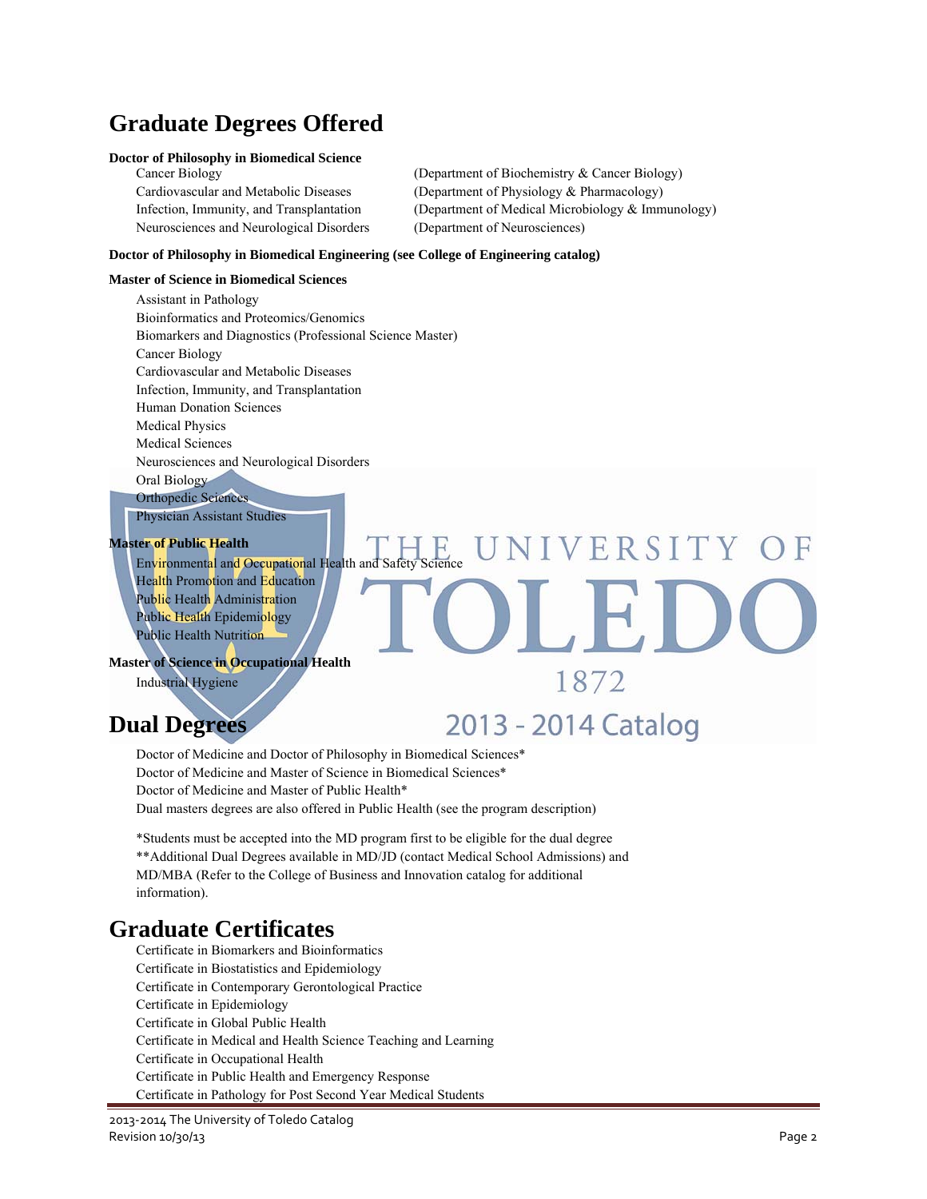# Graduate Degrees Offered

**Doctor of Philosophy in Biomedical Science**

- Cancer Biology (Department of Biochemistry & Cancer Biology)
- Cardiovascular and Metabolic Diseases (Department of Physiology & Pharmacology)
- Infection, Immunity, and Transplantation (Department of Medical Microbiology & Immunology)
- Neurosciences and Neurological Disorders (Department of Neurosciences)

**Doctor of Philosophy in Biomedical Engineering (see College of Engineering catalog)**

**Master of Science in Biomedical Sciences**

- Assistant in Pathology
- Bioinformatics and Proteomics/Genomics
- Biomarkers and Diagnostics (Professional Science Master)
- Cancer Biology
- Cardiovascular and Metabolic Diseases
- Infection, Immunity, and Transplantation
- Human Donation Sciences
- Medical Physics
- Medical Sciences
- Neurosciences and Neurological Disorders
- Oral Biology
- Orthopedic Sciences
- Physician Assistant Studies

**Master of Public Health**

- Environmental and Occupational Health and Safety Science
- Health Promotion and Education
- Public Health Administration
- Public Health Epidemiology
- Public Health Nutrition

**Master of Science in Occupational Health**

- Industrial Hygiene

# Dual Degrees

- Doctor of Medicine and Doctor of Philosophy in Biomedical Sciences*
- Doctor of Medicine and Master of Science in Biomedical Sciences*
- Doctor of Medicine and Master of Public Health*
- Dual masters degrees are also offered in Public Health (see the program description)

*Students must be accepted into the MD program first to be eligible for the dual degree
**Additional Dual Degrees available in MD/JD (contact Medical School Admissions) and MD/MBA (Refer to the College of Business and Innovation catalog for additional information).

# Graduate Certificates

- Certificate in Biomarkers and Bioinformatics
- Certificate in Biostatistics and Epidemiology
- Certificate in Contemporary Gerontological Practice
- Certificate in Epidemiology
- Certificate in Global Public Health
- Certificate in Medical and Health Science Teaching and Learning
- Certificate in Occupational Health
- Certificate in Public Health and Emergency Response
- Certificate in Pathology for Post Second Year Medical Students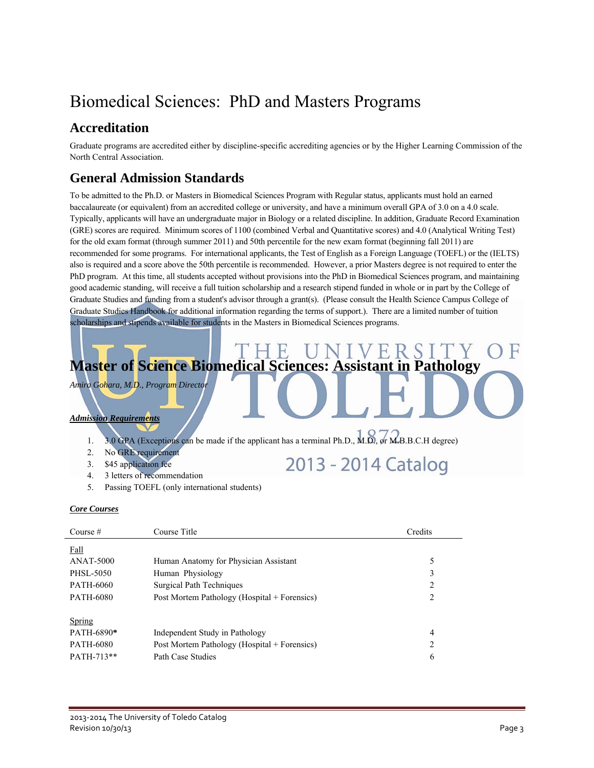# Biomedical Sciences: PhD and Masters Programs

## Accreditation

Graduate programs are accredited either by discipline-specific accrediting agencies or by the Higher Learning Commission of the North Central Association.

## General Admission Standards

To be admitted to the Ph.D. or Masters in Biomedical Sciences Program with Regular status, applicants must hold an earned baccalaureate (or equivalent) from an accredited college or university, and have a minimum overall GPA of 3.0 on a 4.0 scale. Typically, applicants will have an undergraduate major in Biology or a related discipline. In addition, Graduate Record Examination (GRE) scores are required. Minimum scores of 1100 (combined Verbal and Quantitative scores) and 4.0 (Analytical Writing Test) for the old exam format (through summer 2011) and 50th percentile for the new exam format (beginning fall 2011) are recommended for some programs. For international applicants, the Test of English as a Foreign Language (TOEFL) or the (IELTS) also is required and a score above the 50th percentile is recommended. However, a prior Masters degree is not required to enter the PhD program. At this time, all students accepted without provisions into the PhD in Biomedical Sciences program, and maintaining good academic standing, will receive a full tuition scholarship and a research stipend funded in whole or in part by the College of Graduate Studies and funding from a student's advisor through a grant(s). (Please consult the Health Science Campus College of Graduate Studies Handbook for additional information regarding the terms of support.). There are a limited number of tuition scholarships and stipends available for students in the Masters in Biomedical Sciences programs.

## Master of Science Biomedical Sciences: Assistant in Pathology

*Amira Gohara, M.D., Program Director*

***Admission Requirements***

1. 3.0 GPA (Exceptions can be made if the applicant has a terminal Ph.D., M.D., or M.B.B.C.H degree)
2. No GRE requirement
3. $45 application fee
4. 3 letters of recommendation
5. Passing TOEFL (only international students)

***Core Courses***

| Course # | Course Title | Credits |
|---|---|---|
| Fall | | |
| ANAT-5000 | Human Anatomy for Physician Assistant | 5 |
| PHSL-5050 | Human Physiology | 3 |
| PATH-6060 | Surgical Path Techniques | 2 |
| PATH-6080 | Post Mortem Pathology (Hospital + Forensics) | 2 |
| Spring | | |
| PATH-6890* | Independent Study in Pathology | 4 |
| PATH-6080 | Post Mortem Pathology (Hospital + Forensics) | 2 |
| PATH-713** | Path Case Studies | 6 |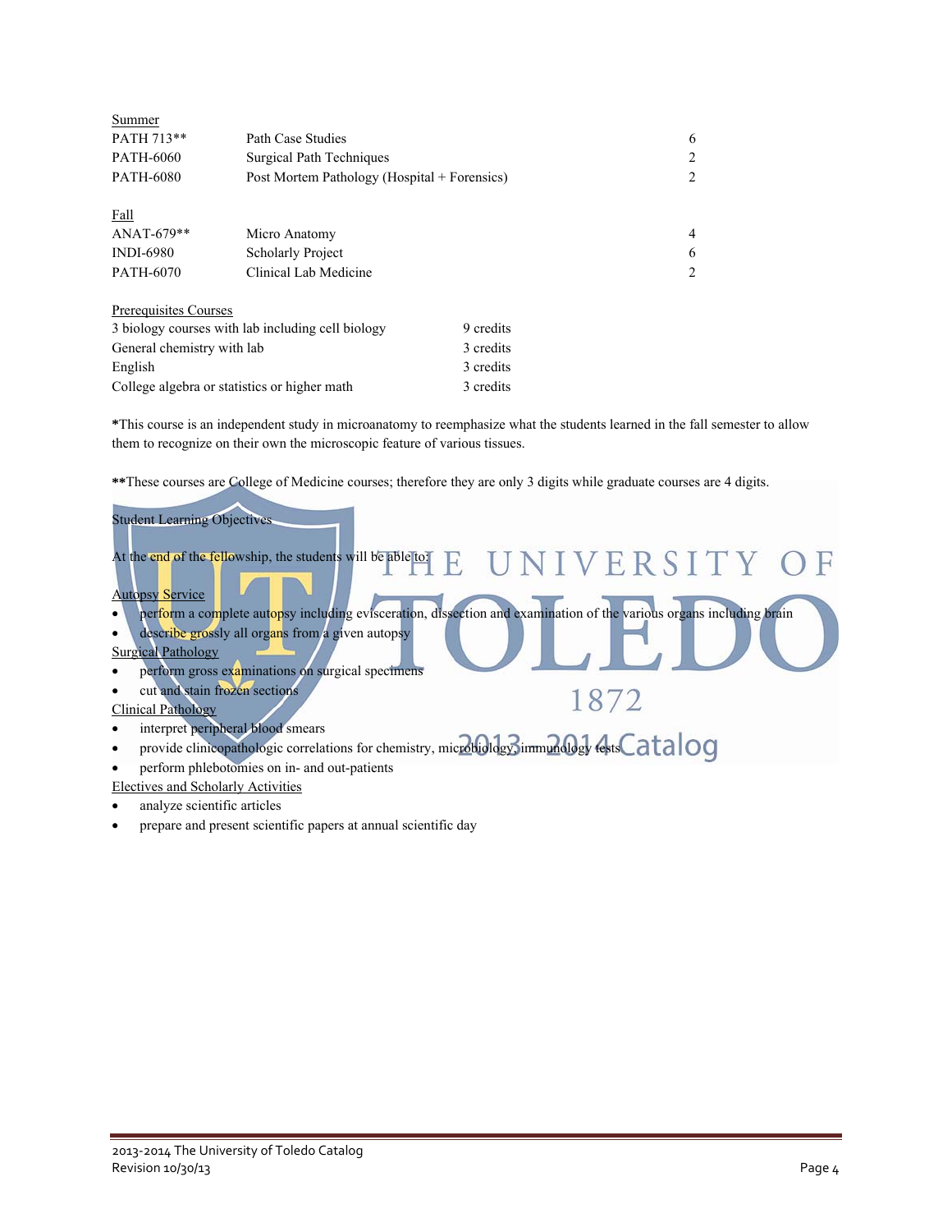Summer

| | | |
|---|---|---|
| PATH 713** | Path Case Studies | 6 |
| PATH-6060 | Surgical Path Techniques | 2 |
| PATH-6080 | Post Mortem Pathology (Hospital + Forensics) | 2 |

Fall

| | | |
|---|---|---|
| ANAT-679** | Micro Anatomy | 4 |
| INDI-6980 | Scholarly Project | 6 |
| PATH-6070 | Clinical Lab Medicine | 2 |

Prerequisites Courses

| | |
|---|---|
| 3 biology courses with lab including cell biology | 9 credits |
| General chemistry with lab | 3 credits |
| English | 3 credits |
| College algebra or statistics or higher math | 3 credits |

***This course is an independent study in microanatomy to reemphasize what the students learned in the fall semester to allow them to recognize on their own the microscopic feature of various tissues.

****These courses are College of Medicine courses; therefore they are only 3 digits while graduate courses are 4 digits.

Student Learning Objectives

At the end of the fellowship, the students will be able to:

Autopsy Service

- perform a complete autopsy including evisceration, dissection and examination of the various organs including brain
- describe grossly all organs from a given autopsy

Surgical Pathology

- perform gross examinations on surgical specimens
- cut and stain frozen sections

Clinical Pathology

- interpret peripheral blood smears
- provide clinicopathologic correlations for chemistry, microbiology, immunology tests
- perform phlebotomies on in- and out-patients

Electives and Scholarly Activities

- analyze scientific articles
- prepare and present scientific papers at annual scientific day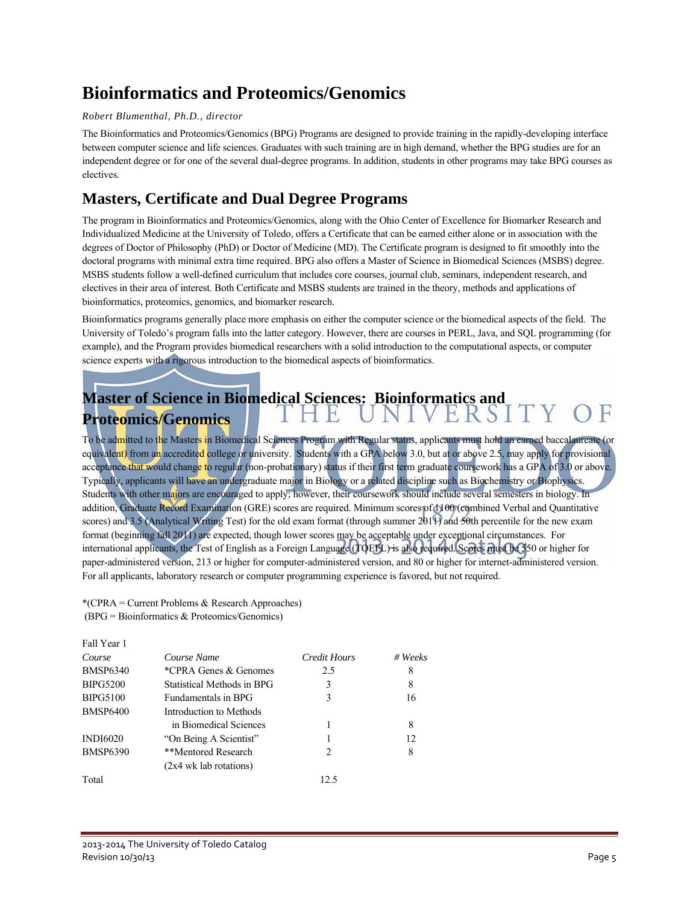# Bioinformatics and Proteomics/Genomics

*Robert Blumenthal, Ph.D., director*

The Bioinformatics and Proteomics/Genomics (BPG) Programs are designed to provide training in the rapidly-developing interface between computer science and life sciences. Graduates with such training are in high demand, whether the BPG studies are for an independent degree or for one of the several dual-degree programs. In addition, students in other programs may take BPG courses as electives.

## Masters, Certificate and Dual Degree Programs

The program in Bioinformatics and Proteomics/Genomics, along with the Ohio Center of Excellence for Biomarker Research and Individualized Medicine at the University of Toledo, offers a Certificate that can be earned either alone or in association with the degrees of Doctor of Philosophy (PhD) or Doctor of Medicine (MD). The Certificate program is designed to fit smoothly into the doctoral programs with minimal extra time required. BPG also offers a Master of Science in Biomedical Sciences (MSBS) degree. MSBS students follow a well-defined curriculum that includes core courses, journal club, seminars, independent research, and electives in their area of interest. Both Certificate and MSBS students are trained in the theory, methods and applications of bioinformatics, proteomics, genomics, and biomarker research.

Bioinformatics programs generally place more emphasis on either the computer science or the biomedical aspects of the field. The University of Toledo's program falls into the latter category. However, there are courses in PERL, Java, and SQL programming (for example), and the Program provides biomedical researchers with a solid introduction to the computational aspects, or computer science experts with a rigorous introduction to the biomedical aspects of bioinformatics.

## Master of Science in Biomedical Sciences: Bioinformatics and Proteomics/Genomics

To be admitted to the Masters in Biomedical Sciences Program with Regular status, applicants must hold an earned baccalaureate (or equivalent) from an accredited college or university. Students with a GPA below 3.0, but at or above 2.5, may apply for provisional acceptance that would change to regular (non-probationary) status if their first term graduate coursework has a GPA of 3.0 or above. Typically, applicants will have an undergraduate major in Biology or a related discipline such as Biochemistry or Biophysics. Students with other majors are encouraged to apply; however, their coursework should include several semesters in biology. In addition, Graduate Record Examination (GRE) scores are required. Minimum scores of 1100 (combined Verbal and Quantitative scores) and 3.5 (Analytical Writing Test) for the old exam format (through summer 2011) and 50th percentile for the new exam format (beginning fall 2011) are expected, though lower scores may be acceptable under exceptional circumstances. For international applicants, the Test of English as a Foreign Language (TOEFL) is also required. Scores must be 550 or higher for paper-administered version, 213 or higher for computer-administered version, and 80 or higher for internet-administered version. For all applicants, laboratory research or computer programming experience is favored, but not required.

*(CPRA = Current Problems & Research Approaches)
(BPG = Bioinformatics & Proteomics/Genomics)

Fall Year 1

| *Course* | *Course Name* | *Credit Hours* | *# Weeks* |
|---|---|---|---|
| BMSP6340 | *CPRA Genes & Genomes | 2.5 | 8 |
| BIPG5200 | Statistical Methods in BPG | 3 | 8 |
| BIPG5100 | Fundamentals in BPG | 3 | 16 |
| BMSP6400 | Introduction to Methods in Biomedical Sciences | 1 | 8 |
| INDI6020 | "On Being A Scientist" | 1 | 12 |
| BMSP6390 | **Mentored Research (2x4 wk lab rotations) | 2 | 8 |
| Total | | 12.5 | |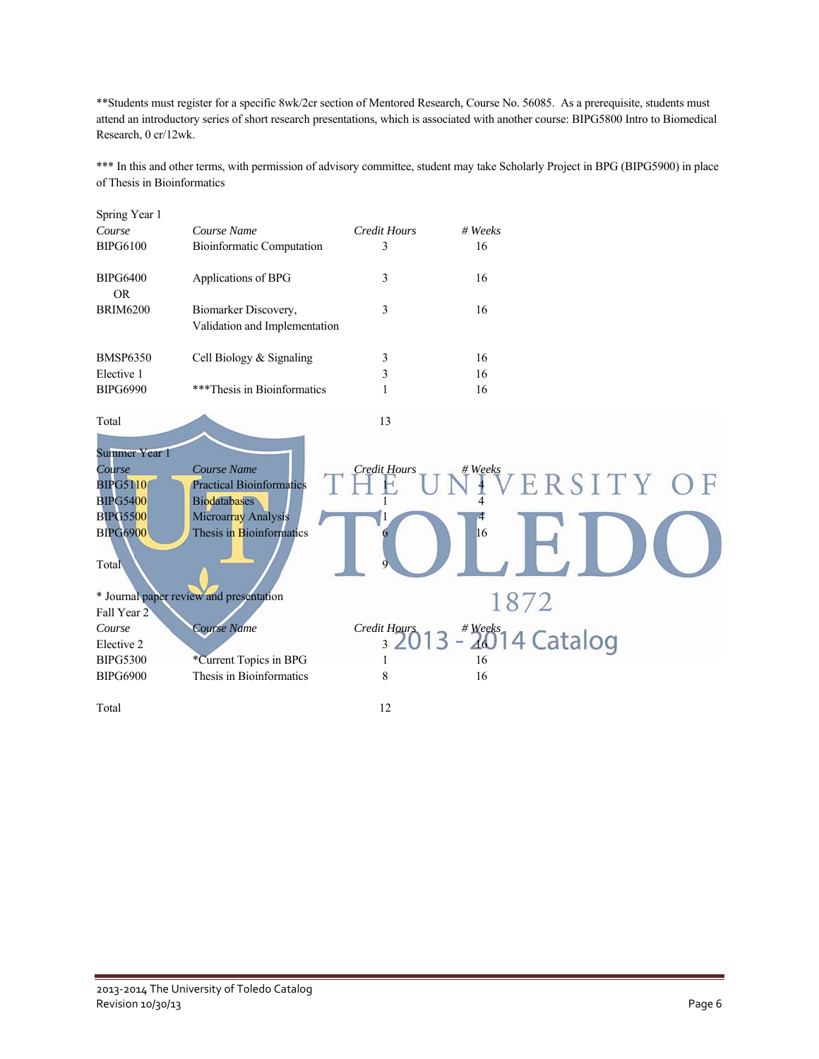**Students must register for a specific 8wk/2cr section of Mentored Research, Course No. 56085. As a prerequisite, students must attend an introductory series of short research presentations, which is associated with another course: BIPG5800 Intro to Biomedical Research, 0 cr/12wk.

*** In this and other terms, with permission of advisory committee, student may take Scholarly Project in BPG (BIPG5900) in place of Thesis in Bioinformatics

Spring Year 1

| *Course* | *Course Name* | *Credit Hours* | *# Weeks* |
|---|---|---|---|
| BIPG6100 | Bioinformatic Computation | 3 | 16 |
| BIPG6400 OR | Applications of BPG | 3 | 16 |
| BRIM6200 | Biomarker Discovery, Validation and Implementation | 3 | 16 |
| BMSP6350 | Cell Biology & Signaling | 3 | 16 |
| Elective 1 | | 3 | 16 |
| BIPG6990 | ***Thesis in Bioinformatics | 1 | 16 |
| Total | | 13 | |

Summer Year 1

| *Course* | *Course Name* | *Credit Hours* | *# Weeks* |
|---|---|---|---|
| BIPG5110 | Practical Bioinformatics | 1 | 4 |
| BIPG5400 | Biodatabases | 1 | 4 |
| BIPG5500 | Microarray Analysis | 1 | 4 |
| BIPG6900 | Thesis in Bioinformatics | 6 | 16 |
| Total | | 9 | |

* Journal paper review and presentation

Fall Year 2

| *Course* | *Course Name* | *Credit Hours* | *# Weeks* |
|---|---|---|---|
| Elective 2 | | 3 | 16 |
| BIPG5300 | *Current Topics in BPG | 1 | 16 |
| BIPG6900 | Thesis in Bioinformatics | 8 | 16 |
| Total | | 12 | |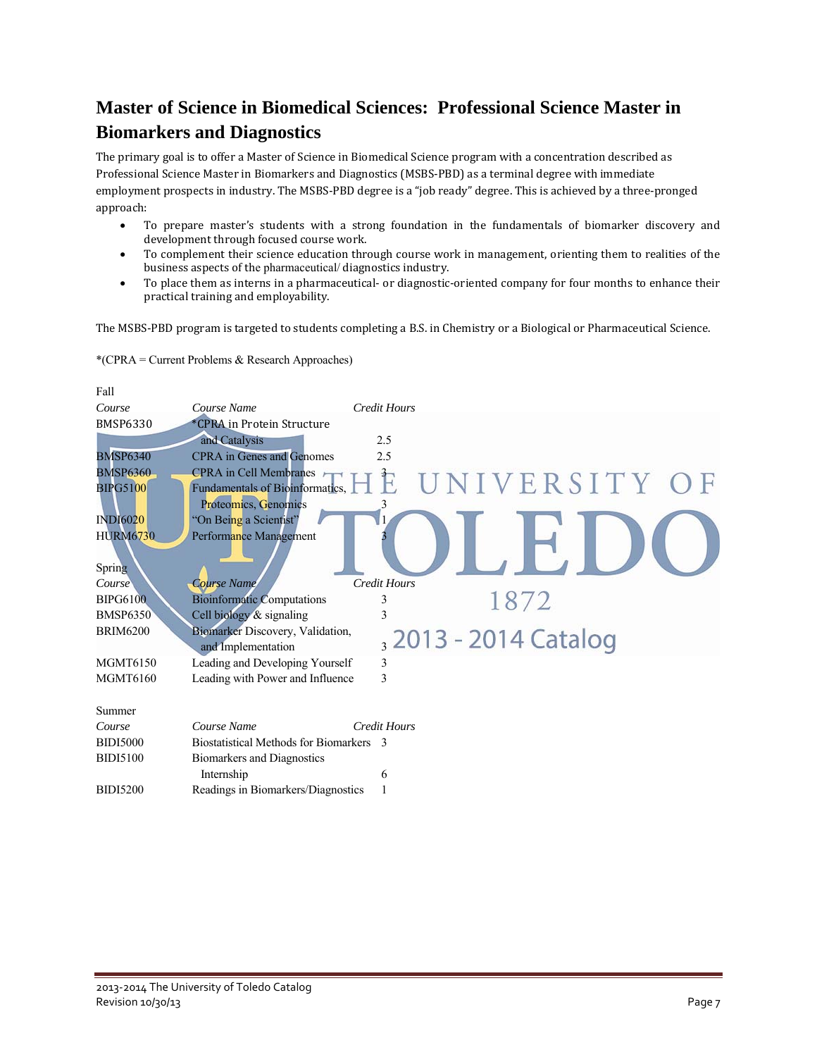# Master of Science in Biomedical Sciences: Professional Science Master in Biomarkers and Diagnostics

The primary goal is to offer a Master of Science in Biomedical Science program with a concentration described as Professional Science Master in Biomarkers and Diagnostics (MSBS-PBD) as a terminal degree with immediate employment prospects in industry. The MSBS-PBD degree is a "job ready" degree. This is achieved by a three-pronged approach:

- To prepare master's students with a strong foundation in the fundamentals of biomarker discovery and development through focused course work.
- To complement their science education through course work in management, orienting them to realities of the business aspects of the pharmaceutical/ diagnostics industry.
- To place them as interns in a pharmaceutical- or diagnostic-oriented company for four months to enhance their practical training and employability.

The MSBS-PBD program is targeted to students completing a B.S. in Chemistry or a Biological or Pharmaceutical Science.

*(CPRA = Current Problems & Research Approaches)

Fall

| *Course* | *Course Name* | *Credit Hours* |
|---|---|---|
| BMSP6330 | *CPRA in Protein Structure and Catalysis | 2.5 |
| BMSP6340 | CPRA in Genes and Genomes | 2.5 |
| BMSP6360 | CPRA in Cell Membranes | 3 |
| BIPG5100 | Fundamentals of Bioinformatics, Proteomics, Genomics | 3 |
| INDI6020 | "On Being a Scientist" | 1 |
| HURM6730 | Performance Management | 3 |

Spring

| *Course* | *Course Name* | *Credit Hours* |
|---|---|---|
| BIPG6100 | Bioinformatic Computations | 3 |
| BMSP6350 | Cell biology & signaling | 3 |
| BRIM6200 | Biomarker Discovery, Validation, and Implementation | 3 |
| MGMT6150 | Leading and Developing Yourself | 3 |
| MGMT6160 | Leading with Power and Influence | 3 |

Summer

| *Course* | *Course Name* | *Credit Hours* |
|---|---|---|
| BIDI5000 | Biostatistical Methods for Biomarkers | 3 |
| BIDI5100 | Biomarkers and Diagnostics Internship | 6 |
| BIDI5200 | Readings in Biomarkers/Diagnostics | 1 |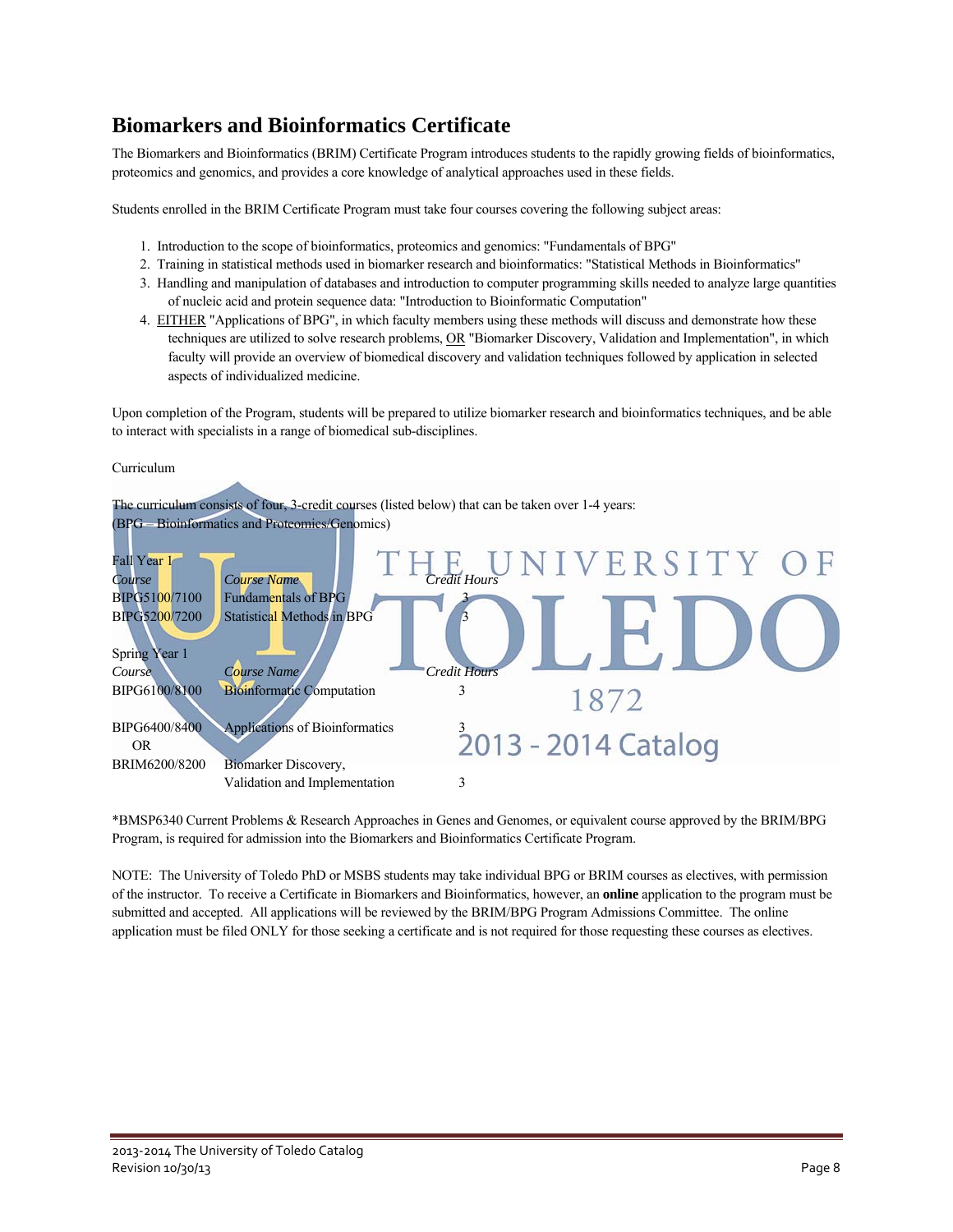## Biomarkers and Bioinformatics Certificate

The Biomarkers and Bioinformatics (BRIM) Certificate Program introduces students to the rapidly growing fields of bioinformatics, proteomics and genomics, and provides a core knowledge of analytical approaches used in these fields.

Students enrolled in the BRIM Certificate Program must take four courses covering the following subject areas:

1. Introduction to the scope of bioinformatics, proteomics and genomics: "Fundamentals of BPG"
2. Training in statistical methods used in biomarker research and bioinformatics: "Statistical Methods in Bioinformatics"
3. Handling and manipulation of databases and introduction to computer programming skills needed to analyze large quantities of nucleic acid and protein sequence data: "Introduction to Bioinformatic Computation"
4. EITHER "Applications of BPG", in which faculty members using these methods will discuss and demonstrate how these techniques are utilized to solve research problems, OR "Biomarker Discovery, Validation and Implementation", in which faculty will provide an overview of biomedical discovery and validation techniques followed by application in selected aspects of individualized medicine.

Upon completion of the Program, students will be prepared to utilize biomarker research and bioinformatics techniques, and be able to interact with specialists in a range of biomedical sub-disciplines.

Curriculum

The curriculum consists of four, 3-credit courses (listed below) that can be taken over 1-4 years:
(BPG – Bioinformatics and Proteomics/Genomics)

Fall Year 1

| *Course* | *Course Name* | *Credit Hours* |
|---|---|---|
| BIPG5100/7100 | Fundamentals of BPG | 3 |
| BIPG5200/7200 | Statistical Methods in BPG | 3 |

Spring Year 1

| *Course* | *Course Name* | *Credit Hours* |
|---|---|---|
| BIPG6100/8100 | Bioinformatic Computation | 3 |
| BIPG6400/8400 OR | Applications of Bioinformatics | 3 |
| BRIM6200/8200 | Biomarker Discovery, Validation and Implementation | 3 |

*BMSP6340 Current Problems & Research Approaches in Genes and Genomes, or equivalent course approved by the BRIM/BPG Program, is required for admission into the Biomarkers and Bioinformatics Certificate Program.

NOTE: The University of Toledo PhD or MSBS students may take individual BPG or BRIM courses as electives, with permission of the instructor. To receive a Certificate in Biomarkers and Bioinformatics, however, an **online** application to the program must be submitted and accepted. All applications will be reviewed by the BRIM/BPG Program Admissions Committee. The online application must be filed ONLY for those seeking a certificate and is not required for those requesting these courses as electives.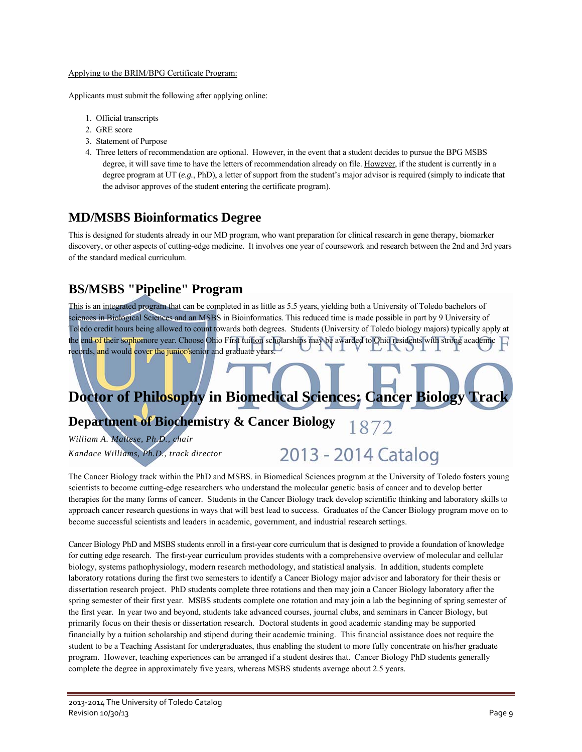Applying to the BRIM/BPG Certificate Program:

Applicants must submit the following after applying online:

1. Official transcripts
2. GRE score
3. Statement of Purpose
4. Three letters of recommendation are optional. However, in the event that a student decides to pursue the BPG MSBS degree, it will save time to have the letters of recommendation already on file. However, if the student is currently in a degree program at UT (*e.g.*, PhD), a letter of support from the student's major advisor is required (simply to indicate that the advisor approves of the student entering the certificate program).

## MD/MSBS Bioinformatics Degree

This is designed for students already in our MD program, who want preparation for clinical research in gene therapy, biomarker discovery, or other aspects of cutting-edge medicine. It involves one year of coursework and research between the 2nd and 3rd years of the standard medical curriculum.

## BS/MSBS "Pipeline" Program

This is an integrated program that can be completed in as little as 5.5 years, yielding both a University of Toledo bachelors of sciences in Biological Sciences and an MSBS in Bioinformatics. This reduced time is made possible in part by 9 University of Toledo credit hours being allowed to count towards both degrees. Students (University of Toledo biology majors) typically apply at the end of their sophomore year. Choose Ohio First tuition scholarships may be awarded to Ohio residents with strong academic records, and would cover the junior/senior and graduate years.

# Doctor of Philosophy in Biomedical Sciences: Cancer Biology Track

## Department of Biochemistry & Cancer Biology

*William A. Maltese, Ph.D., chair*

*Kandace Williams, Ph.D., track director*

The Cancer Biology track within the PhD and MSBS. in Biomedical Sciences program at the University of Toledo fosters young scientists to become cutting-edge researchers who understand the molecular genetic basis of cancer and to develop better therapies for the many forms of cancer. Students in the Cancer Biology track develop scientific thinking and laboratory skills to approach cancer research questions in ways that will best lead to success. Graduates of the Cancer Biology program move on to become successful scientists and leaders in academic, government, and industrial research settings.

Cancer Biology PhD and MSBS students enroll in a first-year core curriculum that is designed to provide a foundation of knowledge for cutting edge research. The first-year curriculum provides students with a comprehensive overview of molecular and cellular biology, systems pathophysiology, modern research methodology, and statistical analysis. In addition, students complete laboratory rotations during the first two semesters to identify a Cancer Biology major advisor and laboratory for their thesis or dissertation research project. PhD students complete three rotations and then may join a Cancer Biology laboratory after the spring semester of their first year. MSBS students complete one rotation and may join a lab the beginning of spring semester of the first year. In year two and beyond, students take advanced courses, journal clubs, and seminars in Cancer Biology, but primarily focus on their thesis or dissertation research. Doctoral students in good academic standing may be supported financially by a tuition scholarship and stipend during their academic training. This financial assistance does not require the student to be a Teaching Assistant for undergraduates, thus enabling the student to more fully concentrate on his/her graduate program. However, teaching experiences can be arranged if a student desires that. Cancer Biology PhD students generally complete the degree in approximately five years, whereas MSBS students average about 2.5 years.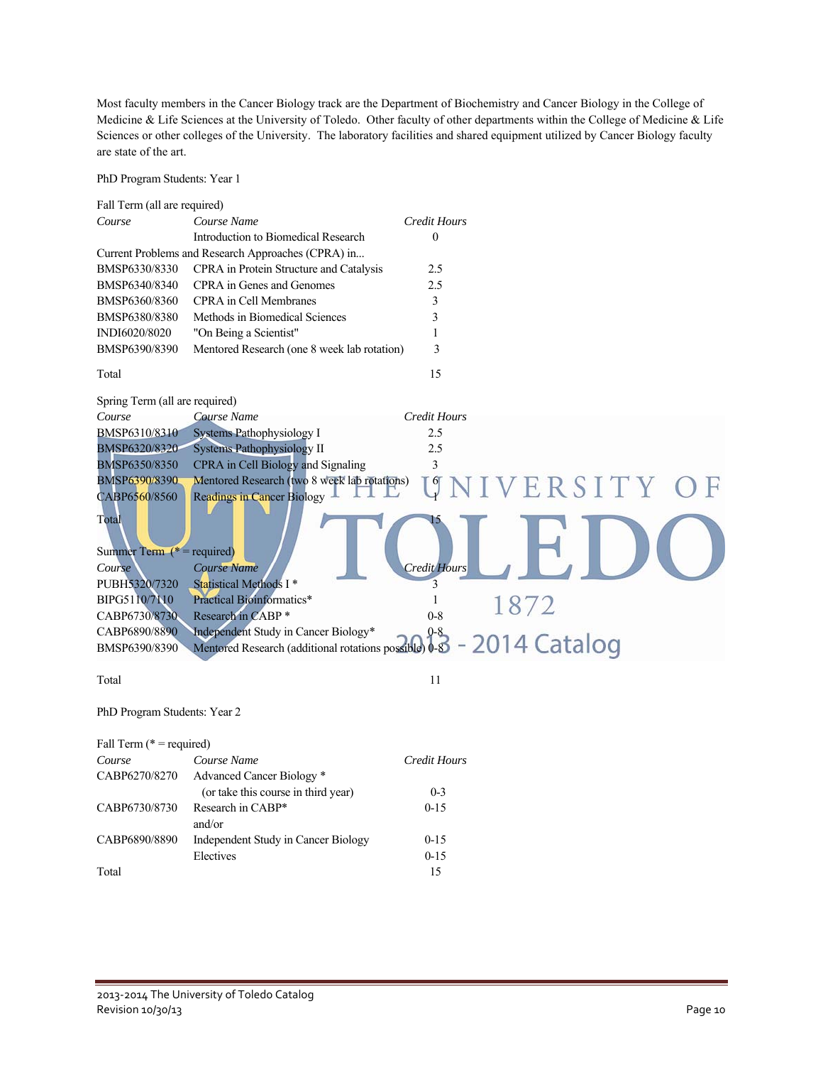Most faculty members in the Cancer Biology track are the Department of Biochemistry and Cancer Biology in the College of Medicine & Life Sciences at the University of Toledo. Other faculty of other departments within the College of Medicine & Life Sciences or other colleges of the University. The laboratory facilities and shared equipment utilized by Cancer Biology faculty are state of the art.

PhD Program Students: Year 1

Fall Term (all are required)

| *Course* | *Course Name* | *Credit Hours* |
|---|---|---|
| | Introduction to Biomedical Research | 0 |
| Current Problems and Research Approaches (CPRA) in... | | |
| BMSP6330/8330 | CPRA in Protein Structure and Catalysis | 2.5 |
| BMSP6340/8340 | CPRA in Genes and Genomes | 2.5 |
| BMSP6360/8360 | CPRA in Cell Membranes | 3 |
| BMSP6380/8380 | Methods in Biomedical Sciences | 3 |
| INDI6020/8020 | "On Being a Scientist" | 1 |
| BMSP6390/8390 | Mentored Research (one 8 week lab rotation) | 3 |
| Total | | 15 |

Spring Term (all are required)

| *Course* | *Course Name* | *Credit Hours* |
|---|---|---|
| BMSP6310/8310 | Systems Pathophysiology I | 2.5 |
| BMSP6320/8320 | Systems Pathophysiology II | 2.5 |
| BMSP6350/8350 | CPRA in Cell Biology and Signaling | 3 |
| BMSP6390/8390 | Mentored Research (two 8 week lab rotations) | 6 |
| CABP6560/8560 | Readings in Cancer Biology | 1 |
| Total | | 15 |

Summer Term (* = required)

| *Course* | *Course Name* | *Credit Hours* |
|---|---|---|
| PUBH5320/7320 | Statistical Methods I * | 3 |
| BIPG5110/7110 | Practical Bioinformatics* | 1 |
| CABP6730/8730 | Research in CABP * | 0-8 |
| CABP6890/8890 | Independent Study in Cancer Biology* | 0-8 |
| BMSP6390/8390 | Mentored Research (additional rotations possible) | 0-8 |
| Total | | 11 |

PhD Program Students: Year 2

Fall Term (* = required)

| *Course* | *Course Name* | *Credit Hours* |
|---|---|---|
| CABP6270/8270 | Advanced Cancer Biology * (or take this course in third year) | 0-3 |
| CABP6730/8730 | Research in CABP* and/or | 0-15 |
| CABP6890/8890 | Independent Study in Cancer Biology | 0-15 |
| | Electives | 0-15 |
| Total | | 15 |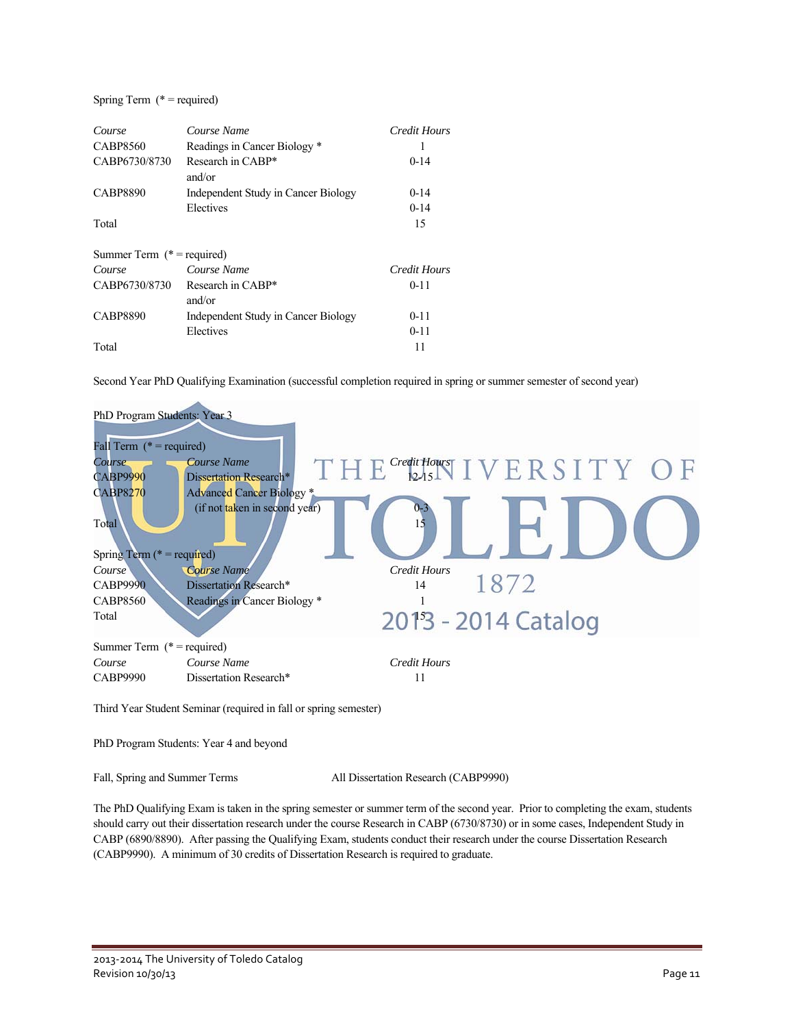Spring Term (* = required)

| *Course* | *Course Name* | *Credit Hours* |
|---|---|---|
| CABP8560 | Readings in Cancer Biology * | 1 |
| CABP6730/8730 | Research in CABP* and/or | 0-14 |
| CABP8890 | Independent Study in Cancer Biology | 0-14 |
| | Electives | 0-14 |
| Total | | 15 |

Summer Term (* = required)

| *Course* | *Course Name* | *Credit Hours* |
|---|---|---|
| CABP6730/8730 | Research in CABP* and/or | 0-11 |
| CABP8890 | Independent Study in Cancer Biology | 0-11 |
| | Electives | 0-11 |
| Total | | 11 |

Second Year PhD Qualifying Examination (successful completion required in spring or summer semester of second year)

PhD Program Students: Year 3

Fall Term (* = required)

| *Course* | *Course Name* | *Credit Hours* |
|---|---|---|
| CABP9990 | Dissertation Research* | 12-15 |
| CABP8270 | Advanced Cancer Biology * (if not taken in second year) | 0-3 |
| Total | | 15 |

Spring Term (* = required)

| *Course* | *Course Name* | *Credit Hours* |
|---|---|---|
| CABP9990 | Dissertation Research* | 14 |
| CABP8560 | Readings in Cancer Biology * | 1 |
| Total | | 15 |

Summer Term (* = required)

| *Course* | *Course Name* | *Credit Hours* |
|---|---|---|
| CABP9990 | Dissertation Research* | 11 |

Third Year Student Seminar (required in fall or spring semester)

PhD Program Students: Year 4 and beyond

Fall, Spring and Summer Terms — All Dissertation Research (CABP9990)

The PhD Qualifying Exam is taken in the spring semester or summer term of the second year. Prior to completing the exam, students should carry out their dissertation research under the course Research in CABP (6730/8730) or in some cases, Independent Study in CABP (6890/8890). After passing the Qualifying Exam, students conduct their research under the course Dissertation Research (CABP9990). A minimum of 30 credits of Dissertation Research is required to graduate.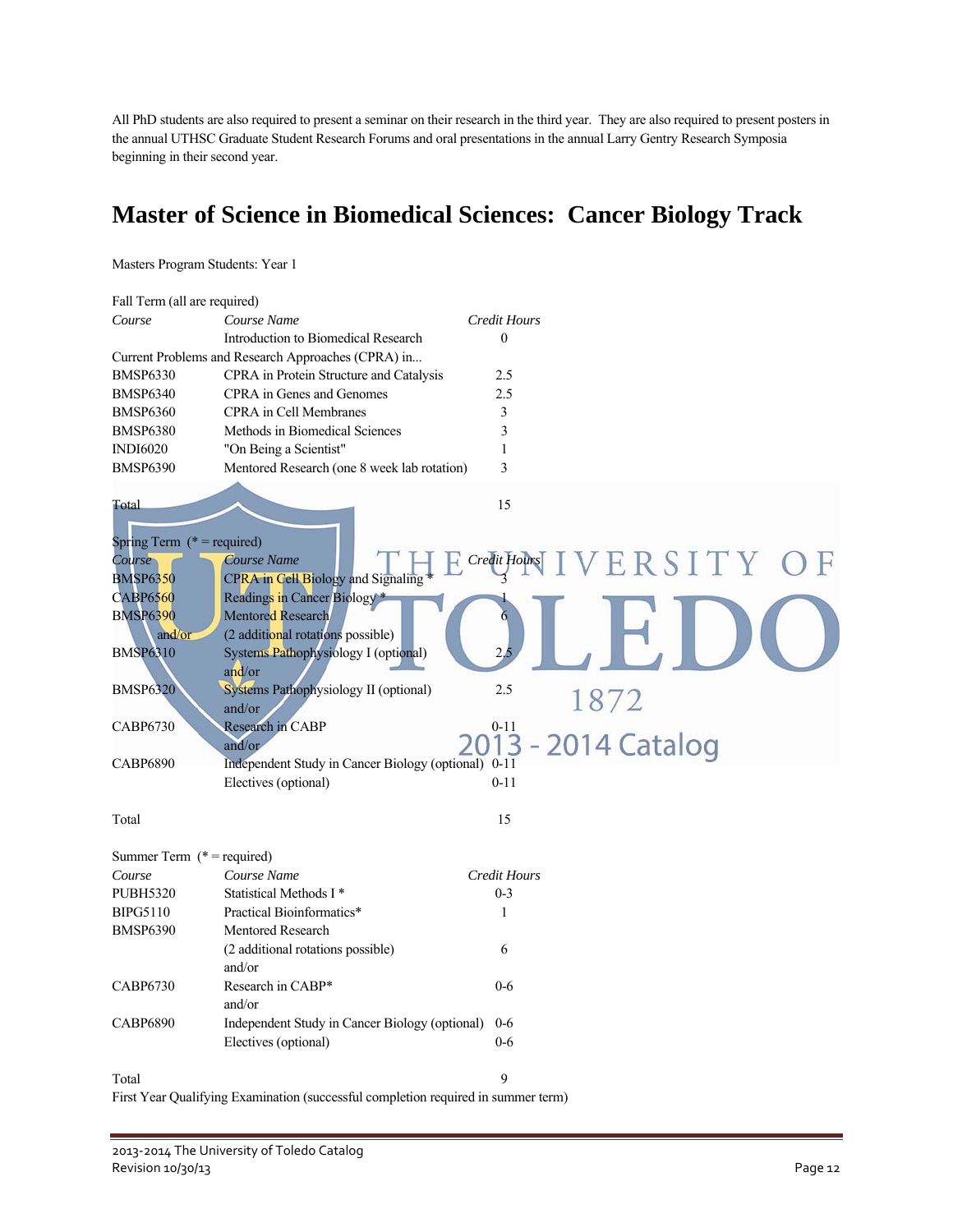All PhD students are also required to present a seminar on their research in the third year. They are also required to present posters in the annual UTHSC Graduate Student Research Forums and oral presentations in the annual Larry Gentry Research Symposia beginning in their second year.

# Master of Science in Biomedical Sciences: Cancer Biology Track

Masters Program Students: Year 1

Fall Term (all are required)

| *Course* | *Course Name* | *Credit Hours* |
|---|---|---|
| | Introduction to Biomedical Research | 0 |
| Current Problems and Research Approaches (CPRA) in... | | |
| BMSP6330 | CPRA in Protein Structure and Catalysis | 2.5 |
| BMSP6340 | CPRA in Genes and Genomes | 2.5 |
| BMSP6360 | CPRA in Cell Membranes | 3 |
| BMSP6380 | Methods in Biomedical Sciences | 3 |
| INDI6020 | "On Being a Scientist" | 1 |
| BMSP6390 | Mentored Research (one 8 week lab rotation) | 3 |
| Total | | 15 |

Spring Term (* = required)

| *Course* | *Course Name* | *Credit Hours* |
|---|---|---|
| BMSP6350 | CPRA in Cell Biology and Signaling * | 3 |
| CABP6560 | Readings in Cancer Biology * | 1 |
| BMSP6390 | Mentored Research | 6 |
| and/or | (2 additional rotations possible) | |
| BMSP6310 | Systems Pathophysiology I (optional) | 2.5 |
| | and/or | |
| BMSP6320 | Systems Pathophysiology II (optional) | 2.5 |
| | and/or | |
| CABP6730 | Research in CABP | 0-11 |
| | and/or | |
| CABP6890 | Independent Study in Cancer Biology (optional) | 0-11 |
| | Electives (optional) | 0-11 |
| Total | | 15 |

Summer Term (* = required)

| *Course* | *Course Name* | *Credit Hours* |
|---|---|---|
| PUBH5320 | Statistical Methods I * | 0-3 |
| BIPG5110 | Practical Bioinformatics* | 1 |
| BMSP6390 | Mentored Research | |
| | (2 additional rotations possible) | 6 |
| | and/or | |
| CABP6730 | Research in CABP* | 0-6 |
| | and/or | |
| CABP6890 | Independent Study in Cancer Biology (optional) | 0-6 |
| | Electives (optional) | 0-6 |
| Total | | 9 |

First Year Qualifying Examination (successful completion required in summer term)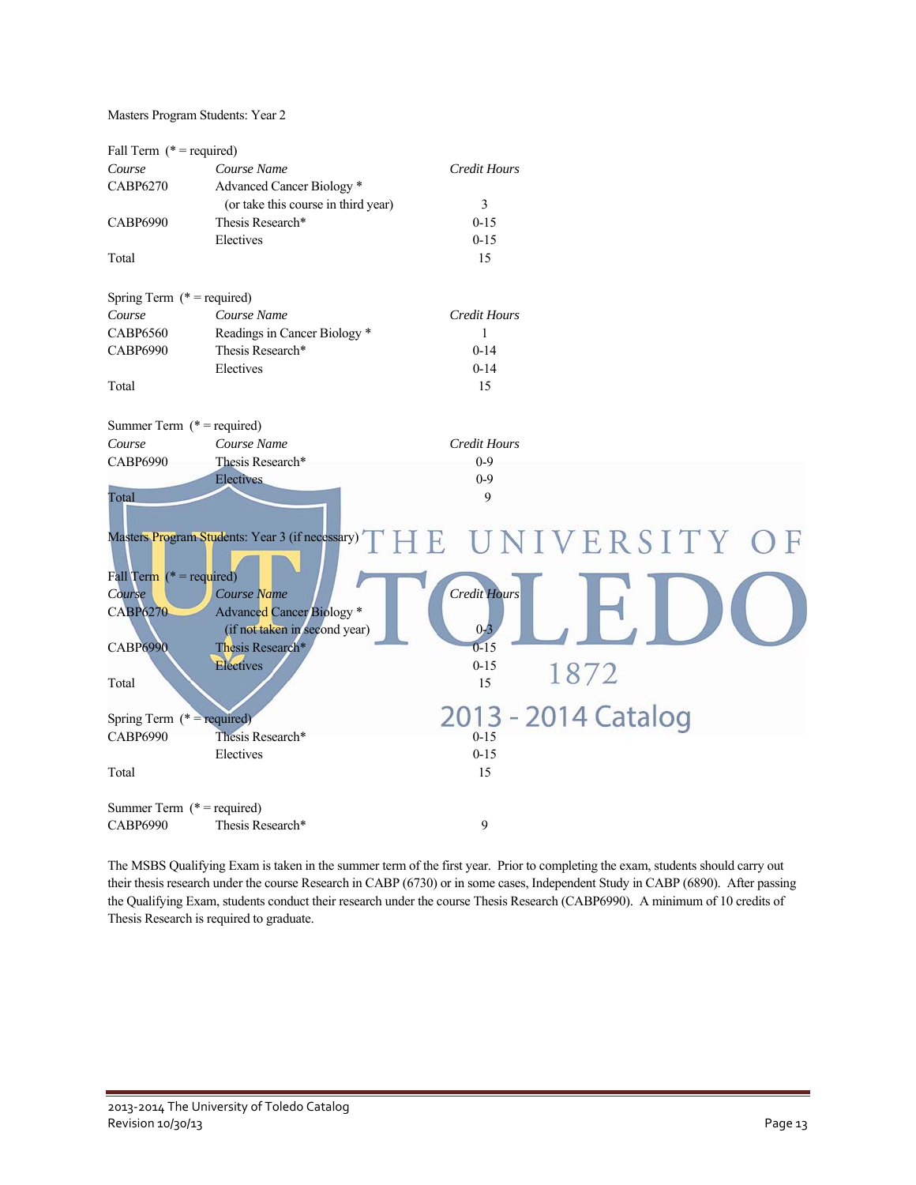Masters Program Students: Year 2

Fall Term (* = required)

| *Course* | *Course Name* | *Credit Hours* |
|---|---|---|
| CABP6270 | Advanced Cancer Biology * (or take this course in third year) | 3 |
| CABP6990 | Thesis Research* | 0-15 |
| | Electives | 0-15 |
| Total | | 15 |

Spring Term (* = required)

| *Course* | *Course Name* | *Credit Hours* |
|---|---|---|
| CABP6560 | Readings in Cancer Biology * | 1 |
| CABP6990 | Thesis Research* | 0-14 |
| | Electives | 0-14 |
| Total | | 15 |

Summer Term (* = required)

| *Course* | *Course Name* | *Credit Hours* |
|---|---|---|
| CABP6990 | Thesis Research* | 0-9 |
| | Electives | 0-9 |
| Total | | 9 |

Masters Program Students: Year 3 (if necessary)

Fall Term (* = required)

| *Course* | *Course Name* | *Credit Hours* |
|---|---|---|
| CABP6270 | Advanced Cancer Biology * (if not taken in second year) | 0-3 |
| CABP6990 | Thesis Research* | 0-15 |
| | Electives | 0-15 |
| Total | | 15 |

Spring Term (* = required)

| | | |
|---|---|---|
| CABP6990 | Thesis Research* | 0-15 |
| | Electives | 0-15 |
| Total | | 15 |

Summer Term (* = required)

| | | |
|---|---|---|
| CABP6990 | Thesis Research* | 9 |

The MSBS Qualifying Exam is taken in the summer term of the first year. Prior to completing the exam, students should carry out their thesis research under the course Research in CABP (6730) or in some cases, Independent Study in CABP (6890). After passing the Qualifying Exam, students conduct their research under the course Thesis Research (CABP6990). A minimum of 10 credits of Thesis Research is required to graduate.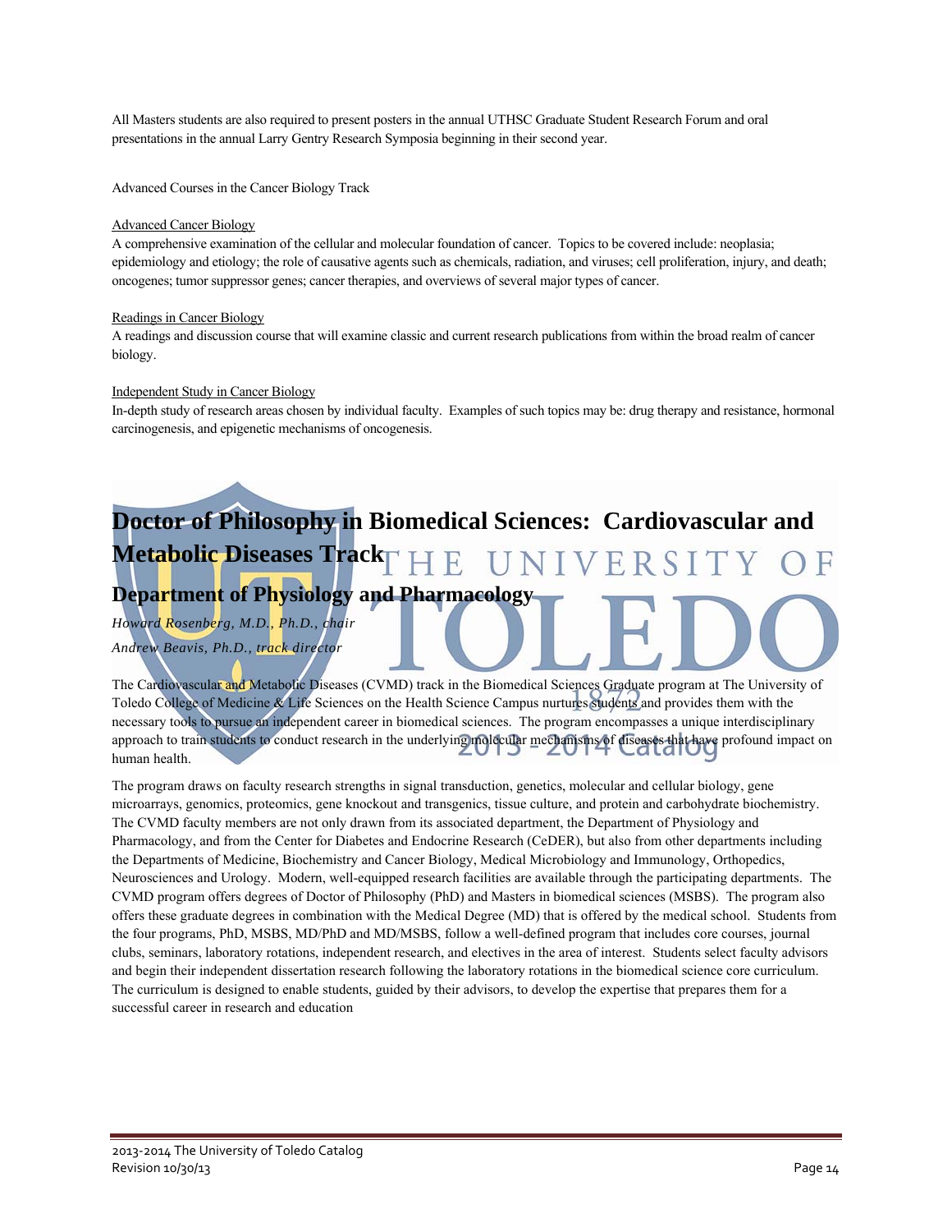All Masters students are also required to present posters in the annual UTHSC Graduate Student Research Forum and oral presentations in the annual Larry Gentry Research Symposia beginning in their second year.

Advanced Courses in the Cancer Biology Track

Advanced Cancer Biology
A comprehensive examination of the cellular and molecular foundation of cancer. Topics to be covered include: neoplasia; epidemiology and etiology; the role of causative agents such as chemicals, radiation, and viruses; cell proliferation, injury, and death; oncogenes; tumor suppressor genes; cancer therapies, and overviews of several major types of cancer.

Readings in Cancer Biology
A readings and discussion course that will examine classic and current research publications from within the broad realm of cancer biology.

Independent Study in Cancer Biology
In-depth study of research areas chosen by individual faculty. Examples of such topics may be: drug therapy and resistance, hormonal carcinogenesis, and epigenetic mechanisms of oncogenesis.

# Doctor of Philosophy in Biomedical Sciences: Cardiovascular and Metabolic Diseases Track

## Department of Physiology and Pharmacology

*Howard Rosenberg, M.D., Ph.D., chair*
*Andrew Beavis, Ph.D., track director*

The Cardiovascular and Metabolic Diseases (CVMD) track in the Biomedical Sciences Graduate program at The University of Toledo College of Medicine & Life Sciences on the Health Science Campus nurtures students and provides them with the necessary tools to pursue an independent career in biomedical sciences. The program encompasses a unique interdisciplinary approach to train students to conduct research in the underlying molecular mechanisms of diseases that have profound impact on human health.

The program draws on faculty research strengths in signal transduction, genetics, molecular and cellular biology, gene microarrays, genomics, proteomics, gene knockout and transgenics, tissue culture, and protein and carbohydrate biochemistry. The CVMD faculty members are not only drawn from its associated department, the Department of Physiology and Pharmacology, and from the Center for Diabetes and Endocrine Research (CeDER), but also from other departments including the Departments of Medicine, Biochemistry and Cancer Biology, Medical Microbiology and Immunology, Orthopedics, Neurosciences and Urology. Modern, well-equipped research facilities are available through the participating departments. The CVMD program offers degrees of Doctor of Philosophy (PhD) and Masters in biomedical sciences (MSBS). The program also offers these graduate degrees in combination with the Medical Degree (MD) that is offered by the medical school. Students from the four programs, PhD, MSBS, MD/PhD and MD/MSBS, follow a well-defined program that includes core courses, journal clubs, seminars, laboratory rotations, independent research, and electives in the area of interest. Students select faculty advisors and begin their independent dissertation research following the laboratory rotations in the biomedical science core curriculum. The curriculum is designed to enable students, guided by their advisors, to develop the expertise that prepares them for a successful career in research and education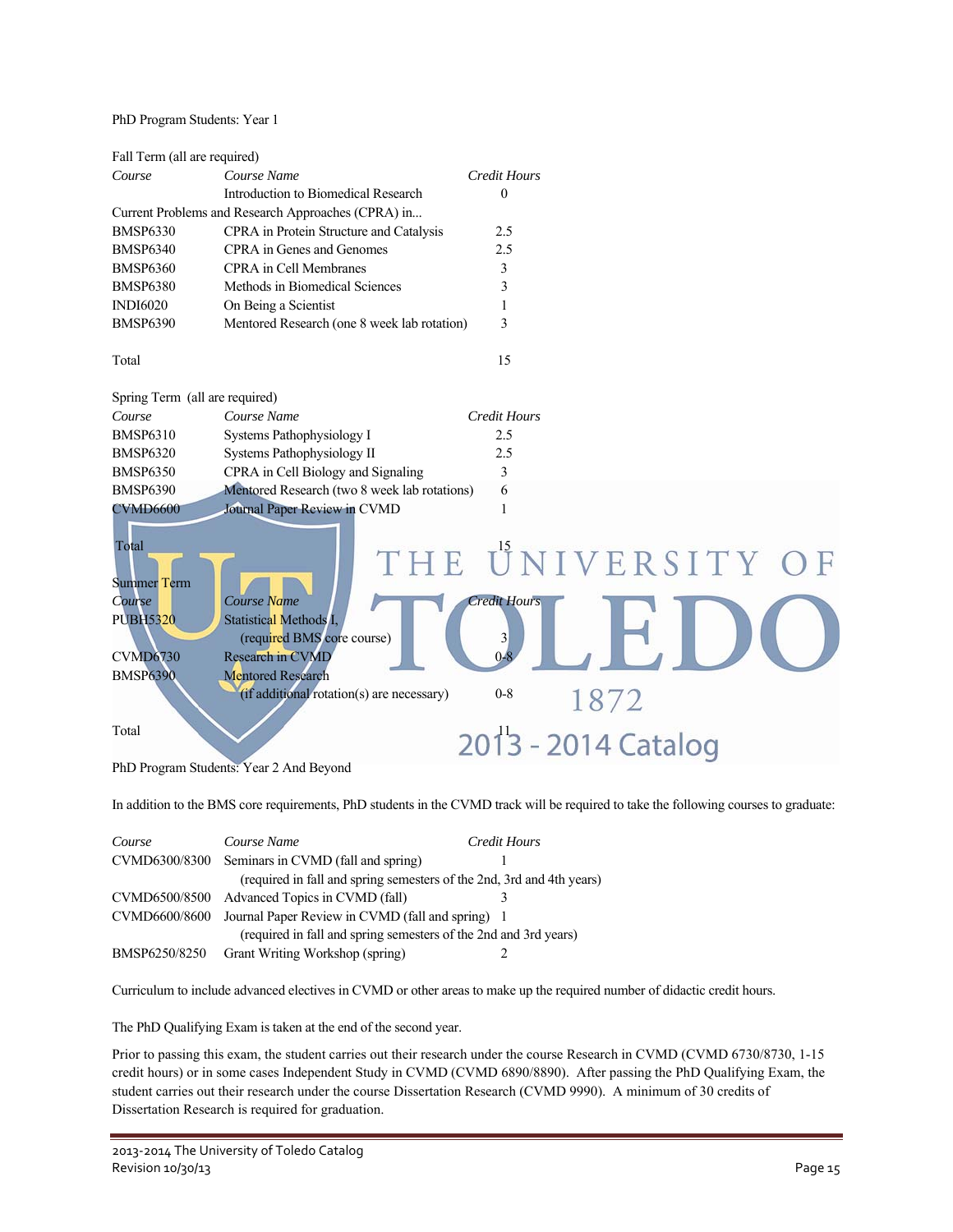PhD Program Students: Year 1

Fall Term (all are required)

| *Course* | *Course Name* | *Credit Hours* |
|---|---|---|
| | Introduction to Biomedical Research | 0 |
| Current Problems and Research Approaches (CPRA) in... | | |
| BMSP6330 | CPRA in Protein Structure and Catalysis | 2.5 |
| BMSP6340 | CPRA in Genes and Genomes | 2.5 |
| BMSP6360 | CPRA in Cell Membranes | 3 |
| BMSP6380 | Methods in Biomedical Sciences | 3 |
| INDI6020 | On Being a Scientist | 1 |
| BMSP6390 | Mentored Research (one 8 week lab rotation) | 3 |
| Total | | 15 |

Spring Term (all are required)

| *Course* | *Course Name* | *Credit Hours* |
|---|---|---|
| BMSP6310 | Systems Pathophysiology I | 2.5 |
| BMSP6320 | Systems Pathophysiology II | 2.5 |
| BMSP6350 | CPRA in Cell Biology and Signaling | 3 |
| BMSP6390 | Mentored Research (two 8 week lab rotations) | 6 |
| CVMD6600 | Journal Paper Review in CVMD | 1 |
| Total | | 15 |

Summer Term

| *Course* | *Course Name* | *Credit Hours* |
|---|---|---|
| PUBH5320 | Statistical Methods I, (required BMS core course) | 3 |
| CVMD6730 | Research in CVMD | 0-8 |
| BMSP6390 | Mentored Research (if additional rotation(s) are necessary) | 0-8 |
| Total | | 11 |

PhD Program Students: Year 2 And Beyond

In addition to the BMS core requirements, PhD students in the CVMD track will be required to take the following courses to graduate:

| *Course* | *Course Name* | *Credit Hours* |
|---|---|---|
| CVMD6300/8300 | Seminars in CVMD (fall and spring) (required in fall and spring semesters of the 2nd, 3rd and 4th years) | 1 |
| CVMD6500/8500 | Advanced Topics in CVMD (fall) | 3 |
| CVMD6600/8600 | Journal Paper Review in CVMD (fall and spring) (required in fall and spring semesters of the 2nd and 3rd years) | 1 |
| BMSP6250/8250 | Grant Writing Workshop (spring) | 2 |

Curriculum to include advanced electives in CVMD or other areas to make up the required number of didactic credit hours.

The PhD Qualifying Exam is taken at the end of the second year.

Prior to passing this exam, the student carries out their research under the course Research in CVMD (CVMD 6730/8730, 1-15 credit hours) or in some cases Independent Study in CVMD (CVMD 6890/8890). After passing the PhD Qualifying Exam, the student carries out their research under the course Dissertation Research (CVMD 9990). A minimum of 30 credits of Dissertation Research is required for graduation.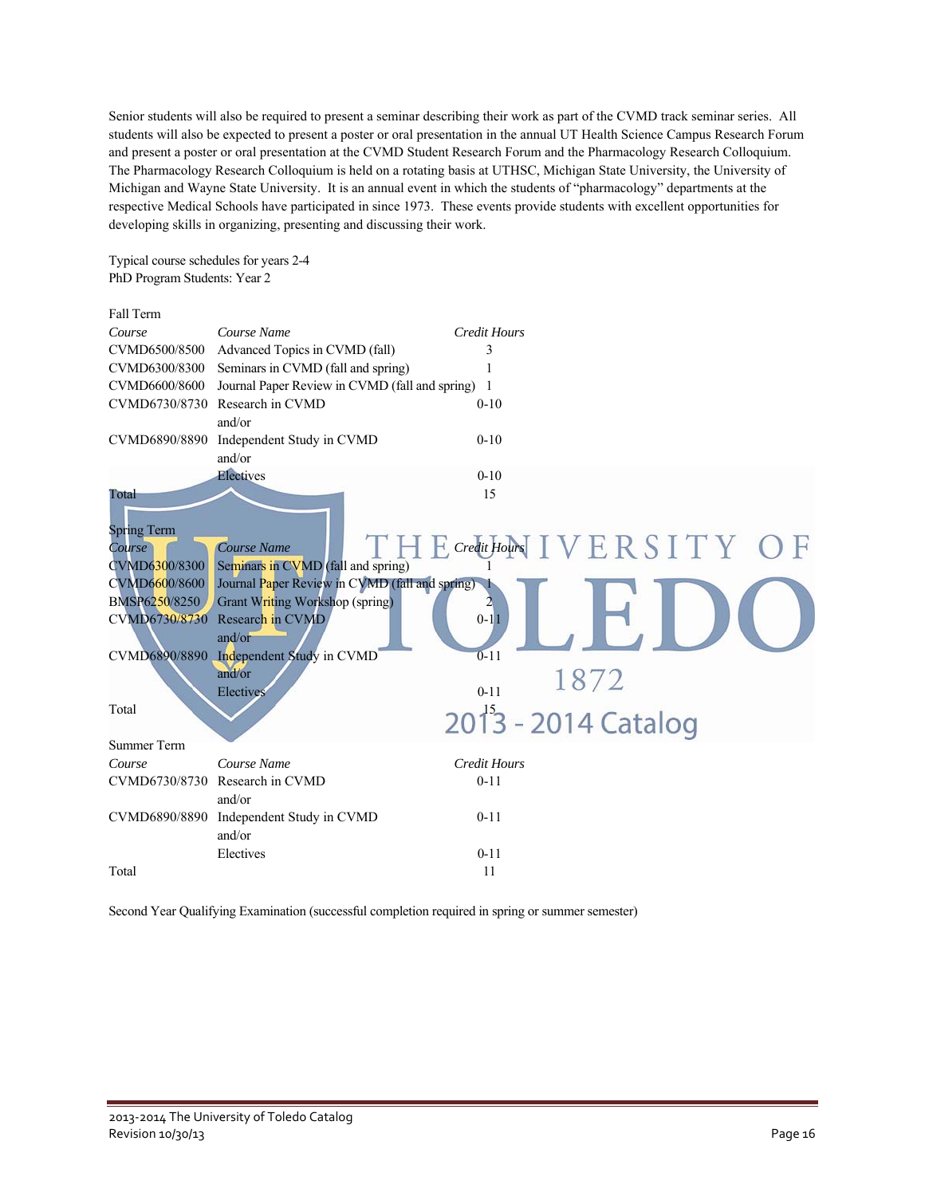Senior students will also be required to present a seminar describing their work as part of the CVMD track seminar series. All students will also be expected to present a poster or oral presentation in the annual UT Health Science Campus Research Forum and present a poster or oral presentation at the CVMD Student Research Forum and the Pharmacology Research Colloquium. The Pharmacology Research Colloquium is held on a rotating basis at UTHSC, Michigan State University, the University of Michigan and Wayne State University. It is an annual event in which the students of "pharmacology" departments at the respective Medical Schools have participated in since 1973. These events provide students with excellent opportunities for developing skills in organizing, presenting and discussing their work.

Typical course schedules for years 2-4
PhD Program Students: Year 2

Fall Term

| *Course* | *Course Name* | *Credit Hours* |
|---|---|---|
| CVMD6500/8500 | Advanced Topics in CVMD (fall) | 3 |
| CVMD6300/8300 | Seminars in CVMD (fall and spring) | 1 |
| CVMD6600/8600 | Journal Paper Review in CVMD (fall and spring) | 1 |
| CVMD6730/8730 | Research in CVMD<br>and/or | 0-10 |
| CVMD6890/8890 | Independent Study in CVMD<br>and/or | 0-10 |
| | Electives | 0-10 |
| Total | | 15 |

Spring Term

| *Course* | *Course Name* | *Credit Hours* |
|---|---|---|
| CVMD6300/8300 | Seminars in CVMD (fall and spring) | 1 |
| CVMD6600/8600 | Journal Paper Review in CVMD (fall and spring) | 1 |
| BMSP6250/8250 | Grant Writing Workshop (spring) | 2 |
| CVMD6730/8730 | Research in CVMD<br>and/or | 0-11 |
| CVMD6890/8890 | Independent Study in CVMD<br>and/or | 0-11 |
| | Electives | 0-11 |
| Total | | 15 |

Summer Term

| *Course* | *Course Name* | *Credit Hours* |
|---|---|---|
| CVMD6730/8730 | Research in CVMD<br>and/or | 0-11 |
| CVMD6890/8890 | Independent Study in CVMD<br>and/or | 0-11 |
| | Electives | 0-11 |
| Total | | 11 |

Second Year Qualifying Examination (successful completion required in spring or summer semester)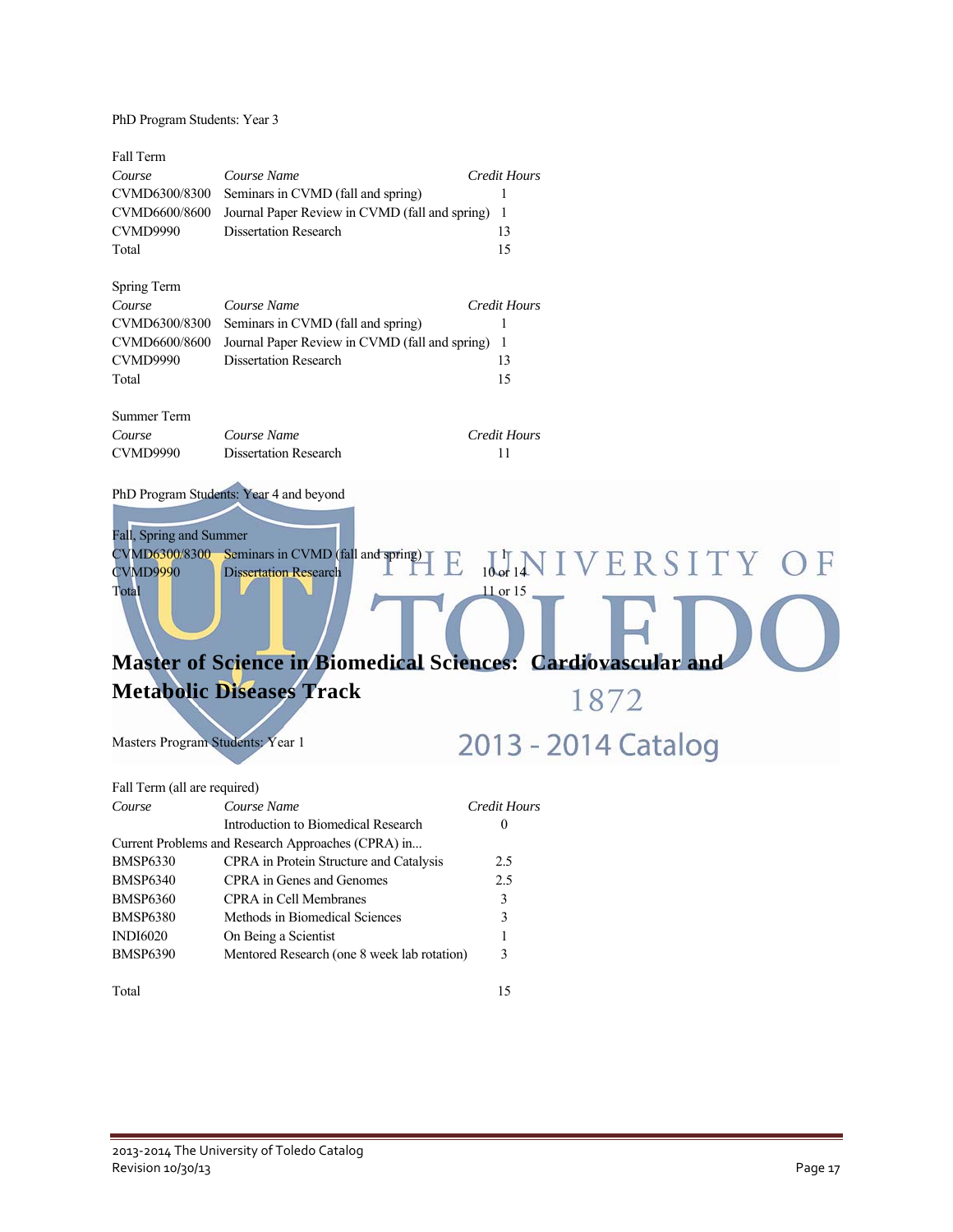PhD Program Students: Year 3

Fall Term

| Course | Course Name | Credit Hours |
|---|---|---|
| CVMD6300/8300 | Seminars in CVMD (fall and spring) | 1 |
| CVMD6600/8600 | Journal Paper Review in CVMD (fall and spring) | 1 |
| CVMD9990 | Dissertation Research | 13 |
| Total | | 15 |

Spring Term

| Course | Course Name | Credit Hours |
|---|---|---|
| CVMD6300/8300 | Seminars in CVMD (fall and spring) | 1 |
| CVMD6600/8600 | Journal Paper Review in CVMD (fall and spring) | 1 |
| CVMD9990 | Dissertation Research | 13 |
| Total | | 15 |

Summer Term

| Course | Course Name | Credit Hours |
|---|---|---|
| CVMD9990 | Dissertation Research | 11 |

PhD Program Students: Year 4 and beyond

Fall, Spring and Summer

| Course | Course Name | Credit Hours |
|---|---|---|
| CVMD6300/8300 | Seminars in CVMD (fall and spring) | 1 |
| CVMD9990 | Dissertation Research | 10 or 14 |
| Total | | 11 or 15 |

## Master of Science in Biomedical Sciences: Cardiovascular and Metabolic Diseases Track

Masters Program Students: Year 1

Fall Term (all are required)

| Course | Course Name | Credit Hours |
|---|---|---|
| | Introduction to Biomedical Research | 0 |
| Current Problems and Research Approaches (CPRA) in... | | |
| BMSP6330 | CPRA in Protein Structure and Catalysis | 2.5 |
| BMSP6340 | CPRA in Genes and Genomes | 2.5 |
| BMSP6360 | CPRA in Cell Membranes | 3 |
| BMSP6380 | Methods in Biomedical Sciences | 3 |
| INDI6020 | On Being a Scientist | 1 |
| BMSP6390 | Mentored Research (one 8 week lab rotation) | 3 |
| Total | | 15 |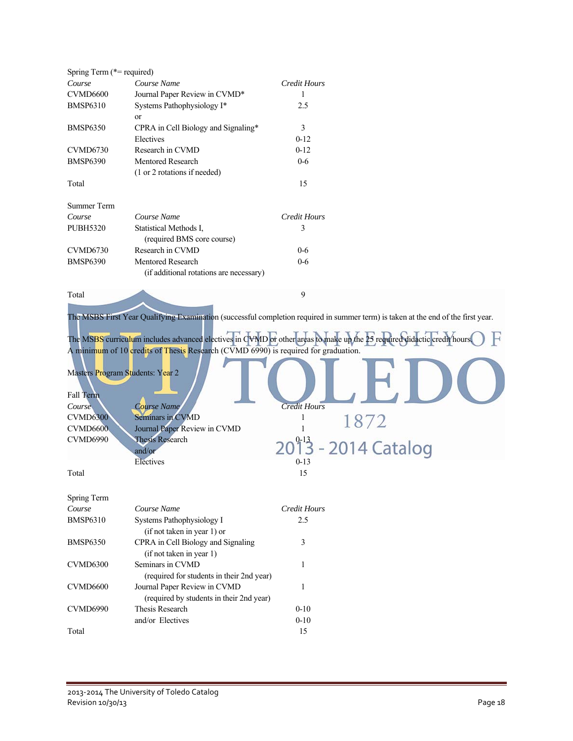Spring Term (*= required)

| *Course* | *Course Name* | *Credit Hours* |
|---|---|---|
| CVMD6600 | Journal Paper Review in CVMD* | 1 |
| BMSP6310 | Systems Pathophysiology I* | 2.5 |
| | or | |
| BMSP6350 | CPRA in Cell Biology and Signaling* | 3 |
| | Electives | 0-12 |
| CVMD6730 | Research in CVMD | 0-12 |
| BMSP6390 | Mentored Research | 0-6 |
| | (1 or 2 rotations if needed) | |
| Total | | 15 |

Summer Term

| *Course* | *Course Name* | *Credit Hours* |
|---|---|---|
| PUBH5320 | Statistical Methods I, (required BMS core course) | 3 |
| CVMD6730 | Research in CVMD | 0-6 |
| BMSP6390 | Mentored Research (if additional rotations are necessary) | 0-6 |
| Total | | 9 |

The MSBS First Year Qualifying Examination (successful completion required in summer term) is taken at the end of the first year.

The MSBS curriculum includes advanced electives in CVMD or other areas to make up the 25 required didactic credit hours. A minimum of 10 credits of Thesis Research (CVMD 6990) is required for graduation.

Masters Program Students: Year 2

Fall Term

| *Course* | *Course Name* | *Credit Hours* |
|---|---|---|
| CVMD6300 | Seminars in CVMD | 1 |
| CVMD6600 | Journal Paper Review in CVMD | 1 |
| CVMD6990 | Thesis Research | 0-13 |
| | and/or | |
| | Electives | 0-13 |
| Total | | 15 |

Spring Term

| *Course* | *Course Name* | *Credit Hours* |
|---|---|---|
| BMSP6310 | Systems Pathophysiology I (if not taken in year 1) or | 2.5 |
| BMSP6350 | CPRA in Cell Biology and Signaling (if not taken in year 1) | 3 |
| CVMD6300 | Seminars in CVMD (required for students in their 2nd year) | 1 |
| CVMD6600 | Journal Paper Review in CVMD (required by students in their 2nd year) | 1 |
| CVMD6990 | Thesis Research | 0-10 |
| | and/or Electives | 0-10 |
| Total | | 15 |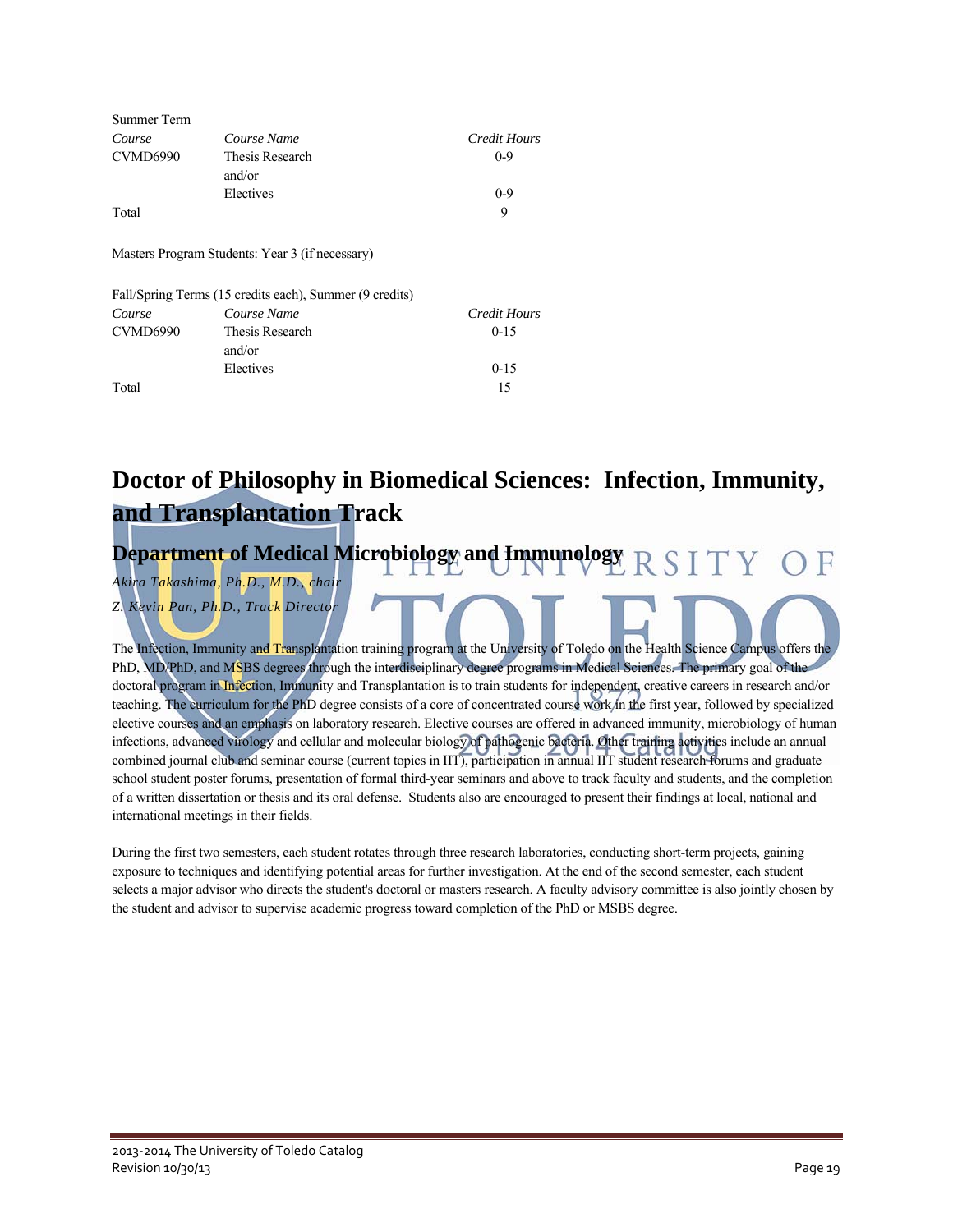Summer Term

| Course | Course Name | Credit Hours |
|---|---|---|
| CVMD6990 | Thesis Research | 0-9 |
| | and/or | |
| | Electives | 0-9 |
| Total | | 9 |

Masters Program Students: Year 3 (if necessary)

Fall/Spring Terms (15 credits each), Summer (9 credits)

| Course | Course Name | Credit Hours |
|---|---|---|
| CVMD6990 | Thesis Research | 0-15 |
| | and/or | |
| | Electives | 0-15 |
| Total | | 15 |

# Doctor of Philosophy in Biomedical Sciences: Infection, Immunity, and Transplantation Track

## Department of Medical Microbiology and Immunology

*Akira Takashima, Ph.D., M.D., chair*

*Z. Kevin Pan, Ph.D., Track Director*

The Infection, Immunity and Transplantation training program at the University of Toledo on the Health Science Campus offers the PhD, MD/PhD, and MSBS degrees through the interdisciplinary degree programs in Medical Sciences. The primary goal of the doctoral program in Infection, Immunity and Transplantation is to train students for independent, creative careers in research and/or teaching. The curriculum for the PhD degree consists of a core of concentrated course work in the first year, followed by specialized elective courses and an emphasis on laboratory research. Elective courses are offered in advanced immunity, microbiology of human infections, advanced virology and cellular and molecular biology of pathogenic bacteria. Other training activities include an annual combined journal club and seminar course (current topics in IIT), participation in annual IIT student research forums and graduate school student poster forums, presentation of formal third-year seminars and above to track faculty and students, and the completion of a written dissertation or thesis and its oral defense. Students also are encouraged to present their findings at local, national and international meetings in their fields.

During the first two semesters, each student rotates through three research laboratories, conducting short-term projects, gaining exposure to techniques and identifying potential areas for further investigation. At the end of the second semester, each student selects a major advisor who directs the student's doctoral or masters research. A faculty advisory committee is also jointly chosen by the student and advisor to supervise academic progress toward completion of the PhD or MSBS degree.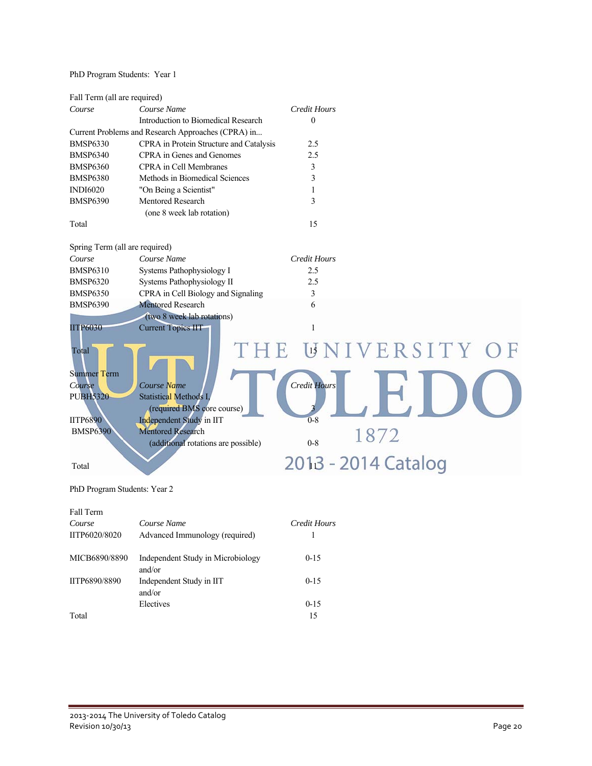PhD Program Students: Year 1

Fall Term (all are required)

| *Course* | *Course Name* | *Credit Hours* |
|---|---|---|
| | Introduction to Biomedical Research | 0 |
| Current Problems and Research Approaches (CPRA) in... | | |
| BMSP6330 | CPRA in Protein Structure and Catalysis | 2.5 |
| BMSP6340 | CPRA in Genes and Genomes | 2.5 |
| BMSP6360 | CPRA in Cell Membranes | 3 |
| BMSP6380 | Methods in Biomedical Sciences | 3 |
| INDI6020 | "On Being a Scientist" | 1 |
| BMSP6390 | Mentored Research (one 8 week lab rotation) | 3 |
| Total | | 15 |

Spring Term (all are required)

| *Course* | *Course Name* | *Credit Hours* |
|---|---|---|
| BMSP6310 | Systems Pathophysiology I | 2.5 |
| BMSP6320 | Systems Pathophysiology II | 2.5 |
| BMSP6350 | CPRA in Cell Biology and Signaling | 3 |
| BMSP6390 | Mentored Research (two 8 week lab rotations) | 6 |
| IITP6030 | Current Topics IIT | 1 |
| Total | | 15 |

Summer Term

| *Course* | *Course Name* | *Credit Hours* |
|---|---|---|
| PUBH5320 | Statistical Methods I, (required BMS core course) | 3 |
| IITP6890 | Independent Study in IIT | 0-8 |
| BMSP6390 | Mentored Research (additional rotations are possible) | 0-8 |
| Total | | 11 |

PhD Program Students: Year 2

Fall Term

| *Course* | *Course Name* | *Credit Hours* |
|---|---|---|
| IITP6020/8020 | Advanced Immunology (required) | 1 |
| MICB6890/8890 | Independent Study in Microbiology and/or | 0-15 |
| IITP6890/8890 | Independent Study in IIT and/or | 0-15 |
| | Electives | 0-15 |
| Total | | 15 |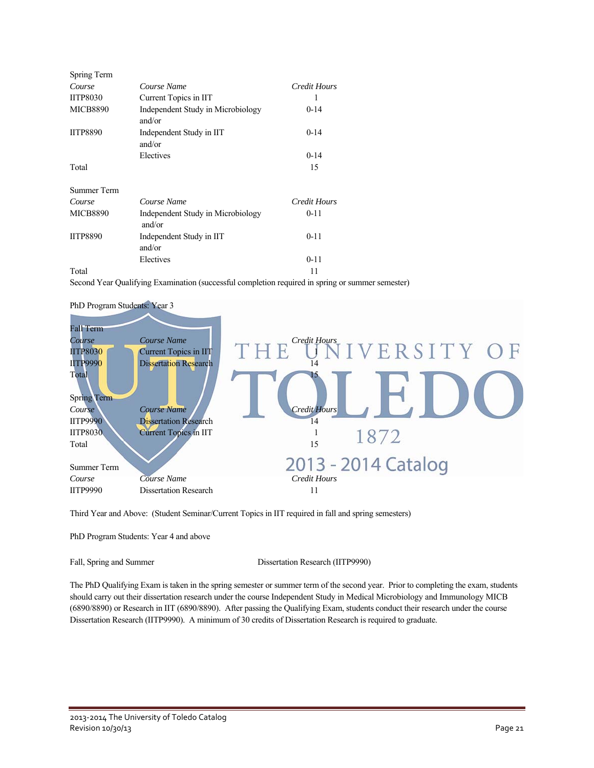Spring Term

| Course | Course Name | Credit Hours |
|---|---|---|
| IITP8030 | Current Topics in IIT | 1 |
| MICB8890 | Independent Study in Microbiology and/or | 0-14 |
| IITP8890 | Independent Study in IIT and/or | 0-14 |
| | Electives | 0-14 |
| Total | | 15 |

Summer Term

| Course | Course Name | Credit Hours |
|---|---|---|
| MICB8890 | Independent Study in Microbiology and/or | 0-11 |
| IITP8890 | Independent Study in IIT and/or | 0-11 |
| | Electives | 0-11 |
| Total | | 11 |

Second Year Qualifying Examination (successful completion required in spring or summer semester)

PhD Program Students: Year 3

Fall Term

| Course | Course Name | Credit Hours |
|---|---|---|
| IITP8030 | Current Topics in IIT | 1 |
| IITP9990 | Dissertation Research | 14 |
| Total | | 15 |

Spring Term

| Course | Course Name | Credit Hours |
|---|---|---|
| IITP9990 | Dissertation Research | 14 |
| IITP8030 | Current Topics in IIT | 1 |
| Total | | 15 |

Summer Term

| Course | Course Name | Credit Hours |
|---|---|---|
| IITP9990 | Dissertation Research | 11 |

Third Year and Above: (Student Seminar/Current Topics in IIT required in fall and spring semesters)

PhD Program Students: Year 4 and above

Fall, Spring and Summer — Dissertation Research (IITP9990)

The PhD Qualifying Exam is taken in the spring semester or summer term of the second year. Prior to completing the exam, students should carry out their dissertation research under the course Independent Study in Medical Microbiology and Immunology MICB (6890/8890) or Research in IIT (6890/8890). After passing the Qualifying Exam, students conduct their research under the course Dissertation Research (IITP9990). A minimum of 30 credits of Dissertation Research is required to graduate.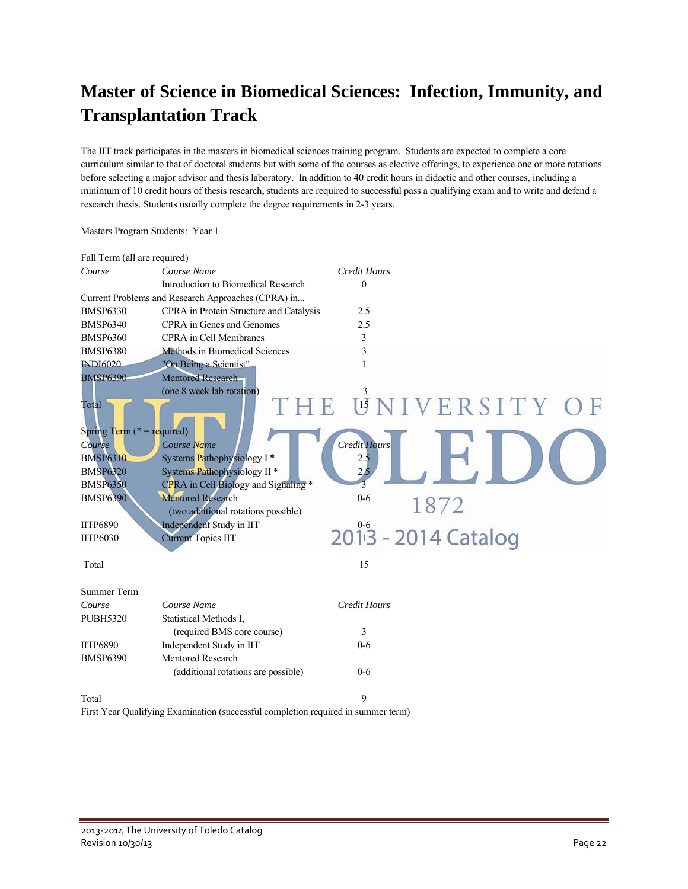# Master of Science in Biomedical Sciences: Infection, Immunity, and Transplantation Track

The IIT track participates in the masters in biomedical sciences training program. Students are expected to complete a core curriculum similar to that of doctoral students but with some of the courses as elective offerings, to experience one or more rotations before selecting a major advisor and thesis laboratory. In addition to 40 credit hours in didactic and other courses, including a minimum of 10 credit hours of thesis research, students are required to successful pass a qualifying exam and to write and defend a research thesis. Students usually complete the degree requirements in 2-3 years.

Masters Program Students: Year 1

Fall Term (all are required)

| *Course* | *Course Name* | *Credit Hours* |
|---|---|---|
| | Introduction to Biomedical Research | 0 |
| Current Problems and Research Approaches (CPRA) in... | | |
| BMSP6330 | CPRA in Protein Structure and Catalysis | 2.5 |
| BMSP6340 | CPRA in Genes and Genomes | 2.5 |
| BMSP6360 | CPRA in Cell Membranes | 3 |
| BMSP6380 | Methods in Biomedical Sciences | 3 |
| INDI6020 | "On Being a Scientist" | 1 |
| BMSP6390 | Mentored Research (one 8 week lab rotation) | 3 |
| Total | | 15 |

Spring Term (* = required)

| *Course* | *Course Name* | *Credit Hours* |
|---|---|---|
| BMSP6310 | Systems Pathophysiology I * | 2.5 |
| BMSP6320 | Systems Pathophysiology II * | 2.5 |
| BMSP6350 | CPRA in Cell Biology and Signaling * | 3 |
| BMSP6390 | Mentored Research (two additional rotations possible) | 0-6 |
| IITP6890 | Independent Study in IIT | 0-6 |
| IITP6030 | Current Topics IIT | 1 |
| Total | | 15 |

Summer Term

| *Course* | *Course Name* | *Credit Hours* |
|---|---|---|
| PUBH5320 | Statistical Methods I, (required BMS core course) | 3 |
| IITP6890 | Independent Study in IIT | 0-6 |
| BMSP6390 | Mentored Research (additional rotations are possible) | 0-6 |
| Total | | 9 |

First Year Qualifying Examination (successful completion required in summer term)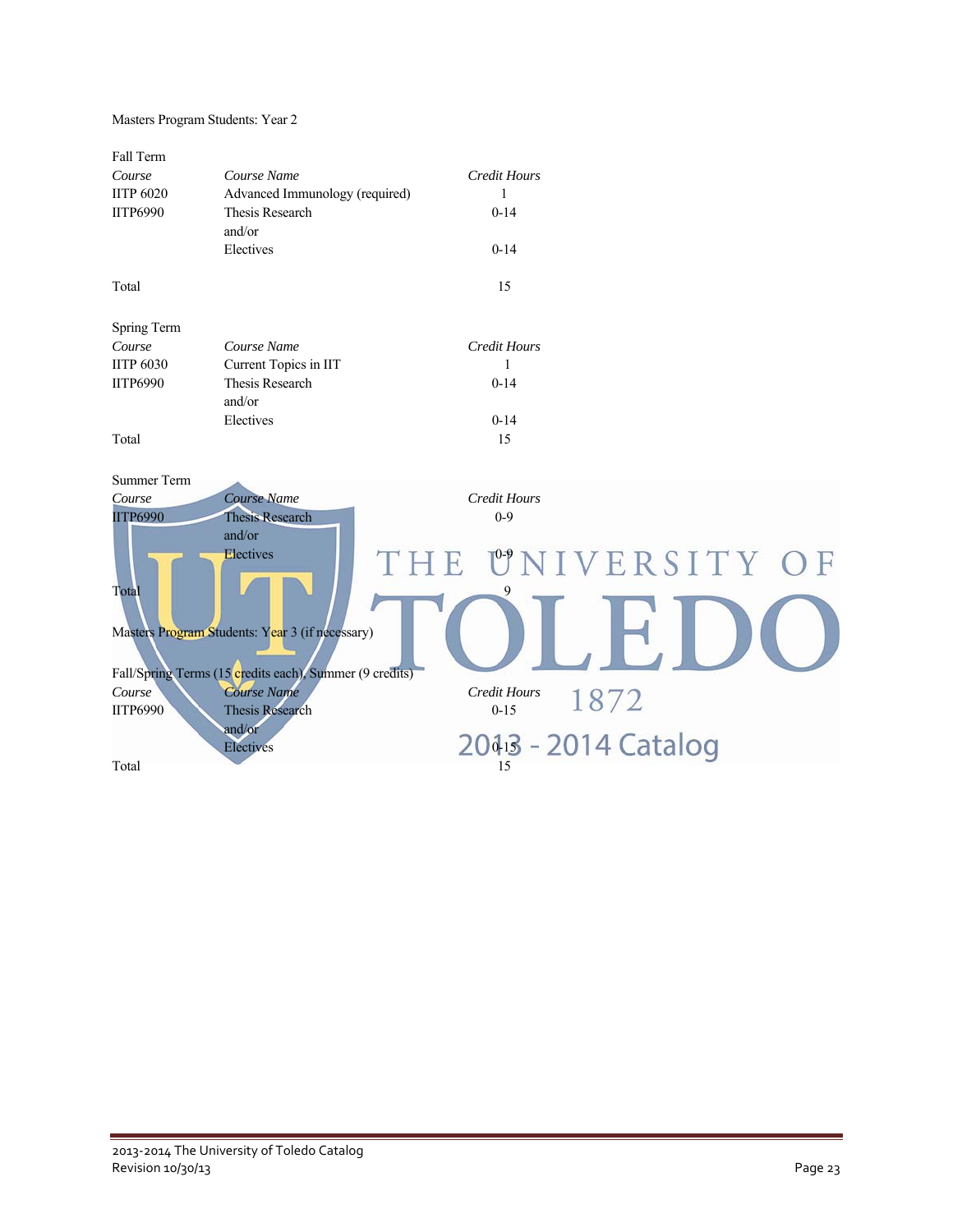Masters Program Students: Year 2

Fall Term

| *Course* | *Course Name* | *Credit Hours* |
|---|---|---|
| IITP 6020 | Advanced Immunology (required) | 1 |
| IITP6990 | Thesis Research | 0-14 |
| | and/or | |
| | Electives | 0-14 |
| Total | | 15 |

Spring Term

| *Course* | *Course Name* | *Credit Hours* |
|---|---|---|
| IITP 6030 | Current Topics in IIT | 1 |
| IITP6990 | Thesis Research | 0-14 |
| | and/or | |
| | Electives | 0-14 |
| Total | | 15 |

Summer Term

| *Course* | *Course Name* | *Credit Hours* |
|---|---|---|
| IITP6990 | Thesis Research | 0-9 |
| | and/or | |
| | Electives | 0-9 |
| Total | | 9 |

Masters Program Students: Year 3 (if necessary)

Fall/Spring Terms (15 credits each), Summer (9 credits)

| *Course* | *Course Name* | *Credit Hours* |
|---|---|---|
| IITP6990 | Thesis Research | 0-15 |
| | and/or | |
| | Electives | 0-15 |
| Total | | 15 |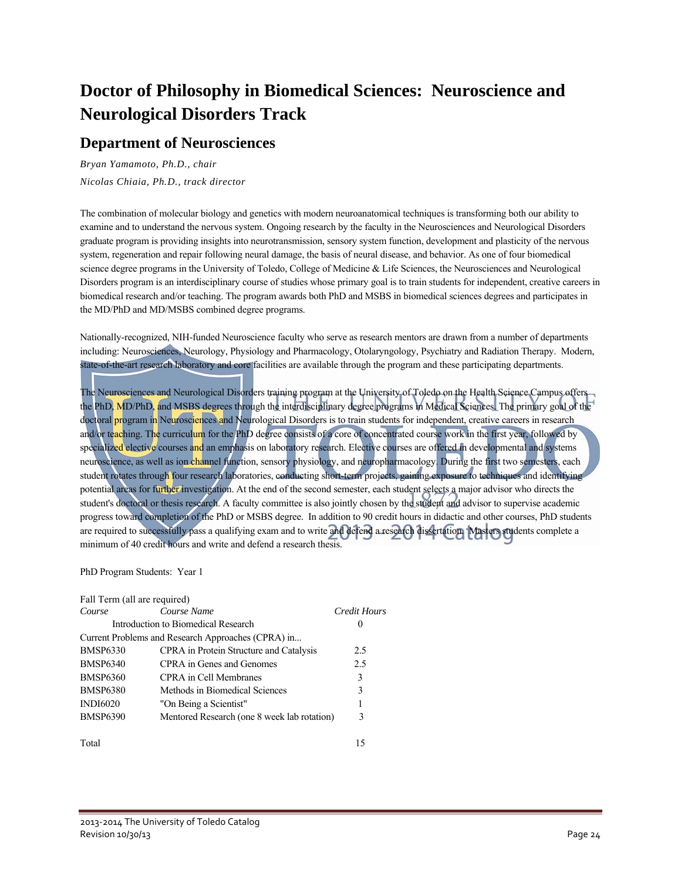# Doctor of Philosophy in Biomedical Sciences: Neuroscience and Neurological Disorders Track

## Department of Neurosciences

*Bryan Yamamoto, Ph.D., chair*

*Nicolas Chiaia, Ph.D., track director*

The combination of molecular biology and genetics with modern neuroanatomical techniques is transforming both our ability to examine and to understand the nervous system. Ongoing research by the faculty in the Neurosciences and Neurological Disorders graduate program is providing insights into neurotransmission, sensory system function, development and plasticity of the nervous system, regeneration and repair following neural damage, the basis of neural disease, and behavior. As one of four biomedical science degree programs in the University of Toledo, College of Medicine & Life Sciences, the Neurosciences and Neurological Disorders program is an interdisciplinary course of studies whose primary goal is to train students for independent, creative careers in biomedical research and/or teaching. The program awards both PhD and MSBS in biomedical sciences degrees and participates in the MD/PhD and MD/MSBS combined degree programs.

Nationally-recognized, NIH-funded Neuroscience faculty who serve as research mentors are drawn from a number of departments including: Neurosciences, Neurology, Physiology and Pharmacology, Otolaryngology, Psychiatry and Radiation Therapy. Modern, state-of-the-art research laboratory and core facilities are available through the program and these participating departments.

The Neurosciences and Neurological Disorders training program at the University of Toledo on the Health Science Campus offers the PhD, MD/PhD, and MSBS degrees through the interdisciplinary degree programs in Medical Sciences. The primary goal of the doctoral program in Neurosciences and Neurological Disorders is to train students for independent, creative careers in research and/or teaching. The curriculum for the PhD degree consists of a core of concentrated course work in the first year, followed by specialized elective courses and an emphasis on laboratory research. Elective courses are offered in developmental and systems neuroscience, as well as ion channel function, sensory physiology, and neuropharmacology. During the first two semesters, each student rotates through four research laboratories, conducting short-term projects, gaining exposure to techniques and identifying potential areas for further investigation. At the end of the second semester, each student selects a major advisor who directs the student's doctoral or thesis research. A faculty committee is also jointly chosen by the student and advisor to supervise academic progress toward completion of the PhD or MSBS degree. In addition to 90 credit hours in didactic and other courses, PhD students are required to successfully pass a qualifying exam and to write and defend a research dissertation. Masters students complete a minimum of 40 credit hours and write and defend a research thesis.

PhD Program Students: Year 1

Fall Term (all are required)

| *Course* | *Course Name* | *Credit Hours* |
|---|---|---|
| | Introduction to Biomedical Research | 0 |
| Current Problems and Research Approaches (CPRA) in... | | |
| BMSP6330 | CPRA in Protein Structure and Catalysis | 2.5 |
| BMSP6340 | CPRA in Genes and Genomes | 2.5 |
| BMSP6360 | CPRA in Cell Membranes | 3 |
| BMSP6380 | Methods in Biomedical Sciences | 3 |
| INDI6020 | "On Being a Scientist" | 1 |
| BMSP6390 | Mentored Research (one 8 week lab rotation) | 3 |
| | | |
| Total | | 15 |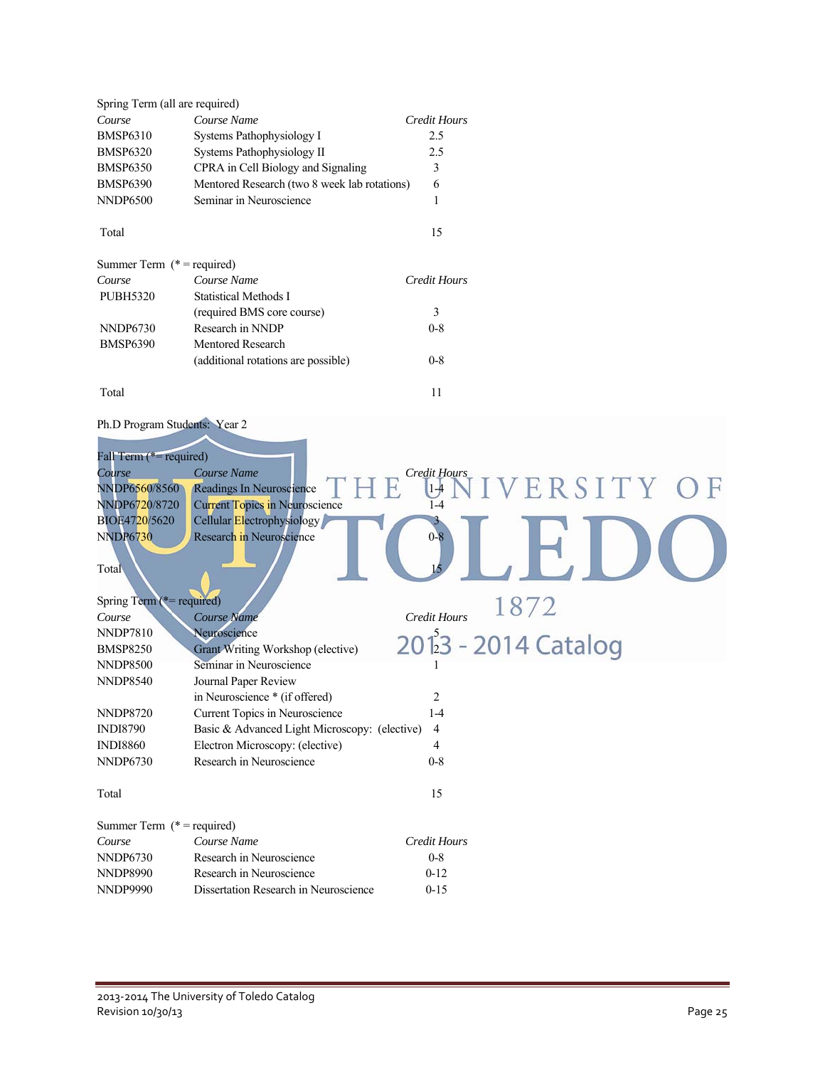Spring Term (all are required)

| Course | Course Name | Credit Hours |
|---|---|---|
| BMSP6310 | Systems Pathophysiology I | 2.5 |
| BMSP6320 | Systems Pathophysiology II | 2.5 |
| BMSP6350 | CPRA in Cell Biology and Signaling | 3 |
| BMSP6390 | Mentored Research (two 8 week lab rotations) | 6 |
| NNDP6500 | Seminar in Neuroscience | 1 |
| Total | | 15 |

Summer Term (* = required)

| Course | Course Name | Credit Hours |
|---|---|---|
| PUBH5320 | Statistical Methods I (required BMS core course) | 3 |
| NNDP6730 | Research in NNDP | 0-8 |
| BMSP6390 | Mentored Research (additional rotations are possible) | 0-8 |
| Total | | 11 |

Ph.D Program Students: Year 2

Fall Term (*= required)

| Course | Course Name | Credit Hours |
|---|---|---|
| NNDP6560/8560 | Readings In Neuroscience | 1-4 |
| NNDP6720/8720 | Current Topics in Neuroscience | 1-4 |
| BIOE4720/5620 | Cellular Electrophysiology | 3 |
| NNDP6730 | Research in Neuroscience | 0-8 |
| Total | | 15 |

Spring Term (*= required)

| Course | Course Name | Credit Hours |
|---|---|---|
| NNDP7810 | Neuroscience | 5 |
| BMSP8250 | Grant Writing Workshop (elective) | 2 |
| NNDP8500 | Seminar in Neuroscience | 1 |
| NNDP8540 | Journal Paper Review in Neuroscience * (if offered) | 2 |
| NNDP8720 | Current Topics in Neuroscience | 1-4 |
| INDI8790 | Basic & Advanced Light Microscopy: (elective) | 4 |
| INDI8860 | Electron Microscopy: (elective) | 4 |
| NNDP6730 | Research in Neuroscience | 0-8 |
| Total | | 15 |

Summer Term (* = required)

| Course | Course Name | Credit Hours |
|---|---|---|
| NNDP6730 | Research in Neuroscience | 0-8 |
| NNDP8990 | Research in Neuroscience | 0-12 |
| NNDP9990 | Dissertation Research in Neuroscience | 0-15 |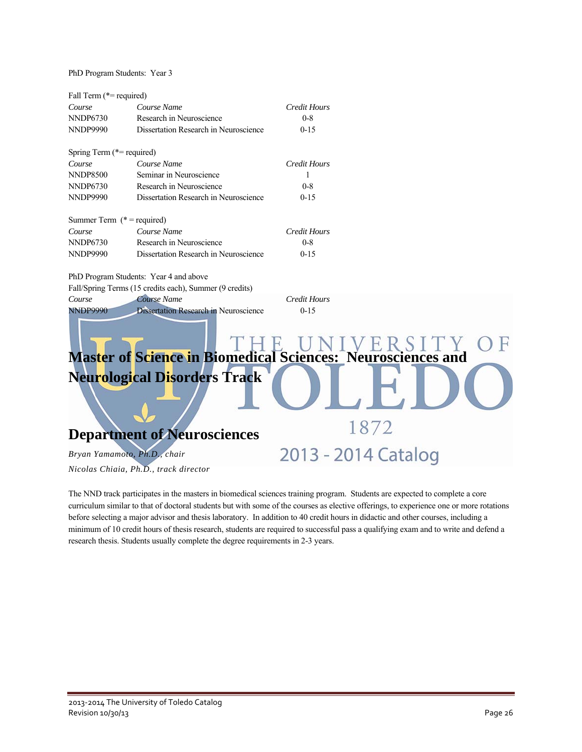PhD Program Students: Year 3

Fall Term (*= required)

| *Course* | *Course Name* | *Credit Hours* |
|---|---|---|
| NNDP6730 | Research in Neuroscience | 0-8 |
| NNDP9990 | Dissertation Research in Neuroscience | 0-15 |

Spring Term (*= required)

| *Course* | *Course Name* | *Credit Hours* |
|---|---|---|
| NNDP8500 | Seminar in Neuroscience | 1 |
| NNDP6730 | Research in Neuroscience | 0-8 |
| NNDP9990 | Dissertation Research in Neuroscience | 0-15 |

Summer Term (* = required)

| *Course* | *Course Name* | *Credit Hours* |
|---|---|---|
| NNDP6730 | Research in Neuroscience | 0-8 |
| NNDP9990 | Dissertation Research in Neuroscience | 0-15 |

PhD Program Students: Year 4 and above

Fall/Spring Terms (15 credits each), Summer (9 credits)

| *Course* | *Course Name* | *Credit Hours* |
|---|---|---|
| NNDP9990 | Dissertation Research in Neuroscience | 0-15 |

# Master of Science in Biomedical Sciences: Neurosciences and Neurological Disorders Track

## Department of Neurosciences

*Bryan Yamamoto, Ph.D., chair*

*Nicolas Chiaia, Ph.D., track director*

The NND track participates in the masters in biomedical sciences training program. Students are expected to complete a core curriculum similar to that of doctoral students but with some of the courses as elective offerings, to experience one or more rotations before selecting a major advisor and thesis laboratory. In addition to 40 credit hours in didactic and other courses, including a minimum of 10 credit hours of thesis research, students are required to successful pass a qualifying exam and to write and defend a research thesis. Students usually complete the degree requirements in 2-3 years.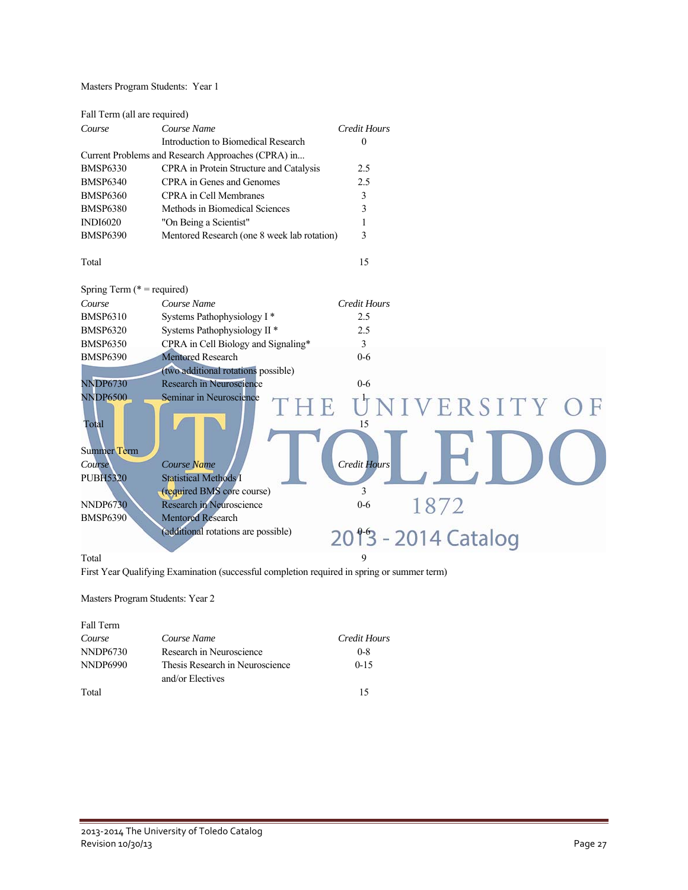Masters Program Students:  Year 1

Fall Term (all are required)

| Course | Course Name | Credit Hours |
|---|---|---|
| | Introduction to Biomedical Research | 0 |
| Current Problems and Research Approaches (CPRA) in... | | |
| BMSP6330 | CPRA in Protein Structure and Catalysis | 2.5 |
| BMSP6340 | CPRA in Genes and Genomes | 2.5 |
| BMSP6360 | CPRA in Cell Membranes | 3 |
| BMSP6380 | Methods in Biomedical Sciences | 3 |
| INDI6020 | "On Being a Scientist" | 1 |
| BMSP6390 | Mentored Research (one 8 week lab rotation) | 3 |
| Total | | 15 |

Spring Term (* = required)

| Course | Course Name | Credit Hours |
|---|---|---|
| BMSP6310 | Systems Pathophysiology I * | 2.5 |
| BMSP6320 | Systems Pathophysiology II * | 2.5 |
| BMSP6350 | CPRA in Cell Biology and Signaling* | 3 |
| BMSP6390 | Mentored Research (two additional rotations possible) | 0-6 |
| NNDP6730 | Research in Neuroscience | 0-6 |
| NNDP6500 | Seminar in Neuroscience | 1 |
| Total | | 15 |

Summer Term

| Course | Course Name | Credit Hours |
|---|---|---|
| PUBH5320 | Statistical Methods I (required BMS core course) | 3 |
| NNDP6730 | Research in Neuroscience | 0-6 |
| BMSP6390 | Mentored Research (additional rotations are possible) | 0-6 |
| Total | | 9 |

First Year Qualifying Examination (successful completion required in spring or summer term)

Masters Program Students: Year 2

Fall Term

| Course | Course Name | Credit Hours |
|---|---|---|
| NNDP6730 | Research in Neuroscience | 0-8 |
| NNDP6990 | Thesis Research in Neuroscience and/or Electives | 0-15 |
| Total | | 15 |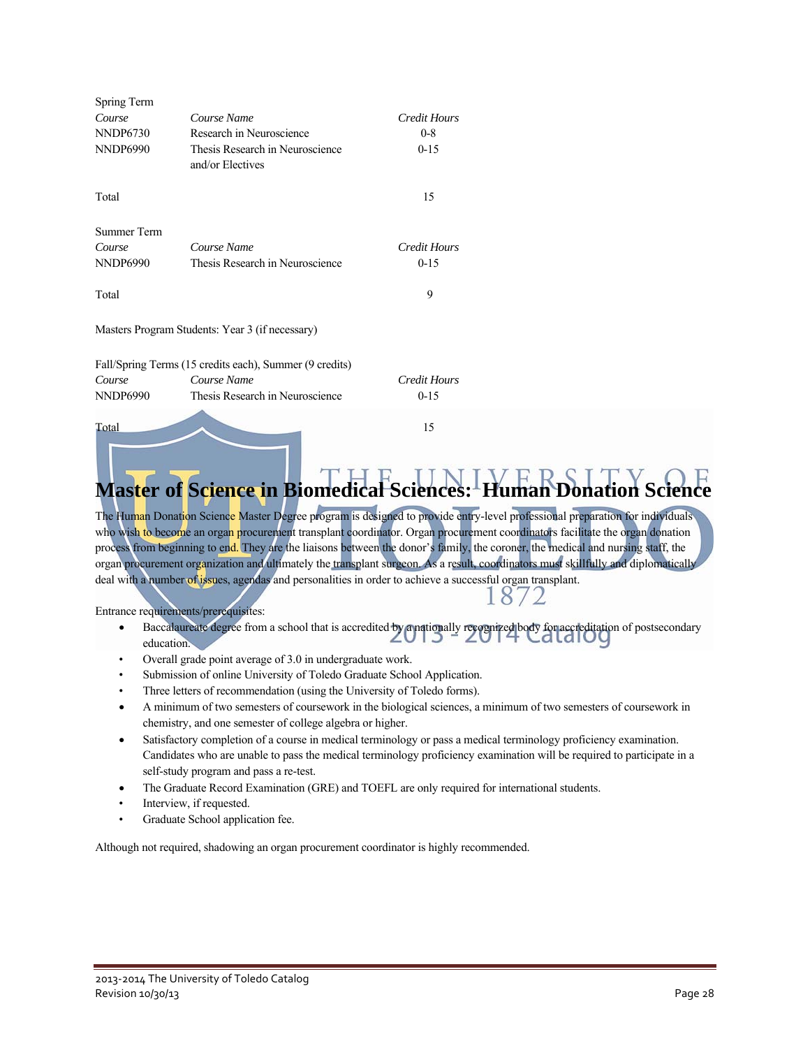Spring Term

| *Course* | *Course Name* | *Credit Hours* |
|---|---|---|
| NNDP6730 | Research in Neuroscience | 0-8 |
| NNDP6990 | Thesis Research in Neuroscience and/or Electives | 0-15 |
| Total | | 15 |

Summer Term

| *Course* | *Course Name* | *Credit Hours* |
|---|---|---|
| NNDP6990 | Thesis Research in Neuroscience | 0-15 |
| Total | | 9 |

Masters Program Students: Year 3 (if necessary)

Fall/Spring Terms (15 credits each), Summer (9 credits)

| *Course* | *Course Name* | *Credit Hours* |
|---|---|---|
| NNDP6990 | Thesis Research in Neuroscience | 0-15 |
| Total | | 15 |

# Master of Science in Biomedical Sciences: Human Donation Science

The Human Donation Science Master Degree program is designed to provide entry-level professional preparation for individuals who wish to become an organ procurement transplant coordinator. Organ procurement coordinators facilitate the organ donation process from beginning to end. They are the liaisons between the donor's family, the coroner, the medical and nursing staff, the organ procurement organization and ultimately the transplant surgeon. As a result, coordinators must skillfully and diplomatically deal with a number of issues, agendas and personalities in order to achieve a successful organ transplant.

Entrance requirements/prerequisites:

- Baccalaureate degree from a school that is accredited by a nationally recognized body for accreditation of postsecondary education.
- Overall grade point average of 3.0 in undergraduate work.
- Submission of online University of Toledo Graduate School Application.
- Three letters of recommendation (using the University of Toledo forms).
- A minimum of two semesters of coursework in the biological sciences, a minimum of two semesters of coursework in chemistry, and one semester of college algebra or higher.
- Satisfactory completion of a course in medical terminology or pass a medical terminology proficiency examination. Candidates who are unable to pass the medical terminology proficiency examination will be required to participate in a self-study program and pass a re-test.
- The Graduate Record Examination (GRE) and TOEFL are only required for international students.
- Interview, if requested.
- Graduate School application fee.

Although not required, shadowing an organ procurement coordinator is highly recommended.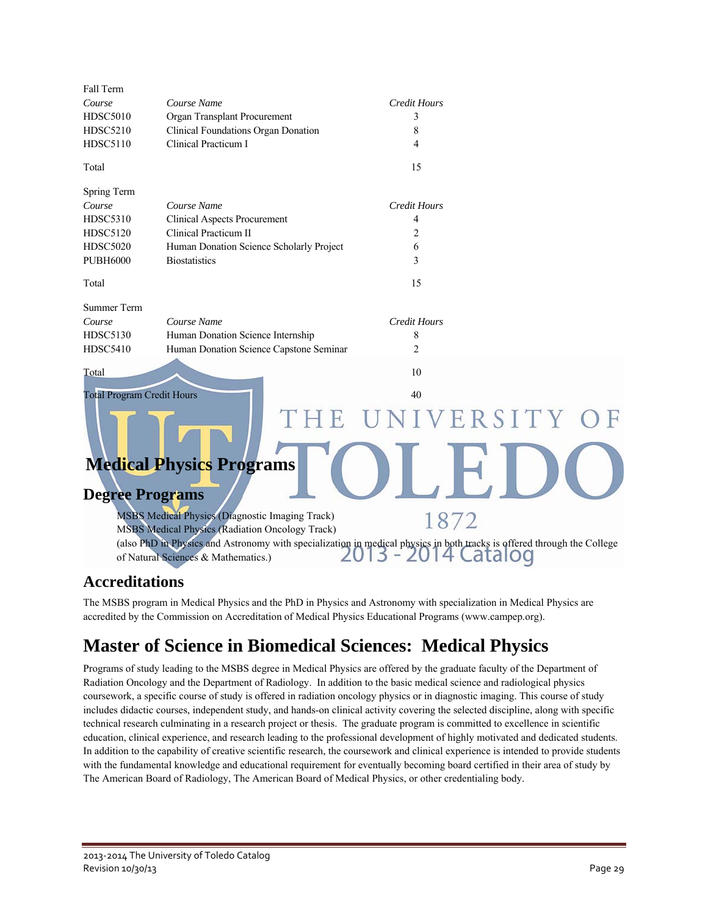Fall Term

| *Course* | *Course Name* | *Credit Hours* |
|---|---|---|
| HDSC5010 | Organ Transplant Procurement | 3 |
| HDSC5210 | Clinical Foundations Organ Donation | 8 |
| HDSC5110 | Clinical Practicum I | 4 |
| Total | | 15 |

Spring Term

| *Course* | *Course Name* | *Credit Hours* |
|---|---|---|
| HDSC5310 | Clinical Aspects Procurement | 4 |
| HDSC5120 | Clinical Practicum II | 2 |
| HDSC5020 | Human Donation Science Scholarly Project | 6 |
| PUBH6000 | Biostatistics | 3 |
| Total | | 15 |

Summer Term

| *Course* | *Course Name* | *Credit Hours* |
|---|---|---|
| HDSC5130 | Human Donation Science Internship | 8 |
| HDSC5410 | Human Donation Science Capstone Seminar | 2 |
| Total | | 10 |
| Total Program Credit Hours | | 40 |

# Medical Physics Programs

## Degree Programs

MSBS Medical Physics (Diagnostic Imaging Track)
MSBS Medical Physics (Radiation Oncology Track)
(also PhD in Physics and Astronomy with specialization in medical physics in both tracks is offered through the College of Natural Sciences & Mathematics.)

## Accreditations

The MSBS program in Medical Physics and the PhD in Physics and Astronomy with specialization in Medical Physics are accredited by the Commission on Accreditation of Medical Physics Educational Programs (www.campep.org).

# Master of Science in Biomedical Sciences: Medical Physics

Programs of study leading to the MSBS degree in Medical Physics are offered by the graduate faculty of the Department of Radiation Oncology and the Department of Radiology. In addition to the basic medical science and radiological physics coursework, a specific course of study is offered in radiation oncology physics or in diagnostic imaging. This course of study includes didactic courses, independent study, and hands-on clinical activity covering the selected discipline, along with specific technical research culminating in a research project or thesis. The graduate program is committed to excellence in scientific education, clinical experience, and research leading to the professional development of highly motivated and dedicated students. In addition to the capability of creative scientific research, the coursework and clinical experience is intended to provide students with the fundamental knowledge and educational requirement for eventually becoming board certified in their area of study by The American Board of Radiology, The American Board of Medical Physics, or other credentialing body.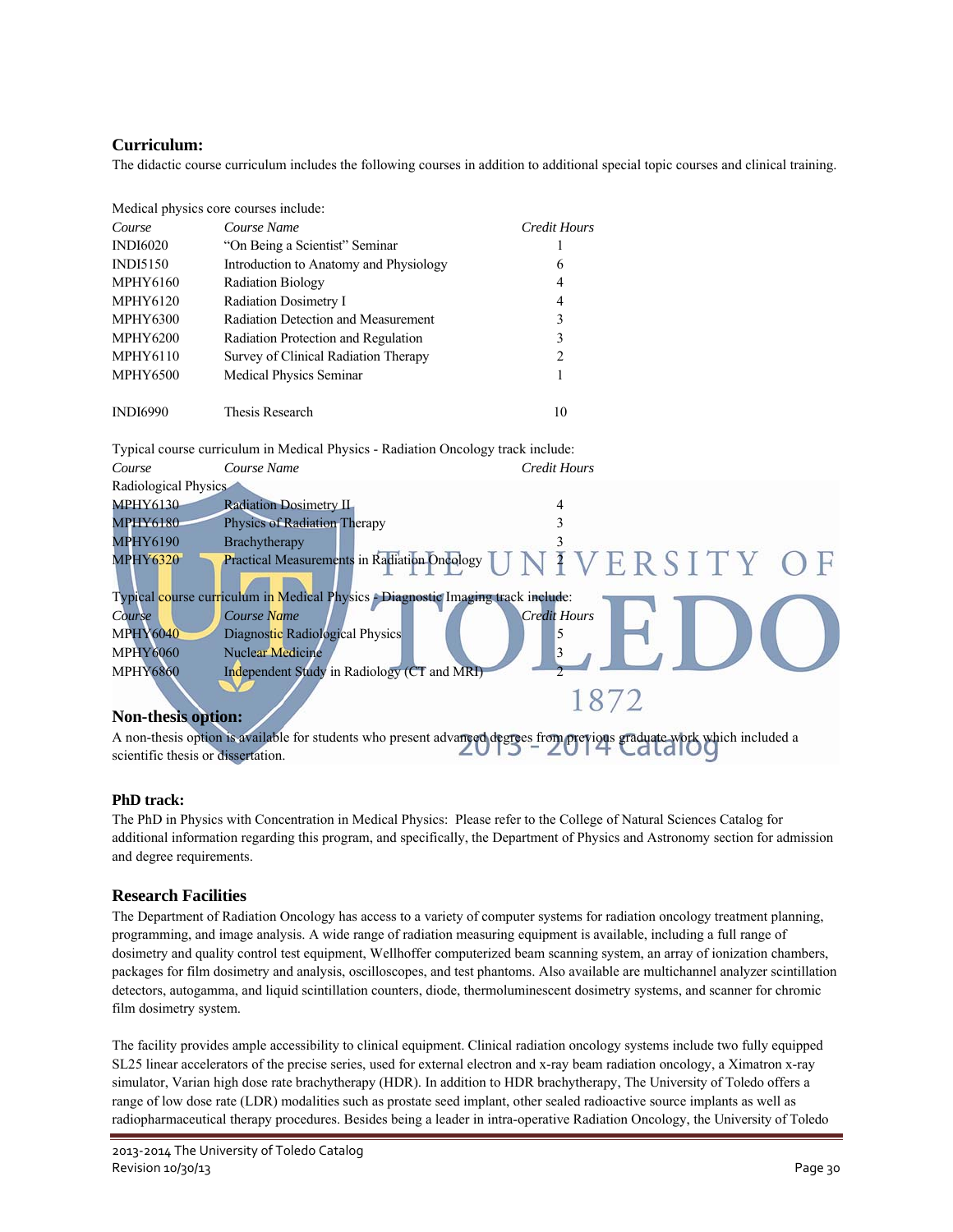## Curriculum:

The didactic course curriculum includes the following courses in addition to additional special topic courses and clinical training.

Medical physics core courses include:

| *Course* | *Course Name* | *Credit Hours* |
|---|---|---|
| INDI6020 | "On Being a Scientist" Seminar | 1 |
| INDI5150 | Introduction to Anatomy and Physiology | 6 |
| MPHY6160 | Radiation Biology | 4 |
| MPHY6120 | Radiation Dosimetry I | 4 |
| MPHY6300 | Radiation Detection and Measurement | 3 |
| MPHY6200 | Radiation Protection and Regulation | 3 |
| MPHY6110 | Survey of Clinical Radiation Therapy | 2 |
| MPHY6500 | Medical Physics Seminar | 1 |
| | | |
| INDI6990 | Thesis Research | 10 |

Typical course curriculum in Medical Physics - Radiation Oncology track include:

| *Course* | *Course Name* | *Credit Hours* |
|---|---|---|
| Radiological Physics | | |
| MPHY6130 | Radiation Dosimetry II | 4 |
| MPHY6180 | Physics of Radiation Therapy | 3 |
| MPHY6190 | Brachytherapy | 3 |
| MPHY6320 | Practical Measurements in Radiation Oncology | 2 |

Typical course curriculum in Medical Physics - Diagnostic Imaging track include:

| *Course* | *Course Name* | *Credit Hours* |
|---|---|---|
| MPHY6040 | Diagnostic Radiological Physics | 5 |
| MPHY6060 | Nuclear Medicine | 3 |
| MPHY6860 | Independent Study in Radiology (CT and MRI) | 2 |

## Non-thesis option:

A non-thesis option is available for students who present advanced degrees from previous graduate work which included a scientific thesis or dissertation.

### PhD track:

The PhD in Physics with Concentration in Medical Physics: Please refer to the College of Natural Sciences Catalog for additional information regarding this program, and specifically, the Department of Physics and Astronomy section for admission and degree requirements.

## Research Facilities

The Department of Radiation Oncology has access to a variety of computer systems for radiation oncology treatment planning, programming, and image analysis. A wide range of radiation measuring equipment is available, including a full range of dosimetry and quality control test equipment, Wellhoffer computerized beam scanning system, an array of ionization chambers, packages for film dosimetry and analysis, oscilloscopes, and test phantoms. Also available are multichannel analyzer scintillation detectors, autogamma, and liquid scintillation counters, diode, thermoluminescent dosimetry systems, and scanner for chromic film dosimetry system.

The facility provides ample accessibility to clinical equipment. Clinical radiation oncology systems include two fully equipped SL25 linear accelerators of the precise series, used for external electron and x-ray beam radiation oncology, a Ximatron x-ray simulator, Varian high dose rate brachytherapy (HDR). In addition to HDR brachytherapy, The University of Toledo offers a range of low dose rate (LDR) modalities such as prostate seed implant, other sealed radioactive source implants as well as radiopharmaceutical therapy procedures. Besides being a leader in intra-operative Radiation Oncology, the University of Toledo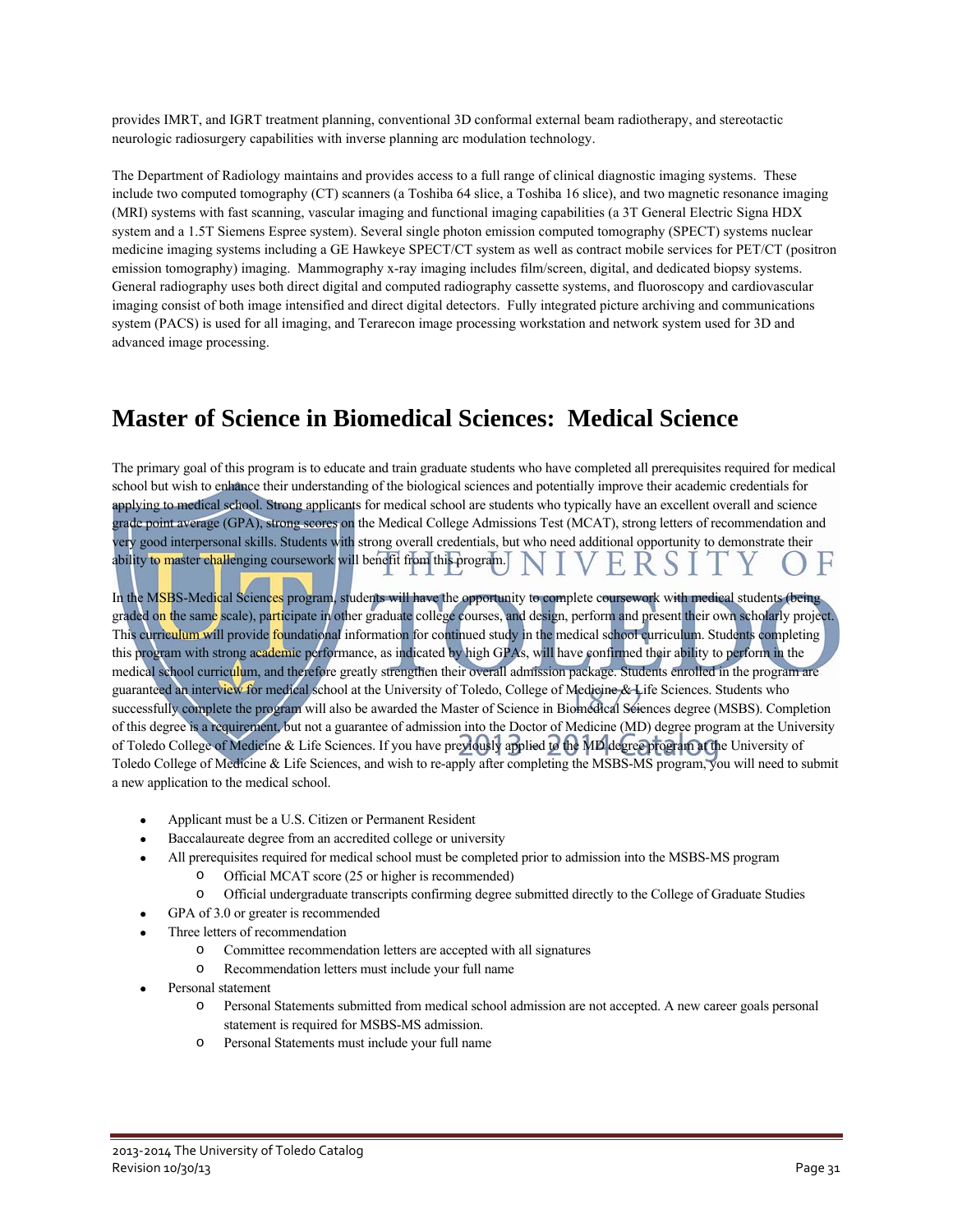provides IMRT, and IGRT treatment planning, conventional 3D conformal external beam radiotherapy, and stereotactic neurologic radiosurgery capabilities with inverse planning arc modulation technology.

The Department of Radiology maintains and provides access to a full range of clinical diagnostic imaging systems. These include two computed tomography (CT) scanners (a Toshiba 64 slice, a Toshiba 16 slice), and two magnetic resonance imaging (MRI) systems with fast scanning, vascular imaging and functional imaging capabilities (a 3T General Electric Signa HDX system and a 1.5T Siemens Espree system). Several single photon emission computed tomography (SPECT) systems nuclear medicine imaging systems including a GE Hawkeye SPECT/CT system as well as contract mobile services for PET/CT (positron emission tomography) imaging. Mammography x-ray imaging includes film/screen, digital, and dedicated biopsy systems. General radiography uses both direct digital and computed radiography cassette systems, and fluoroscopy and cardiovascular imaging consist of both image intensified and direct digital detectors. Fully integrated picture archiving and communications system (PACS) is used for all imaging, and Terarecon image processing workstation and network system used for 3D and advanced image processing.

# Master of Science in Biomedical Sciences: Medical Science

The primary goal of this program is to educate and train graduate students who have completed all prerequisites required for medical school but wish to enhance their understanding of the biological sciences and potentially improve their academic credentials for applying to medical school. Strong applicants for medical school are students who typically have an excellent overall and science grade point average (GPA), strong scores on the Medical College Admissions Test (MCAT), strong letters of recommendation and very good interpersonal skills. Students with strong overall credentials, but who need additional opportunity to demonstrate their ability to master challenging coursework will benefit from this program.

In the MSBS-Medical Sciences program, students will have the opportunity to complete coursework with medical students (being graded on the same scale), participate in other graduate college courses, and design, perform and present their own scholarly project. This curriculum will provide foundational information for continued study in the medical school curriculum. Students completing this program with strong academic performance, as indicated by high GPAs, will have confirmed their ability to perform in the medical school curriculum, and therefore greatly strengthen their overall admission package. Students enrolled in the program are guaranteed an interview for medical school at the University of Toledo, College of Medicine & Life Sciences. Students who successfully complete the program will also be awarded the Master of Science in Biomedical Sciences degree (MSBS). Completion of this degree is a requirement, but not a guarantee of admission into the Doctor of Medicine (MD) degree program at the University of Toledo College of Medicine & Life Sciences. If you have previously applied to the MD degree program at the University of Toledo College of Medicine & Life Sciences, and wish to re-apply after completing the MSBS-MS program, you will need to submit a new application to the medical school.

- Applicant must be a U.S. Citizen or Permanent Resident
- Baccalaureate degree from an accredited college or university
- All prerequisites required for medical school must be completed prior to admission into the MSBS-MS program
  - Official MCAT score (25 or higher is recommended)
  - Official undergraduate transcripts confirming degree submitted directly to the College of Graduate Studies
- GPA of 3.0 or greater is recommended
- Three letters of recommendation
  - Committee recommendation letters are accepted with all signatures
  - Recommendation letters must include your full name
- Personal statement
  - Personal Statements submitted from medical school admission are not accepted. A new career goals personal statement is required for MSBS-MS admission.
  - Personal Statements must include your full name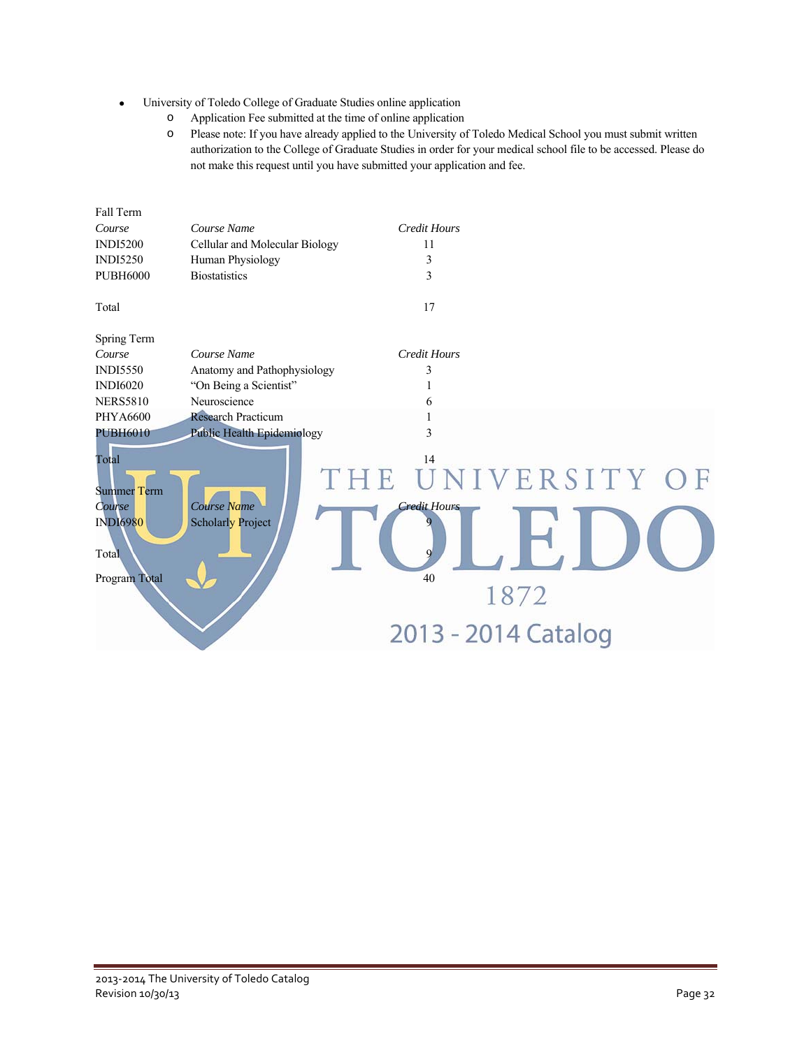- University of Toledo College of Graduate Studies online application
  - Application Fee submitted at the time of online application
  - Please note: If you have already applied to the University of Toledo Medical School you must submit written authorization to the College of Graduate Studies in order for your medical school file to be accessed. Please do not make this request until you have submitted your application and fee.

Fall Term

| *Course* | *Course Name* | *Credit Hours* |
|---|---|---|
| INDI5200 | Cellular and Molecular Biology | 11 |
| INDI5250 | Human Physiology | 3 |
| PUBH6000 | Biostatistics | 3 |
| Total | | 17 |

Spring Term

| *Course* | *Course Name* | *Credit Hours* |
|---|---|---|
| INDI5550 | Anatomy and Pathophysiology | 3 |
| INDI6020 | "On Being a Scientist" | 1 |
| NERS5810 | Neuroscience | 6 |
| PHYA6600 | Research Practicum | 1 |
| PUBH6010 | Public Health Epidemiology | 3 |
| Total | | 14 |

Summer Term

| *Course* | *Course Name* | *Credit Hours* |
|---|---|---|
| INDI6980 | Scholarly Project | 9 |
| Total | | 9 |

Program Total 40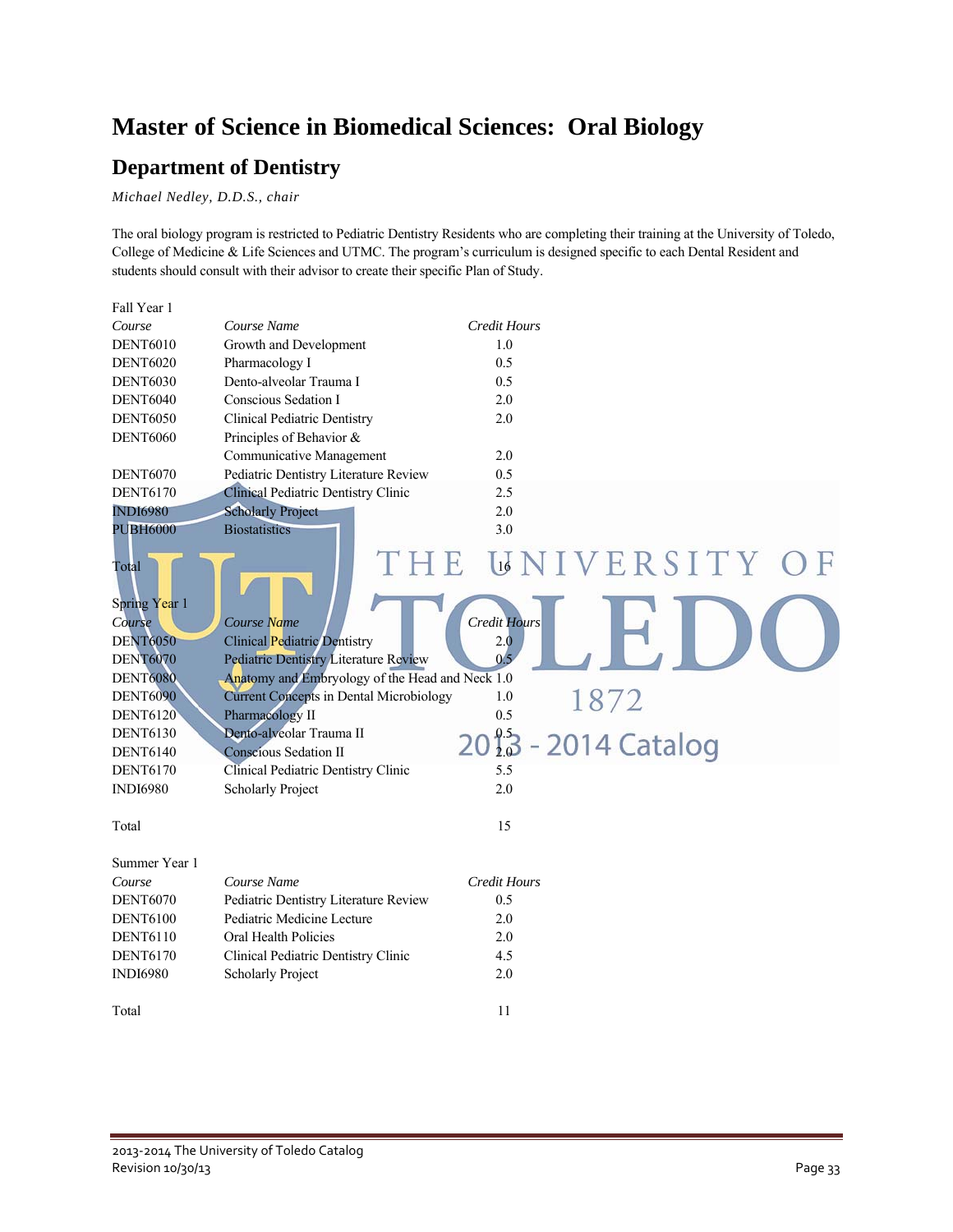# Master of Science in Biomedical Sciences: Oral Biology

## Department of Dentistry

*Michael Nedley, D.D.S., chair*

The oral biology program is restricted to Pediatric Dentistry Residents who are completing their training at the University of Toledo, College of Medicine & Life Sciences and UTMC. The program's curriculum is designed specific to each Dental Resident and students should consult with their advisor to create their specific Plan of Study.

Fall Year 1

| *Course* | *Course Name* | *Credit Hours* |
|---|---|---|
| DENT6010 | Growth and Development | 1.0 |
| DENT6020 | Pharmacology I | 0.5 |
| DENT6030 | Dento-alveolar Trauma I | 0.5 |
| DENT6040 | Conscious Sedation I | 2.0 |
| DENT6050 | Clinical Pediatric Dentistry | 2.0 |
| DENT6060 | Principles of Behavior & Communicative Management | 2.0 |
| DENT6070 | Pediatric Dentistry Literature Review | 0.5 |
| DENT6170 | Clinical Pediatric Dentistry Clinic | 2.5 |
| INDI6980 | Scholarly Project | 2.0 |
| PUBH6000 | Biostatistics | 3.0 |
| Total | | 16 |

Spring Year 1

| *Course* | *Course Name* | *Credit Hours* |
|---|---|---|
| DENT6050 | Clinical Pediatric Dentistry | 2.0 |
| DENT6070 | Pediatric Dentistry Literature Review | 0.5 |
| DENT6080 | Anatomy and Embryology of the Head and Neck | 1.0 |
| DENT6090 | Current Concepts in Dental Microbiology | 1.0 |
| DENT6120 | Pharmacology II | 0.5 |
| DENT6130 | Dento-alveolar Trauma II | 0.5 |
| DENT6140 | Conscious Sedation II | 2.0 |
| DENT6170 | Clinical Pediatric Dentistry Clinic | 5.5 |
| INDI6980 | Scholarly Project | 2.0 |
| Total | | 15 |

Summer Year 1

| *Course* | *Course Name* | *Credit Hours* |
|---|---|---|
| DENT6070 | Pediatric Dentistry Literature Review | 0.5 |
| DENT6100 | Pediatric Medicine Lecture | 2.0 |
| DENT6110 | Oral Health Policies | 2.0 |
| DENT6170 | Clinical Pediatric Dentistry Clinic | 4.5 |
| INDI6980 | Scholarly Project | 2.0 |
| Total | | 11 |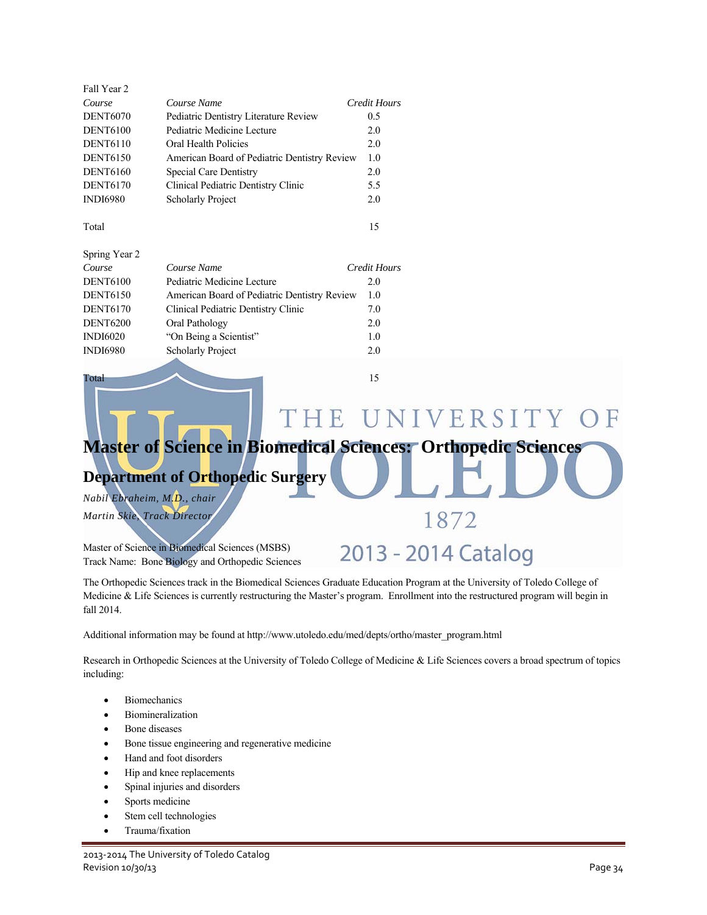Fall Year 2

| *Course* | *Course Name* | *Credit Hours* |
|---|---|---|
| DENT6070 | Pediatric Dentistry Literature Review | 0.5 |
| DENT6100 | Pediatric Medicine Lecture | 2.0 |
| DENT6110 | Oral Health Policies | 2.0 |
| DENT6150 | American Board of Pediatric Dentistry Review | 1.0 |
| DENT6160 | Special Care Dentistry | 2.0 |
| DENT6170 | Clinical Pediatric Dentistry Clinic | 5.5 |
| INDI6980 | Scholarly Project | 2.0 |
| Total | | 15 |

Spring Year 2

| *Course* | *Course Name* | *Credit Hours* |
|---|---|---|
| DENT6100 | Pediatric Medicine Lecture | 2.0 |
| DENT6150 | American Board of Pediatric Dentistry Review | 1.0 |
| DENT6170 | Clinical Pediatric Dentistry Clinic | 7.0 |
| DENT6200 | Oral Pathology | 2.0 |
| INDI6020 | "On Being a Scientist" | 1.0 |
| INDI6980 | Scholarly Project | 2.0 |
| Total | | 15 |

# Master of Science in Biomedical Sciences: Orthopedic Sciences

## Department of Orthopedic Surgery

*Nabil Ebraheim, M.D., chair*

*Martin Skie, Track Director*

Master of Science in Biomedical Sciences (MSBS)
Track Name: Bone Biology and Orthopedic Sciences

The Orthopedic Sciences track in the Biomedical Sciences Graduate Education Program at the University of Toledo College of Medicine & Life Sciences is currently restructuring the Master's program. Enrollment into the restructured program will begin in fall 2014.

Additional information may be found at http://www.utoledo.edu/med/depts/ortho/master_program.html

Research in Orthopedic Sciences at the University of Toledo College of Medicine & Life Sciences covers a broad spectrum of topics including:

- Biomechanics
- Biomineralization
- Bone diseases
- Bone tissue engineering and regenerative medicine
- Hand and foot disorders
- Hip and knee replacements
- Spinal injuries and disorders
- Sports medicine
- Stem cell technologies
- Trauma/fixation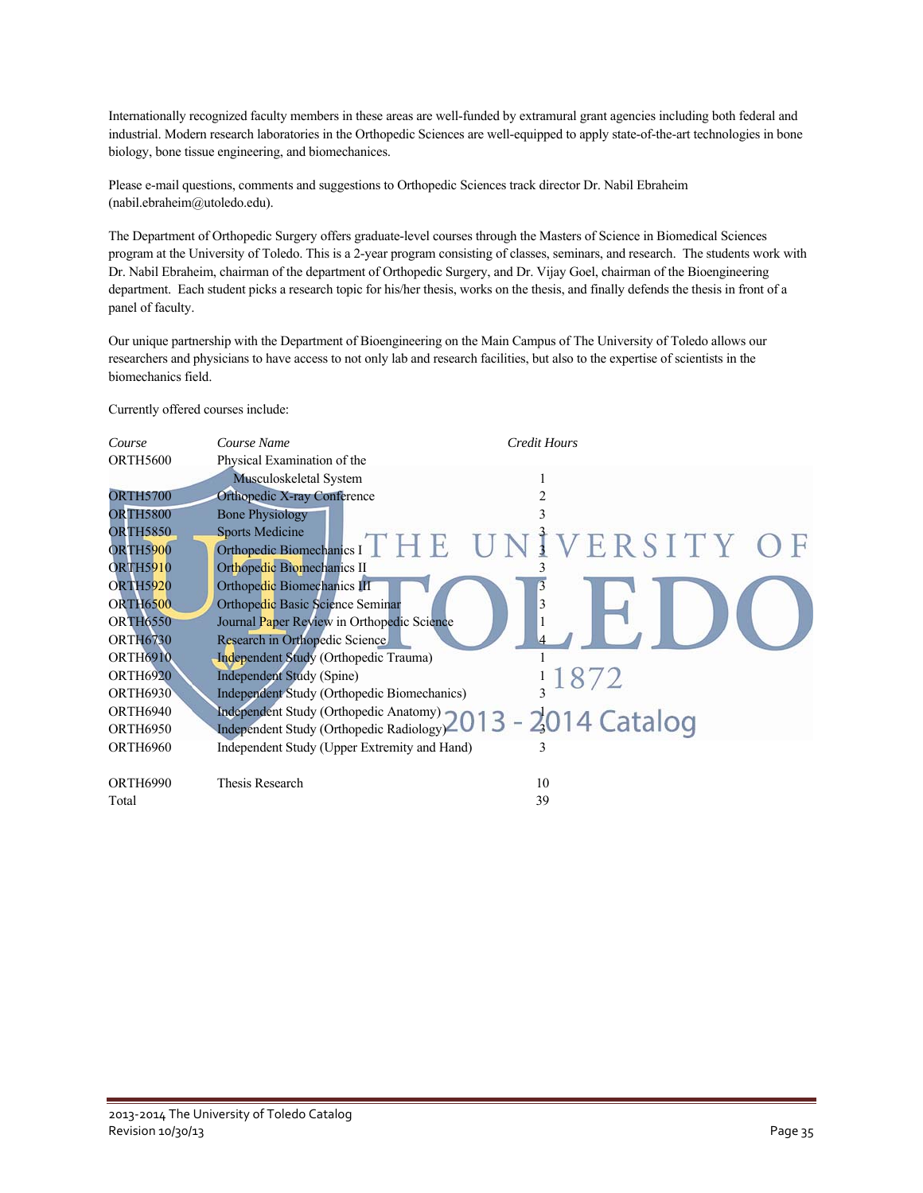Internationally recognized faculty members in these areas are well-funded by extramural grant agencies including both federal and industrial. Modern research laboratories in the Orthopedic Sciences are well-equipped to apply state-of-the-art technologies in bone biology, bone tissue engineering, and biomechanics.

Please e-mail questions, comments and suggestions to Orthopedic Sciences track director Dr. Nabil Ebraheim (nabil.ebraheim@utoledo.edu).

The Department of Orthopedic Surgery offers graduate-level courses through the Masters of Science in Biomedical Sciences program at the University of Toledo. This is a 2-year program consisting of classes, seminars, and research. The students work with Dr. Nabil Ebraheim, chairman of the department of Orthopedic Surgery, and Dr. Vijay Goel, chairman of the Bioengineering department. Each student picks a research topic for his/her thesis, works on the thesis, and finally defends the thesis in front of a panel of faculty.

Our unique partnership with the Department of Bioengineering on the Main Campus of The University of Toledo allows our researchers and physicians to have access to not only lab and research facilities, but also to the expertise of scientists in the biomechanics field.

Currently offered courses include:

| *Course* | *Course Name* | *Credit Hours* |
|---|---|---|
| ORTH5600 | Physical Examination of the Musculoskeletal System | 1 |
| ORTH5700 | Orthopedic X-ray Conference | 2 |
| ORTH5800 | Bone Physiology | 3 |
| ORTH5850 | Sports Medicine | 3 |
| ORTH5900 | Orthopedic Biomechanics I | 3 |
| ORTH5910 | Orthopedic Biomechanics II | 3 |
| ORTH5920 | Orthopedic Biomechanics III | 3 |
| ORTH6500 | Orthopedic Basic Science Seminar | 3 |
| ORTH6550 | Journal Paper Review in Orthopedic Science | 1 |
| ORTH6730 | Research in Orthopedic Science | 4 |
| ORTH6910 | Independent Study (Orthopedic Trauma) | 1 |
| ORTH6920 | Independent Study (Spine) | 1 |
| ORTH6930 | Independent Study (Orthopedic Biomechanics) | 3 |
| ORTH6940 | Independent Study (Orthopedic Anatomy) | 1 |
| ORTH6950 | Independent Study (Orthopedic Radiology) | 3 |
| ORTH6960 | Independent Study (Upper Extremity and Hand) | 3 |
| ORTH6990 | Thesis Research | 10 |
| Total | | 39 |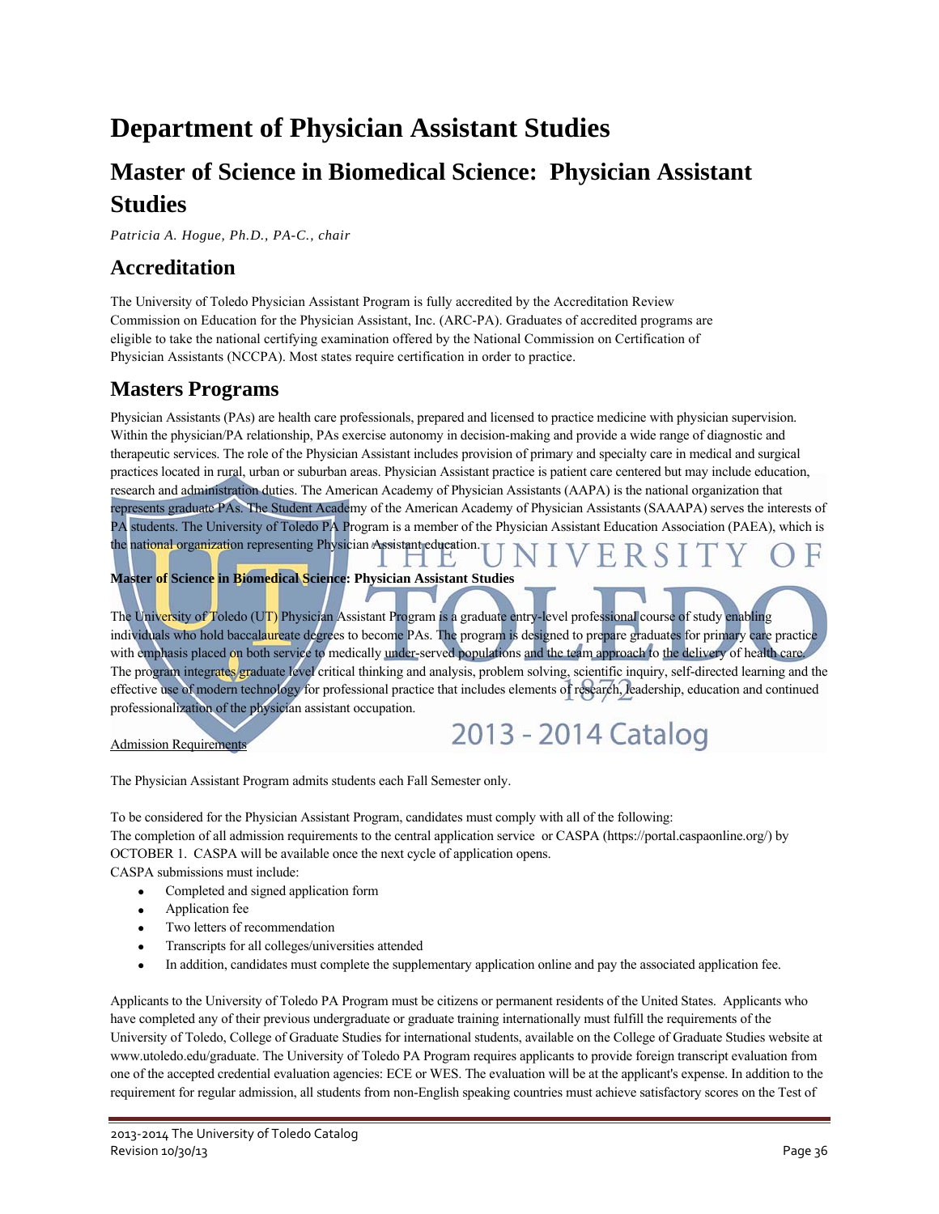# Department of Physician Assistant Studies

## Master of Science in Biomedical Science: Physician Assistant Studies

*Patricia A. Hogue, Ph.D., PA-C., chair*

## Accreditation

The University of Toledo Physician Assistant Program is fully accredited by the Accreditation Review Commission on Education for the Physician Assistant, Inc. (ARC-PA). Graduates of accredited programs are eligible to take the national certifying examination offered by the National Commission on Certification of Physician Assistants (NCCPA). Most states require certification in order to practice.

## Masters Programs

Physician Assistants (PAs) are health care professionals, prepared and licensed to practice medicine with physician supervision. Within the physician/PA relationship, PAs exercise autonomy in decision-making and provide a wide range of diagnostic and therapeutic services. The role of the Physician Assistant includes provision of primary and specialty care in medical and surgical practices located in rural, urban or suburban areas. Physician Assistant practice is patient care centered but may include education, research and administration duties. The American Academy of Physician Assistants (AAPA) is the national organization that represents graduate PAs. The Student Academy of the American Academy of Physician Assistants (SAAAPA) serves the interests of PA students. The University of Toledo PA Program is a member of the Physician Assistant Education Association (PAEA), which is the national organization representing Physician Assistant education.

**Master of Science in Biomedical Science: Physician Assistant Studies**

The University of Toledo (UT) Physician Assistant Program is a graduate entry-level professional course of study enabling individuals who hold baccalaureate degrees to become PAs. The program is designed to prepare graduates for primary care practice with emphasis placed on both service to medically under-served populations and the team approach to the delivery of health care. The program integrates graduate level critical thinking and analysis, problem solving, scientific inquiry, self-directed learning and the effective use of modern technology for professional practice that includes elements of research, leadership, education and continued professionalization of the physician assistant occupation.

Admission Requirements

The Physician Assistant Program admits students each Fall Semester only.

To be considered for the Physician Assistant Program, candidates must comply with all of the following:
The completion of all admission requirements to the central application service or CASPA (https://portal.caspaonline.org/) by OCTOBER 1. CASPA will be available once the next cycle of application opens.
CASPA submissions must include:

- Completed and signed application form
- Application fee
- Two letters of recommendation
- Transcripts for all colleges/universities attended
- In addition, candidates must complete the supplementary application online and pay the associated application fee.

Applicants to the University of Toledo PA Program must be citizens or permanent residents of the United States. Applicants who have completed any of their previous undergraduate or graduate training internationally must fulfill the requirements of the University of Toledo, College of Graduate Studies for international students, available on the College of Graduate Studies website at www.utoledo.edu/graduate. The University of Toledo PA Program requires applicants to provide foreign transcript evaluation from one of the accepted credential evaluation agencies: ECE or WES. The evaluation will be at the applicant's expense. In addition to the requirement for regular admission, all students from non-English speaking countries must achieve satisfactory scores on the Test of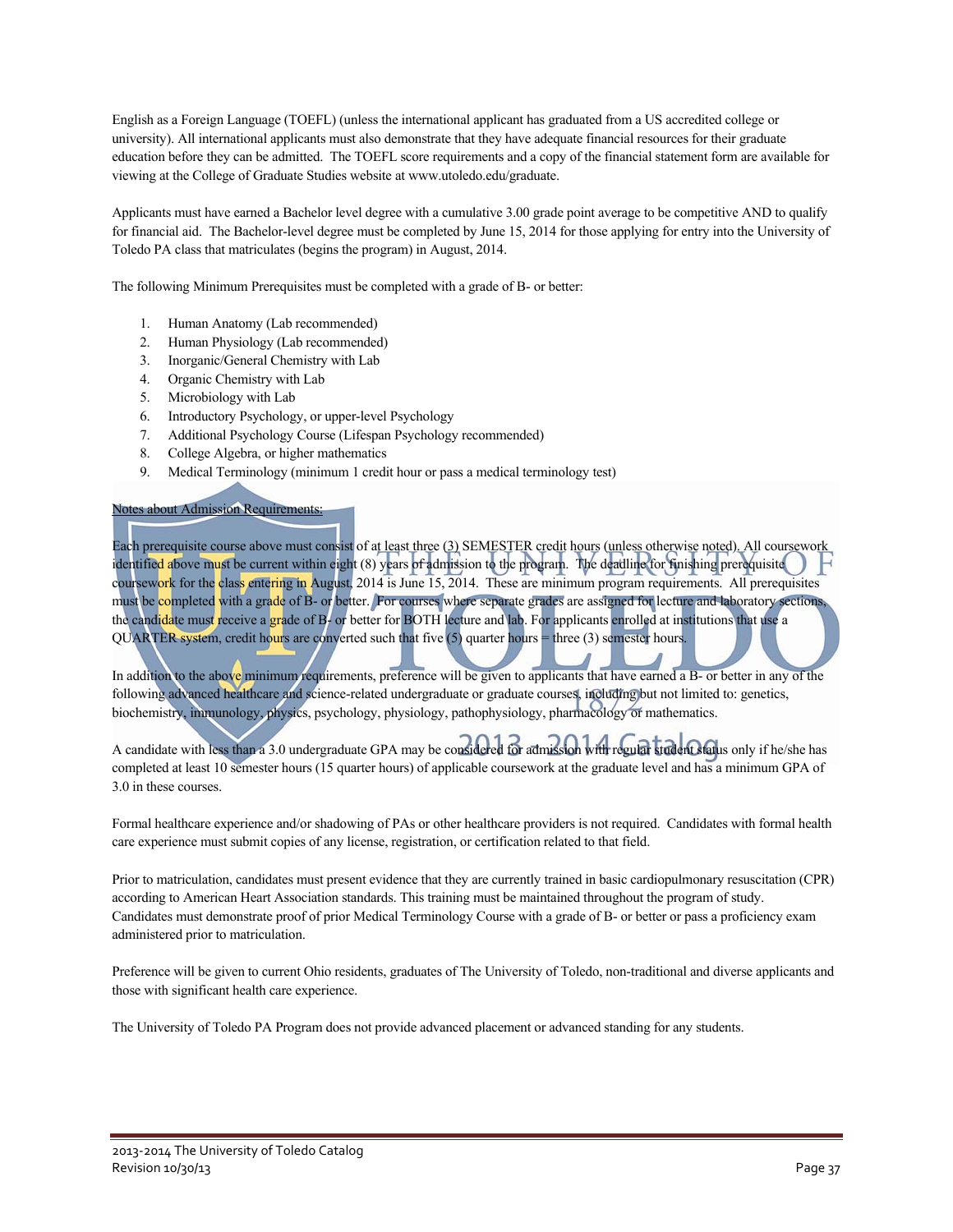English as a Foreign Language (TOEFL) (unless the international applicant has graduated from a US accredited college or university). All international applicants must also demonstrate that they have adequate financial resources for their graduate education before they can be admitted. The TOEFL score requirements and a copy of the financial statement form are available for viewing at the College of Graduate Studies website at www.utoledo.edu/graduate.

Applicants must have earned a Bachelor level degree with a cumulative 3.00 grade point average to be competitive AND to qualify for financial aid. The Bachelor-level degree must be completed by June 15, 2014 for those applying for entry into the University of Toledo PA class that matriculates (begins the program) in August, 2014.

The following Minimum Prerequisites must be completed with a grade of B- or better:

1. Human Anatomy (Lab recommended)
2. Human Physiology (Lab recommended)
3. Inorganic/General Chemistry with Lab
4. Organic Chemistry with Lab
5. Microbiology with Lab
6. Introductory Psychology, or upper-level Psychology
7. Additional Psychology Course (Lifespan Psychology recommended)
8. College Algebra, or higher mathematics
9. Medical Terminology (minimum 1 credit hour or pass a medical terminology test)

Notes about Admission Requirements:

Each prerequisite course above must consist of at least three (3) SEMESTER credit hours (unless otherwise noted). All coursework identified above must be current within eight (8) years of admission to the program. The deadline for finishing prerequisite coursework for the class entering in August, 2014 is June 15, 2014. These are minimum program requirements. All prerequisites must be completed with a grade of B- or better. For courses where separate grades are assigned for lecture and laboratory sections, the candidate must receive a grade of B- or better for BOTH lecture and lab. For applicants enrolled at institutions that use a QUARTER system, credit hours are converted such that five (5) quarter hours = three (3) semester hours.

In addition to the above minimum requirements, preference will be given to applicants that have earned a B- or better in any of the following advanced healthcare and science-related undergraduate or graduate courses, including but not limited to: genetics, biochemistry, immunology, physics, psychology, physiology, pathophysiology, pharmacology or mathematics.

A candidate with less than a 3.0 undergraduate GPA may be considered for admission with regular student status only if he/she has completed at least 10 semester hours (15 quarter hours) of applicable coursework at the graduate level and has a minimum GPA of 3.0 in these courses.

Formal healthcare experience and/or shadowing of PAs or other healthcare providers is not required. Candidates with formal health care experience must submit copies of any license, registration, or certification related to that field.

Prior to matriculation, candidates must present evidence that they are currently trained in basic cardiopulmonary resuscitation (CPR) according to American Heart Association standards. This training must be maintained throughout the program of study. Candidates must demonstrate proof of prior Medical Terminology Course with a grade of B- or better or pass a proficiency exam administered prior to matriculation.

Preference will be given to current Ohio residents, graduates of The University of Toledo, non-traditional and diverse applicants and those with significant health care experience.

The University of Toledo PA Program does not provide advanced placement or advanced standing for any students.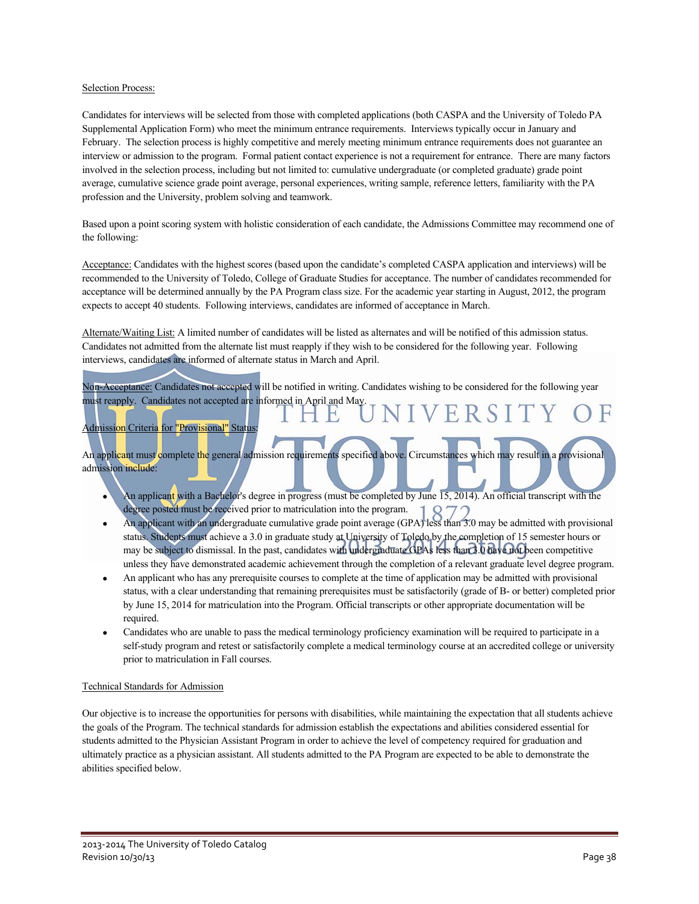Selection Process:

Candidates for interviews will be selected from those with completed applications (both CASPA and the University of Toledo PA Supplemental Application Form) who meet the minimum entrance requirements. Interviews typically occur in January and February. The selection process is highly competitive and merely meeting minimum entrance requirements does not guarantee an interview or admission to the program. Formal patient contact experience is not a requirement for entrance. There are many factors involved in the selection process, including but not limited to: cumulative undergraduate (or completed graduate) grade point average, cumulative science grade point average, personal experiences, writing sample, reference letters, familiarity with the PA profession and the University, problem solving and teamwork.

Based upon a point scoring system with holistic consideration of each candidate, the Admissions Committee may recommend one of the following:

Acceptance: Candidates with the highest scores (based upon the candidate's completed CASPA application and interviews) will be recommended to the University of Toledo, College of Graduate Studies for acceptance. The number of candidates recommended for acceptance will be determined annually by the PA Program class size. For the academic year starting in August, 2012, the program expects to accept 40 students. Following interviews, candidates are informed of acceptance in March.

Alternate/Waiting List: A limited number of candidates will be listed as alternates and will be notified of this admission status. Candidates not admitted from the alternate list must reapply if they wish to be considered for the following year. Following interviews, candidates are informed of alternate status in March and April.

Non-Acceptance: Candidates not accepted will be notified in writing. Candidates wishing to be considered for the following year must reapply. Candidates not accepted are informed in April and May.

Admission Criteria for "Provisional" Status:

An applicant must complete the general admission requirements specified above. Circumstances which may result in a provisional admission include:

- An applicant with a Bachelor's degree in progress (must be completed by June 15, 2014). An official transcript with the degree posted must be received prior to matriculation into the program.
- An applicant with an undergraduate cumulative grade point average (GPA) less than 3.0 may be admitted with provisional status. Students must achieve a 3.0 in graduate study at University of Toledo by the completion of 15 semester hours or may be subject to dismissal. In the past, candidates with undergraduate GPAs less than 3.0 have not been competitive unless they have demonstrated academic achievement through the completion of a relevant graduate level degree program.
- An applicant who has any prerequisite courses to complete at the time of application may be admitted with provisional status, with a clear understanding that remaining prerequisites must be satisfactorily (grade of B- or better) completed prior by June 15, 2014 for matriculation into the Program. Official transcripts or other appropriate documentation will be required.
- Candidates who are unable to pass the medical terminology proficiency examination will be required to participate in a self-study program and retest or satisfactorily complete a medical terminology course at an accredited college or university prior to matriculation in Fall courses.

Technical Standards for Admission

Our objective is to increase the opportunities for persons with disabilities, while maintaining the expectation that all students achieve the goals of the Program. The technical standards for admission establish the expectations and abilities considered essential for students admitted to the Physician Assistant Program in order to achieve the level of competency required for graduation and ultimately practice as a physician assistant. All students admitted to the PA Program are expected to be able to demonstrate the abilities specified below.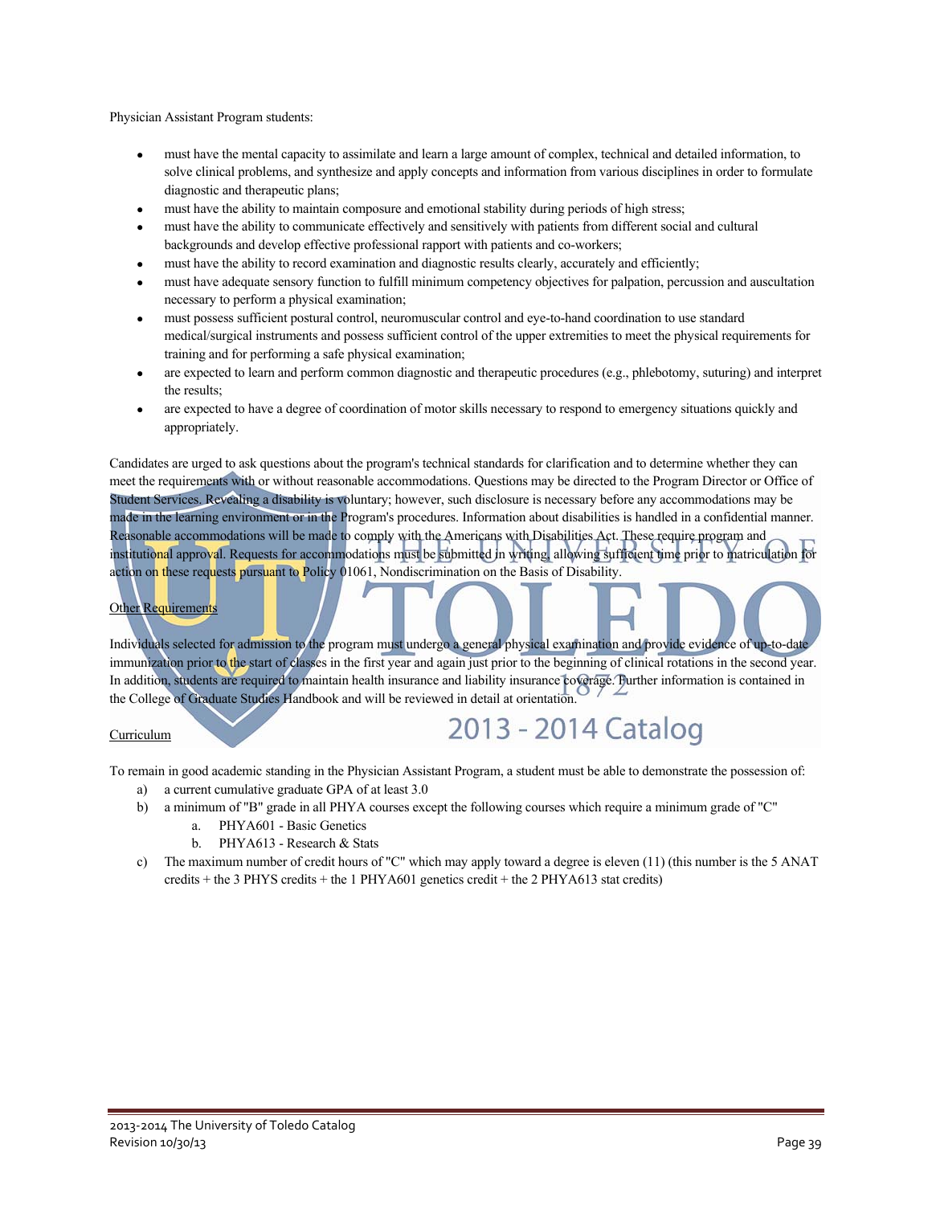Physician Assistant Program students:

- must have the mental capacity to assimilate and learn a large amount of complex, technical and detailed information, to solve clinical problems, and synthesize and apply concepts and information from various disciplines in order to formulate diagnostic and therapeutic plans;
- must have the ability to maintain composure and emotional stability during periods of high stress;
- must have the ability to communicate effectively and sensitively with patients from different social and cultural backgrounds and develop effective professional rapport with patients and co-workers;
- must have the ability to record examination and diagnostic results clearly, accurately and efficiently;
- must have adequate sensory function to fulfill minimum competency objectives for palpation, percussion and auscultation necessary to perform a physical examination;
- must possess sufficient postural control, neuromuscular control and eye-to-hand coordination to use standard medical/surgical instruments and possess sufficient control of the upper extremities to meet the physical requirements for training and for performing a safe physical examination;
- are expected to learn and perform common diagnostic and therapeutic procedures (e.g., phlebotomy, suturing) and interpret the results;
- are expected to have a degree of coordination of motor skills necessary to respond to emergency situations quickly and appropriately.

Candidates are urged to ask questions about the program's technical standards for clarification and to determine whether they can meet the requirements with or without reasonable accommodations. Questions may be directed to the Program Director or Office of Student Services. Revealing a disability is voluntary; however, such disclosure is necessary before any accommodations may be made in the learning environment or in the Program's procedures. Information about disabilities is handled in a confidential manner. Reasonable accommodations will be made to comply with the Americans with Disabilities Act. These require program and institutional approval. Requests for accommodations must be submitted in writing, allowing sufficient time prior to matriculation for action on these requests pursuant to Policy 01061, Nondiscrimination on the Basis of Disability.

Other Requirements

Individuals selected for admission to the program must undergo a general physical examination and provide evidence of up-to-date immunization prior to the start of classes in the first year and again just prior to the beginning of clinical rotations in the second year. In addition, students are required to maintain health insurance and liability insurance coverage. Further information is contained in the College of Graduate Studies Handbook and will be reviewed in detail at orientation.

Curriculum

To remain in good academic standing in the Physician Assistant Program, a student must be able to demonstrate the possession of:

a) a current cumulative graduate GPA of at least 3.0
b) a minimum of "B" grade in all PHYA courses except the following courses which require a minimum grade of "C"
   a. PHYA601 - Basic Genetics
   b. PHYA613 - Research & Stats
c) The maximum number of credit hours of "C" which may apply toward a degree is eleven (11) (this number is the 5 ANAT credits + the 3 PHYS credits + the 1 PHYA601 genetics credit + the 2 PHYA613 stat credits)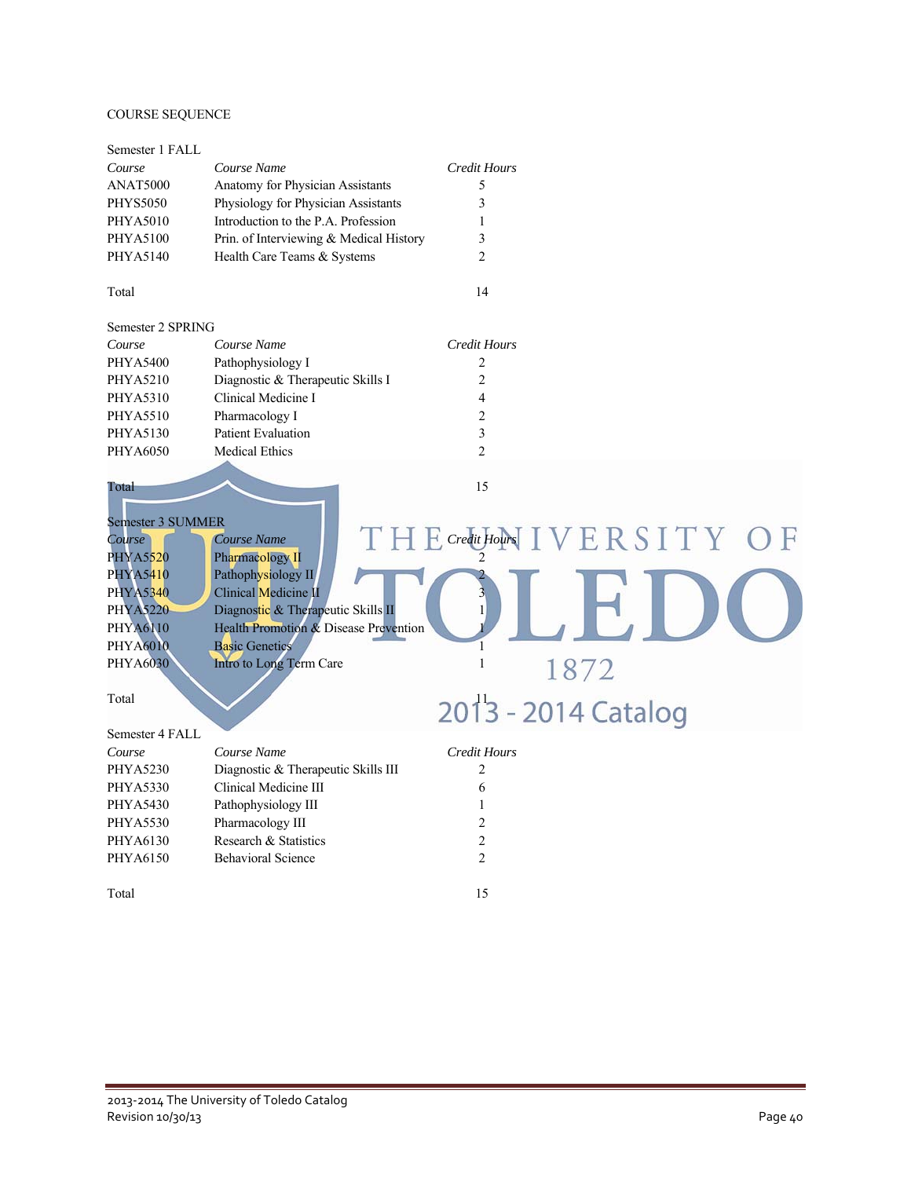COURSE SEQUENCE

Semester 1 FALL

| *Course* | *Course Name* | *Credit Hours* |
|---|---|---|
| ANAT5000 | Anatomy for Physician Assistants | 5 |
| PHYS5050 | Physiology for Physician Assistants | 3 |
| PHYA5010 | Introduction to the P.A. Profession | 1 |
| PHYA5100 | Prin. of Interviewing & Medical History | 3 |
| PHYA5140 | Health Care Teams & Systems | 2 |
| Total | | 14 |

Semester 2 SPRING

| *Course* | *Course Name* | *Credit Hours* |
|---|---|---|
| PHYA5400 | Pathophysiology I | 2 |
| PHYA5210 | Diagnostic & Therapeutic Skills I | 2 |
| PHYA5310 | Clinical Medicine I | 4 |
| PHYA5510 | Pharmacology I | 2 |
| PHYA5130 | Patient Evaluation | 3 |
| PHYA6050 | Medical Ethics | 2 |
| Total | | 15 |

Semester 3 SUMMER

| *Course* | *Course Name* | *Credit Hours* |
|---|---|---|
| PHYA5520 | Pharmacology II | 2 |
| PHYA5410 | Pathophysiology II | 2 |
| PHYA5340 | Clinical Medicine II | 3 |
| PHYA5220 | Diagnostic & Therapeutic Skills II | 1 |
| PHYA6110 | Health Promotion & Disease Prevention | 1 |
| PHYA6010 | Basic Genetics | 1 |
| PHYA6030 | Intro to Long Term Care | 1 |
| Total | | 11 |

Semester 4 FALL

| *Course* | *Course Name* | *Credit Hours* |
|---|---|---|
| PHYA5230 | Diagnostic & Therapeutic Skills III | 2 |
| PHYA5330 | Clinical Medicine III | 6 |
| PHYA5430 | Pathophysiology III | 1 |
| PHYA5530 | Pharmacology III | 2 |
| PHYA6130 | Research & Statistics | 2 |
| PHYA6150 | Behavioral Science | 2 |
| Total | | 15 |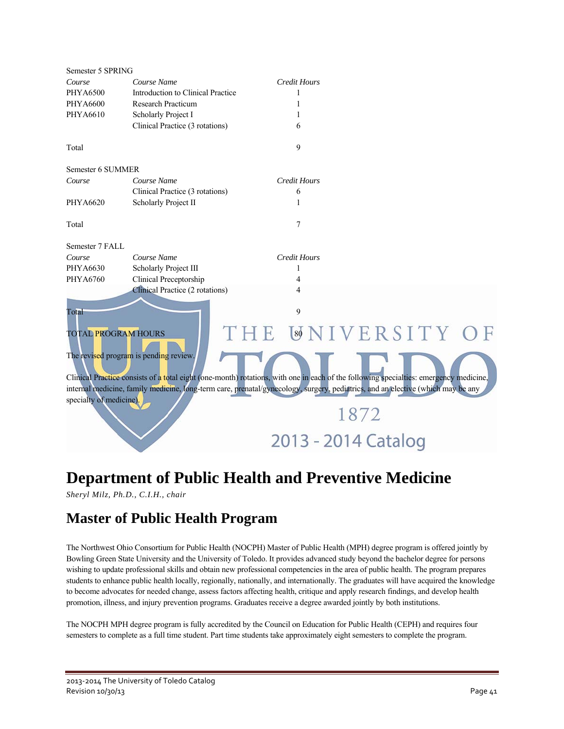Semester 5 SPRING

| Course | Course Name | Credit Hours |
|---|---|---|
| PHYA6500 | Introduction to Clinical Practice | 1 |
| PHYA6600 | Research Practicum | 1 |
| PHYA6610 | Scholarly Project I | 1 |
| | Clinical Practice (3 rotations) | 6 |
| Total | | 9 |

Semester 6 SUMMER

| Course | Course Name | Credit Hours |
|---|---|---|
| | Clinical Practice (3 rotations) | 6 |
| PHYA6620 | Scholarly Project II | 1 |
| Total | | 7 |

Semester 7 FALL

| Course | Course Name | Credit Hours |
|---|---|---|
| PHYA6630 | Scholarly Project III | 1 |
| PHYA6760 | Clinical Preceptorship | 4 |
| | Clinical Practice (2 rotations) | 4 |
| Total | | 9 |

| TOTAL PROGRAM HOURS | | 80 |
|---|---|---|

The revised program is pending review.

Clinical Practice consists of a total eight (one-month) rotations, with one in each of the following specialties: emergency medicine, internal medicine, family medicine, long-term care, prenatal/gynecology, surgery, pediatrics, and an elective (which may be any specialty of medicine).

# Department of Public Health and Preventive Medicine

*Sheryl Milz, Ph.D., C.I.H., chair*

## Master of Public Health Program

The Northwest Ohio Consortium for Public Health (NOCPH) Master of Public Health (MPH) degree program is offered jointly by Bowling Green State University and the University of Toledo. It provides advanced study beyond the bachelor degree for persons wishing to update professional skills and obtain new professional competencies in the area of public health. The program prepares students to enhance public health locally, regionally, nationally, and internationally. The graduates will have acquired the knowledge to become advocates for needed change, assess factors affecting health, critique and apply research findings, and develop health promotion, illness, and injury prevention programs. Graduates receive a degree awarded jointly by both institutions.

The NOCPH MPH degree program is fully accredited by the Council on Education for Public Health (CEPH) and requires four semesters to complete as a full time student. Part time students take approximately eight semesters to complete the program.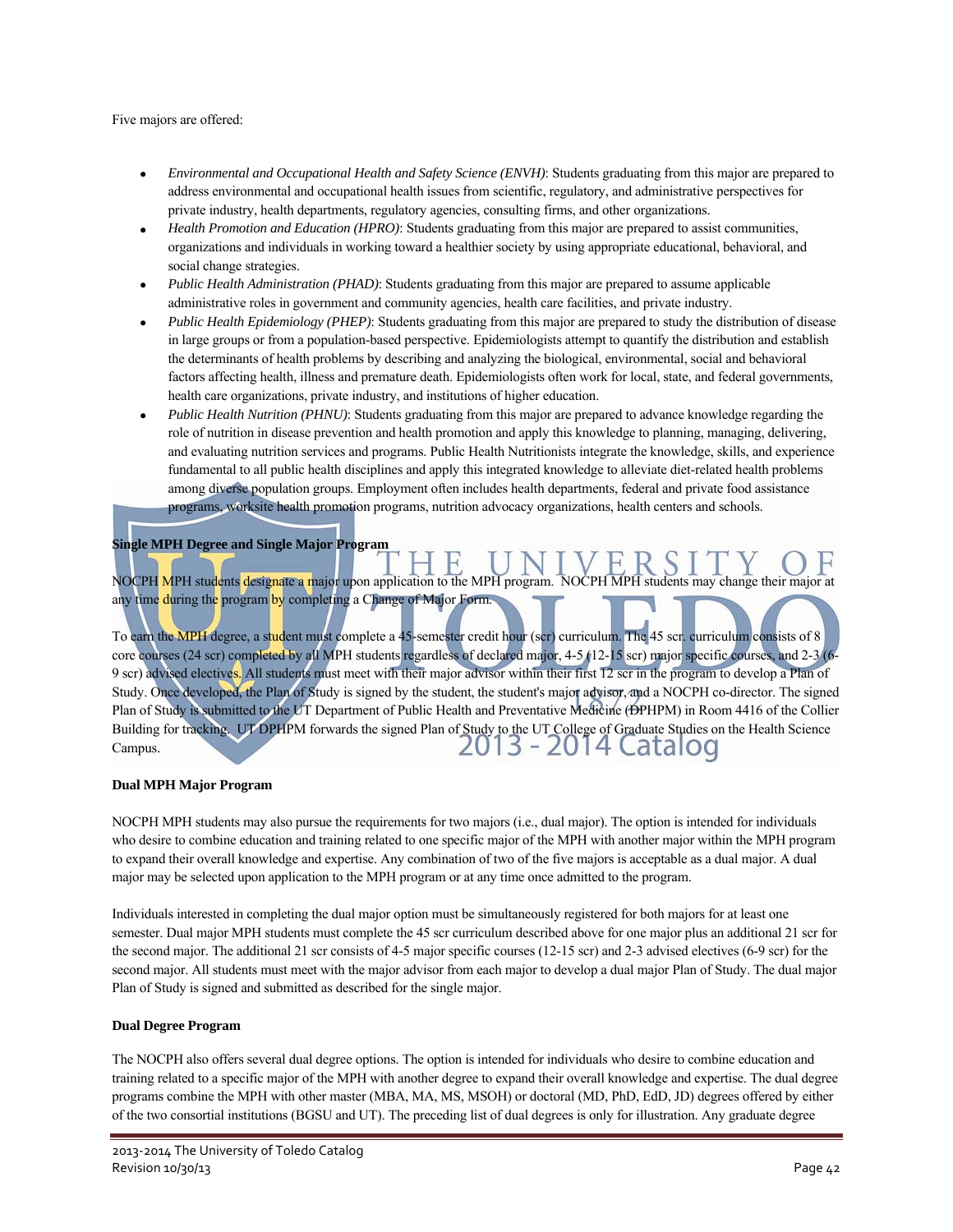Five majors are offered:

- *Environmental and Occupational Health and Safety Science (ENVH)*: Students graduating from this major are prepared to address environmental and occupational health issues from scientific, regulatory, and administrative perspectives for private industry, health departments, regulatory agencies, consulting firms, and other organizations.
- *Health Promotion and Education (HPRO)*: Students graduating from this major are prepared to assist communities, organizations and individuals in working toward a healthier society by using appropriate educational, behavioral, and social change strategies.
- *Public Health Administration (PHAD)*: Students graduating from this major are prepared to assume applicable administrative roles in government and community agencies, health care facilities, and private industry.
- *Public Health Epidemiology (PHEP)*: Students graduating from this major are prepared to study the distribution of disease in large groups or from a population-based perspective. Epidemiologists attempt to quantify the distribution and establish the determinants of health problems by describing and analyzing the biological, environmental, social and behavioral factors affecting health, illness and premature death. Epidemiologists often work for local, state, and federal governments, health care organizations, private industry, and institutions of higher education.
- *Public Health Nutrition (PHNU)*: Students graduating from this major are prepared to advance knowledge regarding the role of nutrition in disease prevention and health promotion and apply this knowledge to planning, managing, delivering, and evaluating nutrition services and programs. Public Health Nutritionists integrate the knowledge, skills, and experience fundamental to all public health disciplines and apply this integrated knowledge to alleviate diet-related health problems among diverse population groups. Employment often includes health departments, federal and private food assistance programs, worksite health promotion programs, nutrition advocacy organizations, health centers and schools.

**Single MPH Degree and Single Major Program**

NOCPH MPH students designate a major upon application to the MPH program. NOCPH MPH students may change their major at any time during the program by completing a Change of Major Form.

To earn the MPH degree, a student must complete a 45-semester credit hour (scr) curriculum. The 45 scr. curriculum consists of 8 core courses (24 scr) completed by all MPH students regardless of declared major, 4-5 (12-15 scr) major specific courses, and 2-3 (6-9 scr) advised electives. All students must meet with their major advisor within their first 12 scr in the program to develop a Plan of Study. Once developed, the Plan of Study is signed by the student, the student's major advisor, and a NOCPH co-director. The signed Plan of Study is submitted to the UT Department of Public Health and Preventative Medicine (DPHPM) in Room 4416 of the Collier Building for tracking. UT DPHPM forwards the signed Plan of Study to the UT College of Graduate Studies on the Health Science Campus.

**Dual MPH Major Program**

NOCPH MPH students may also pursue the requirements for two majors (i.e., dual major). The option is intended for individuals who desire to combine education and training related to one specific major of the MPH with another major within the MPH program to expand their overall knowledge and expertise. Any combination of two of the five majors is acceptable as a dual major. A dual major may be selected upon application to the MPH program or at any time once admitted to the program.

Individuals interested in completing the dual major option must be simultaneously registered for both majors for at least one semester. Dual major MPH students must complete the 45 scr curriculum described above for one major plus an additional 21 scr for the second major. The additional 21 scr consists of 4-5 major specific courses (12-15 scr) and 2-3 advised electives (6-9 scr) for the second major. All students must meet with the major advisor from each major to develop a dual major Plan of Study. The dual major Plan of Study is signed and submitted as described for the single major.

**Dual Degree Program**

The NOCPH also offers several dual degree options. The option is intended for individuals who desire to combine education and training related to a specific major of the MPH with another degree to expand their overall knowledge and expertise. The dual degree programs combine the MPH with other master (MBA, MA, MS, MSOH) or doctoral (MD, PhD, EdD, JD) degrees offered by either of the two consortial institutions (BGSU and UT). The preceding list of dual degrees is only for illustration. Any graduate degree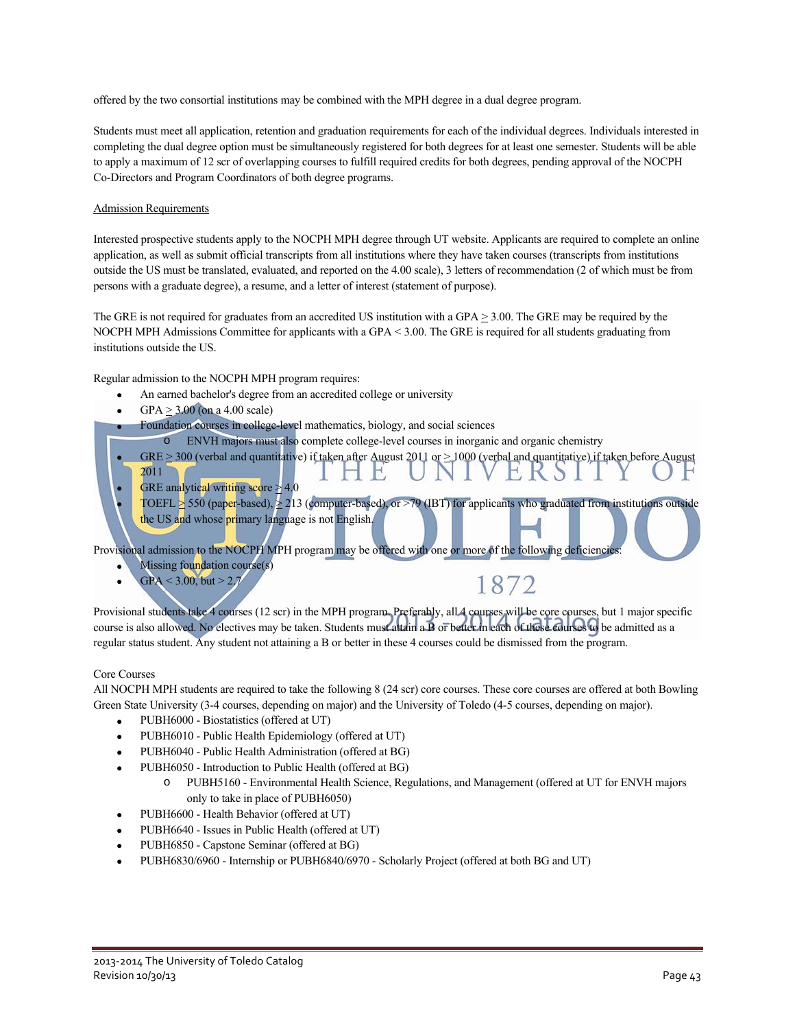offered by the two consortial institutions may be combined with the MPH degree in a dual degree program.

Students must meet all application, retention and graduation requirements for each of the individual degrees. Individuals interested in completing the dual degree option must be simultaneously registered for both degrees for at least one semester. Students will be able to apply a maximum of 12 scr of overlapping courses to fulfill required credits for both degrees, pending approval of the NOCPH Co-Directors and Program Coordinators of both degree programs.

Admission Requirements

Interested prospective students apply to the NOCPH MPH degree through UT website. Applicants are required to complete an online application, as well as submit official transcripts from all institutions where they have taken courses (transcripts from institutions outside the US must be translated, evaluated, and reported on the 4.00 scale), 3 letters of recommendation (2 of which must be from persons with a graduate degree), a resume, and a letter of interest (statement of purpose).

The GRE is not required for graduates from an accredited US institution with a GPA $\geq$ 3.00. The GRE may be required by the NOCPH MPH Admissions Committee for applicants with a GPA < 3.00. The GRE is required for all students graduating from institutions outside the US.

Regular admission to the NOCPH MPH program requires:

- An earned bachelor's degree from an accredited college or university
- GPA $\geq$ 3.00 (on a 4.00 scale)
- Foundation courses in college-level mathematics, biology, and social sciences
  - ENVH majors must also complete college-level courses in inorganic and organic chemistry
- GRE $\geq$ 300 (verbal and quantitative) if taken after August 2011 or $\geq$ 1000 (verbal and quantitative) if taken before August 2011
- GRE analytical writing score $\geq$ 4.0
- TOEFL $\geq$ 550 (paper-based), $\geq$ 213 (computer-based), or >79 (IBT) for applicants who graduated from institutions outside the US and whose primary language is not English.

Provisional admission to the NOCPH MPH program may be offered with one or more of the following deficiencies:

- Missing foundation course(s)
- GPA < 3.00, but > 2.7

Provisional students take 4 courses (12 scr) in the MPH program. Preferably, all 4 courses will be core courses, but 1 major specific course is also allowed. No electives may be taken. Students must attain a B or better in each of these courses to be admitted as a regular status student. Any student not attaining a B or better in these 4 courses could be dismissed from the program.

Core Courses

All NOCPH MPH students are required to take the following 8 (24 scr) core courses. These core courses are offered at both Bowling Green State University (3-4 courses, depending on major) and the University of Toledo (4-5 courses, depending on major).

- PUBH6000 - Biostatistics (offered at UT)
- PUBH6010 - Public Health Epidemiology (offered at UT)
- PUBH6040 - Public Health Administration (offered at BG)
- PUBH6050 - Introduction to Public Health (offered at BG)
  - PUBH5160 - Environmental Health Science, Regulations, and Management (offered at UT for ENVH majors only to take in place of PUBH6050)
- PUBH6600 - Health Behavior (offered at UT)
- PUBH6640 - Issues in Public Health (offered at UT)
- PUBH6850 - Capstone Seminar (offered at BG)
- PUBH6830/6960 - Internship or PUBH6840/6970 - Scholarly Project (offered at both BG and UT)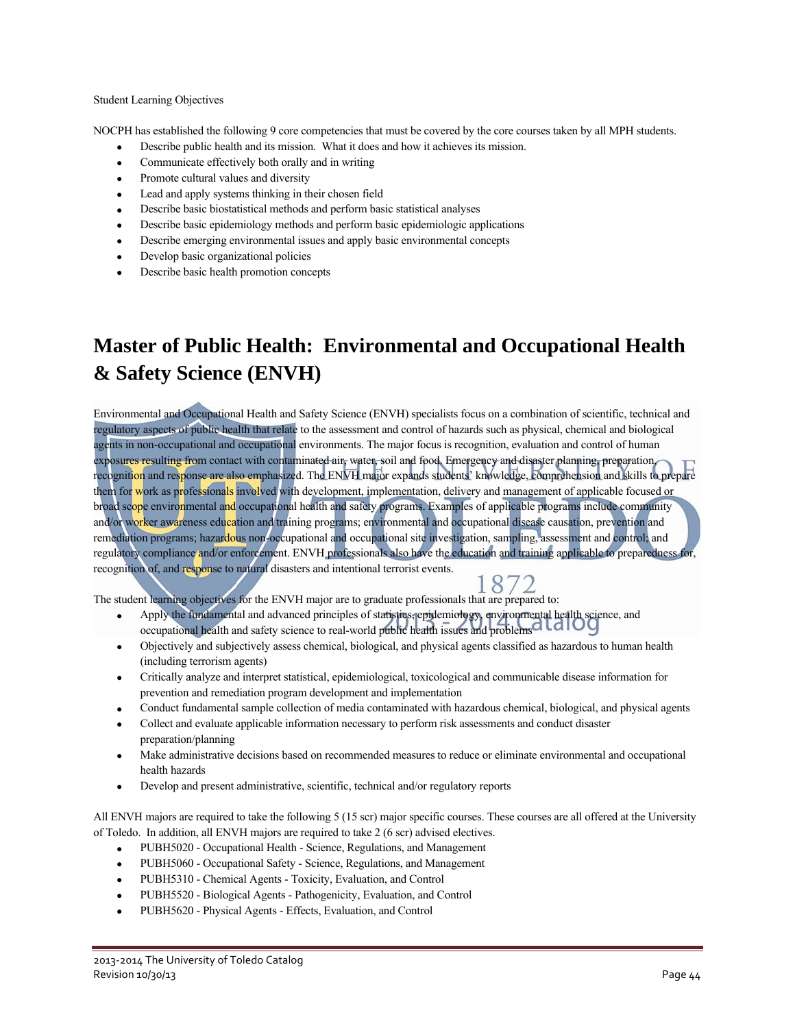Student Learning Objectives

NOCPH has established the following 9 core competencies that must be covered by the core courses taken by all MPH students.

- Describe public health and its mission. What it does and how it achieves its mission.
- Communicate effectively both orally and in writing
- Promote cultural values and diversity
- Lead and apply systems thinking in their chosen field
- Describe basic biostatistical methods and perform basic statistical analyses
- Describe basic epidemiology methods and perform basic epidemiologic applications
- Describe emerging environmental issues and apply basic environmental concepts
- Develop basic organizational policies
- Describe basic health promotion concepts

# Master of Public Health: Environmental and Occupational Health & Safety Science (ENVH)

Environmental and Occupational Health and Safety Science (ENVH) specialists focus on a combination of scientific, technical and regulatory aspects of public health that relate to the assessment and control of hazards such as physical, chemical and biological agents in non-occupational and occupational environments. The major focus is recognition, evaluation and control of human exposures resulting from contact with contaminated air, water, soil and food. Emergency and disaster planning, preparation, recognition and response are also emphasized. The ENVH major expands students' knowledge, comprehension and skills to prepare them for work as professionals involved with development, implementation, delivery and management of applicable focused or broad scope environmental and occupational health and safety programs. Examples of applicable programs include community and/or worker awareness education and training programs; environmental and occupational disease causation, prevention and remediation programs; hazardous non-occupational and occupational site investigation, sampling, assessment and control; and regulatory compliance and/or enforcement. ENVH professionals also have the education and training applicable to preparedness for, recognition of, and response to natural disasters and intentional terrorist events.

The student learning objectives for the ENVH major are to graduate professionals that are prepared to:

- Apply the fundamental and advanced principles of statistics, epidemiology, environmental health science, and occupational health and safety science to real-world public health issues and problems
- Objectively and subjectively assess chemical, biological, and physical agents classified as hazardous to human health (including terrorism agents)
- Critically analyze and interpret statistical, epidemiological, toxicological and communicable disease information for prevention and remediation program development and implementation
- Conduct fundamental sample collection of media contaminated with hazardous chemical, biological, and physical agents
- Collect and evaluate applicable information necessary to perform risk assessments and conduct disaster preparation/planning
- Make administrative decisions based on recommended measures to reduce or eliminate environmental and occupational health hazards
- Develop and present administrative, scientific, technical and/or regulatory reports

All ENVH majors are required to take the following 5 (15 scr) major specific courses. These courses are all offered at the University of Toledo. In addition, all ENVH majors are required to take 2 (6 scr) advised electives.

- PUBH5020 - Occupational Health - Science, Regulations, and Management
- PUBH5060 - Occupational Safety - Science, Regulations, and Management
- PUBH5310 - Chemical Agents - Toxicity, Evaluation, and Control
- PUBH5520 - Biological Agents - Pathogenicity, Evaluation, and Control
- PUBH5620 - Physical Agents - Effects, Evaluation, and Control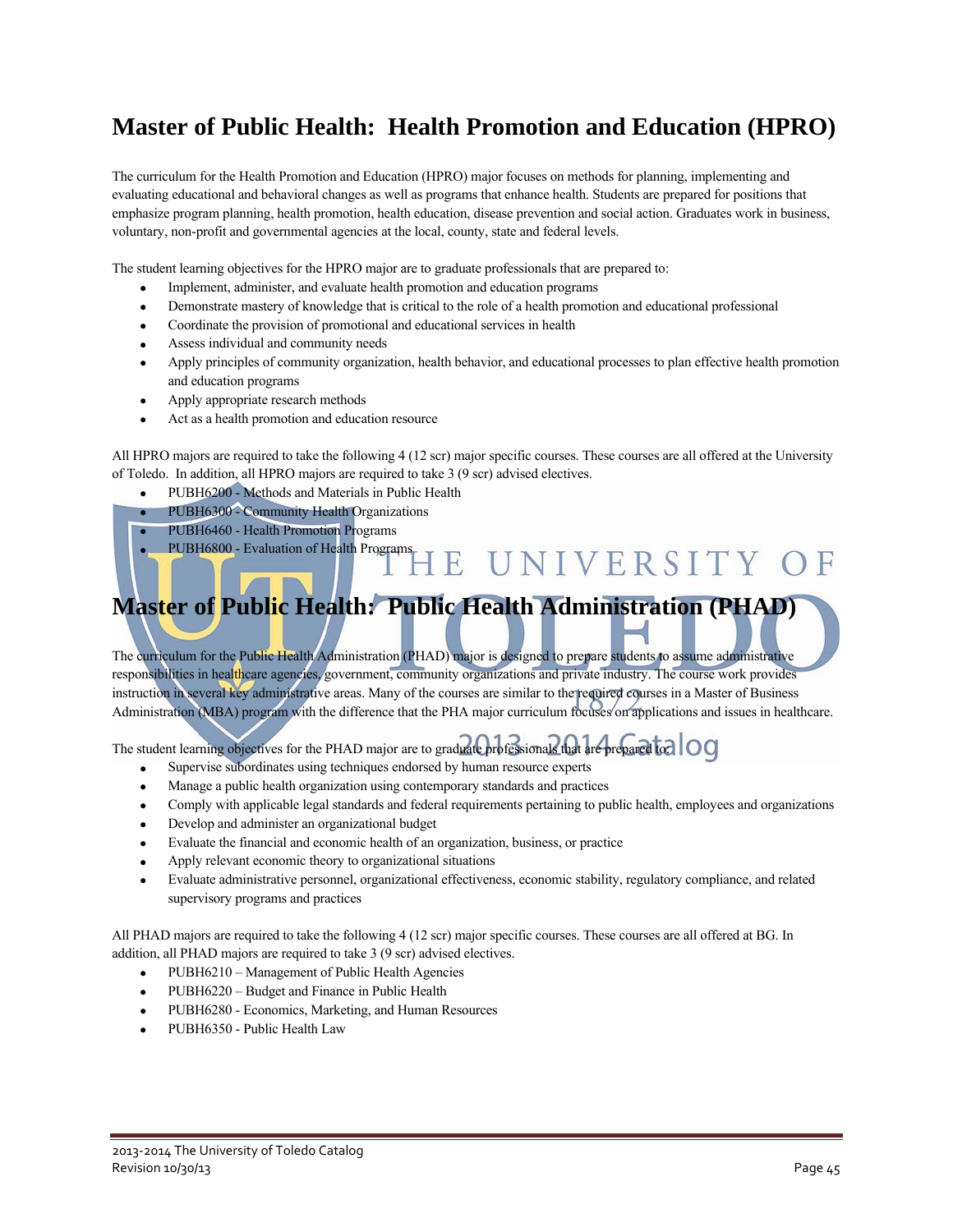## Master of Public Health: Health Promotion and Education (HPRO)

The curriculum for the Health Promotion and Education (HPRO) major focuses on methods for planning, implementing and evaluating educational and behavioral changes as well as programs that enhance health. Students are prepared for positions that emphasize program planning, health promotion, health education, disease prevention and social action. Graduates work in business, voluntary, non-profit and governmental agencies at the local, county, state and federal levels.

The student learning objectives for the HPRO major are to graduate professionals that are prepared to:

- Implement, administer, and evaluate health promotion and education programs
- Demonstrate mastery of knowledge that is critical to the role of a health promotion and educational professional
- Coordinate the provision of promotional and educational services in health
- Assess individual and community needs
- Apply principles of community organization, health behavior, and educational processes to plan effective health promotion and education programs
- Apply appropriate research methods
- Act as a health promotion and education resource

All HPRO majors are required to take the following 4 (12 scr) major specific courses. These courses are all offered at the University of Toledo. In addition, all HPRO majors are required to take 3 (9 scr) advised electives.

- PUBH6200 - Methods and Materials in Public Health
- PUBH6300 - Community Health Organizations
- PUBH6460 - Health Promotion Programs
- PUBH6800 - Evaluation of Health Programs

## Master of Public Health: Public Health Administration (PHAD)

The curriculum for the Public Health Administration (PHAD) major is designed to prepare students to assume administrative responsibilities in healthcare agencies, government, community organizations and private industry. The course work provides instruction in several key administrative areas. Many of the courses are similar to the required courses in a Master of Business Administration (MBA) program with the difference that the PHA major curriculum focuses on applications and issues in healthcare.

The student learning objectives for the PHAD major are to graduate professionals that are prepared to:

- Supervise subordinates using techniques endorsed by human resource experts
- Manage a public health organization using contemporary standards and practices
- Comply with applicable legal standards and federal requirements pertaining to public health, employees and organizations
- Develop and administer an organizational budget
- Evaluate the financial and economic health of an organization, business, or practice
- Apply relevant economic theory to organizational situations
- Evaluate administrative personnel, organizational effectiveness, economic stability, regulatory compliance, and related supervisory programs and practices

All PHAD majors are required to take the following 4 (12 scr) major specific courses. These courses are all offered at BG. In addition, all PHAD majors are required to take 3 (9 scr) advised electives.

- PUBH6210 – Management of Public Health Agencies
- PUBH6220 – Budget and Finance in Public Health
- PUBH6280 - Economics, Marketing, and Human Resources
- PUBH6350 - Public Health Law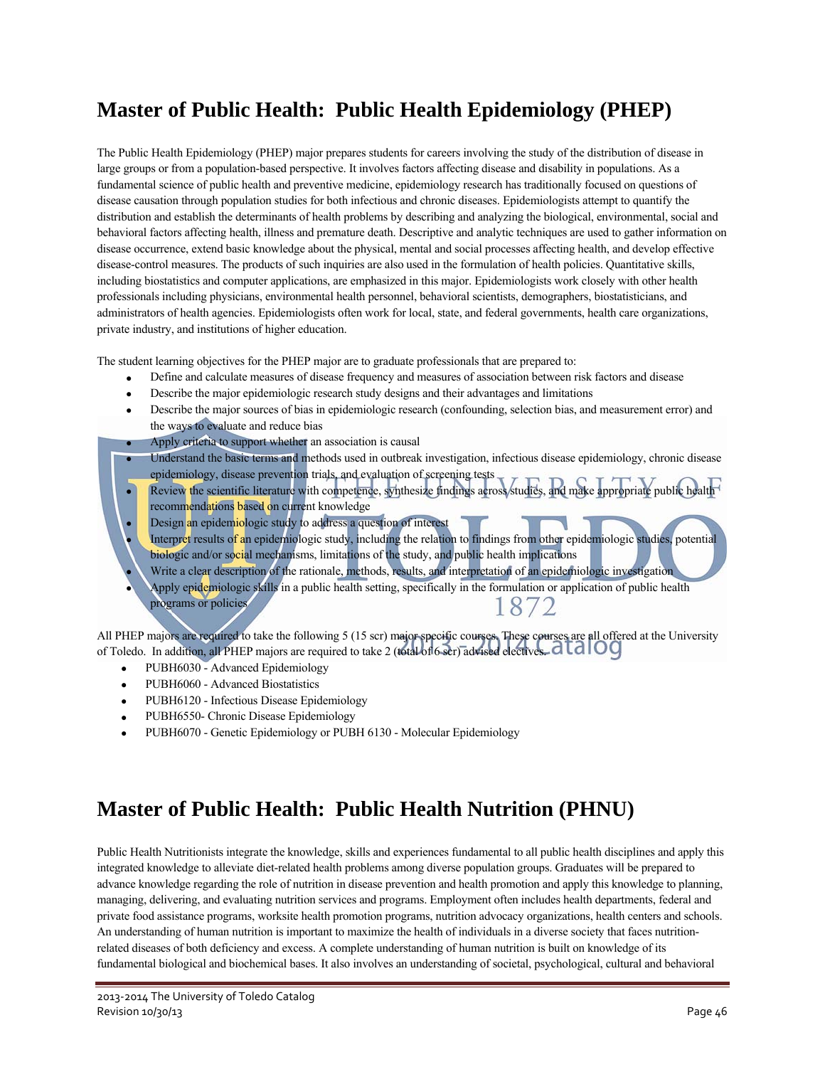## Master of Public Health: Public Health Epidemiology (PHEP)

The Public Health Epidemiology (PHEP) major prepares students for careers involving the study of the distribution of disease in large groups or from a population-based perspective. It involves factors affecting disease and disability in populations. As a fundamental science of public health and preventive medicine, epidemiology research has traditionally focused on questions of disease causation through population studies for both infectious and chronic diseases. Epidemiologists attempt to quantify the distribution and establish the determinants of health problems by describing and analyzing the biological, environmental, social and behavioral factors affecting health, illness and premature death. Descriptive and analytic techniques are used to gather information on disease occurrence, extend basic knowledge about the physical, mental and social processes affecting health, and develop effective disease-control measures. The products of such inquiries are also used in the formulation of health policies. Quantitative skills, including biostatistics and computer applications, are emphasized in this major. Epidemiologists work closely with other health professionals including physicians, environmental health personnel, behavioral scientists, demographers, biostatisticians, and administrators of health agencies. Epidemiologists often work for local, state, and federal governments, health care organizations, private industry, and institutions of higher education.

The student learning objectives for the PHEP major are to graduate professionals that are prepared to:

- Define and calculate measures of disease frequency and measures of association between risk factors and disease
- Describe the major epidemiologic research study designs and their advantages and limitations
- Describe the major sources of bias in epidemiologic research (confounding, selection bias, and measurement error) and the ways to evaluate and reduce bias
- Apply criteria to support whether an association is causal
- Understand the basic terms and methods used in outbreak investigation, infectious disease epidemiology, chronic disease epidemiology, disease prevention trials, and evaluation of screening tests
- Review the scientific literature with competence, synthesize findings across studies, and make appropriate public health recommendations based on current knowledge
- Design an epidemiologic study to address a question of interest
- Interpret results of an epidemiologic study, including the relation to findings from other epidemiologic studies, potential biologic and/or social mechanisms, limitations of the study, and public health implications
- Write a clear description of the rationale, methods, results, and interpretation of an epidemiologic investigation
- Apply epidemiologic skills in a public health setting, specifically in the formulation or application of public health programs or policies

All PHEP majors are required to take the following 5 (15 scr) major specific courses. These courses are all offered at the University of Toledo. In addition, all PHEP majors are required to take 2 (total of 6 scr) advised electives.

- PUBH6030 - Advanced Epidemiology
- PUBH6060 - Advanced Biostatistics
- PUBH6120 - Infectious Disease Epidemiology
- PUBH6550- Chronic Disease Epidemiology
- PUBH6070 - Genetic Epidemiology or PUBH 6130 - Molecular Epidemiology

## Master of Public Health: Public Health Nutrition (PHNU)

Public Health Nutritionists integrate the knowledge, skills and experiences fundamental to all public health disciplines and apply this integrated knowledge to alleviate diet-related health problems among diverse population groups. Graduates will be prepared to advance knowledge regarding the role of nutrition in disease prevention and health promotion and apply this knowledge to planning, managing, delivering, and evaluating nutrition services and programs. Employment often includes health departments, federal and private food assistance programs, worksite health promotion programs, nutrition advocacy organizations, health centers and schools. An understanding of human nutrition is important to maximize the health of individuals in a diverse society that faces nutrition-related diseases of both deficiency and excess. A complete understanding of human nutrition is built on knowledge of its fundamental biological and biochemical bases. It also involves an understanding of societal, psychological, cultural and behavioral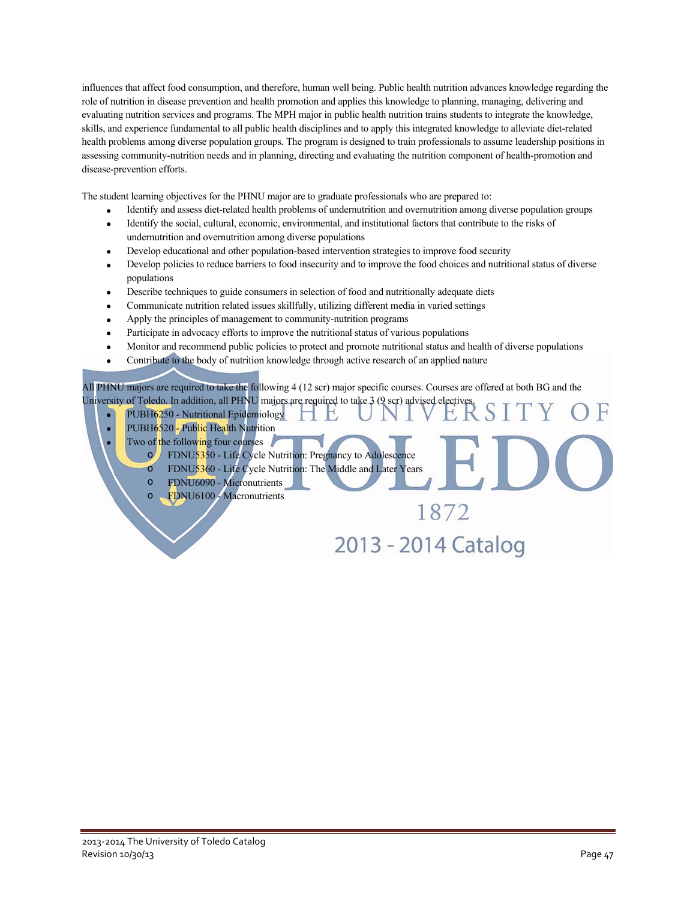influences that affect food consumption, and therefore, human well being. Public health nutrition advances knowledge regarding the role of nutrition in disease prevention and health promotion and applies this knowledge to planning, managing, delivering and evaluating nutrition services and programs. The MPH major in public health nutrition trains students to integrate the knowledge, skills, and experience fundamental to all public health disciplines and to apply this integrated knowledge to alleviate diet-related health problems among diverse population groups. The program is designed to train professionals to assume leadership positions in assessing community-nutrition needs and in planning, directing and evaluating the nutrition component of health-promotion and disease-prevention efforts.

The student learning objectives for the PHNU major are to graduate professionals who are prepared to:

- Identify and assess diet-related health problems of undernutrition and overnutrition among diverse population groups
- Identify the social, cultural, economic, environmental, and institutional factors that contribute to the risks of undernutrition and overnutrition among diverse populations
- Develop educational and other population-based intervention strategies to improve food security
- Develop policies to reduce barriers to food insecurity and to improve the food choices and nutritional status of diverse populations
- Describe techniques to guide consumers in selection of food and nutritionally adequate diets
- Communicate nutrition related issues skillfully, utilizing different media in varied settings
- Apply the principles of management to community-nutrition programs
- Participate in advocacy efforts to improve the nutritional status of various populations
- Monitor and recommend public policies to protect and promote nutritional status and health of diverse populations
- Contribute to the body of nutrition knowledge through active research of an applied nature

All PHNU majors are required to take the following 4 (12 scr) major specific courses. Courses are offered at both BG and the University of Toledo. In addition, all PHNU majors are required to take 3 (9 scr) advised electives.

- PUBH6250 - Nutritional Epidemiology
- PUBH6520 - Public Health Nutrition
- Two of the following four courses
  - FDNU5350 - Life Cycle Nutrition: Pregnancy to Adolescence
  - FDNU5360 - Life Cycle Nutrition: The Middle and Later Years
  - FDNU6090 - Micronutrients
  - FDNU6100 - Macronutrients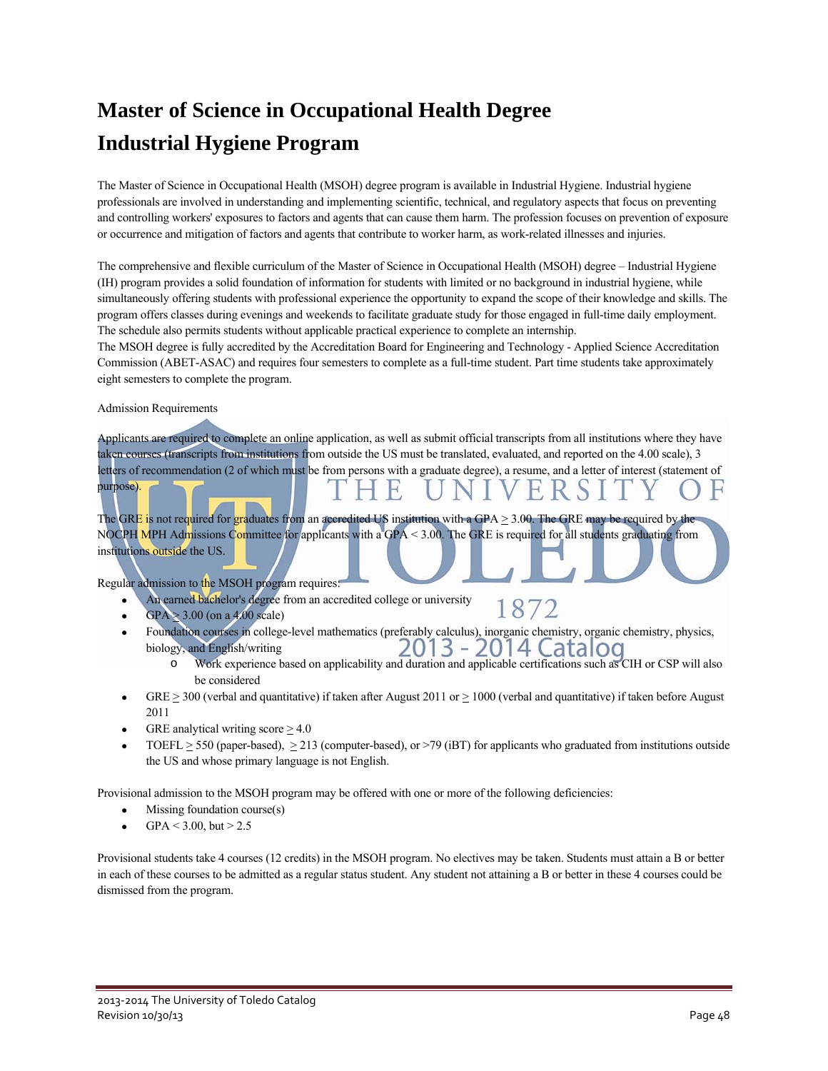# Master of Science in Occupational Health Degree

# Industrial Hygiene Program

The Master of Science in Occupational Health (MSOH) degree program is available in Industrial Hygiene. Industrial hygiene professionals are involved in understanding and implementing scientific, technical, and regulatory aspects that focus on preventing and controlling workers' exposures to factors and agents that can cause them harm. The profession focuses on prevention of exposure or occurrence and mitigation of factors and agents that contribute to worker harm, as work-related illnesses and injuries.

The comprehensive and flexible curriculum of the Master of Science in Occupational Health (MSOH) degree – Industrial Hygiene (IH) program provides a solid foundation of information for students with limited or no background in industrial hygiene, while simultaneously offering students with professional experience the opportunity to expand the scope of their knowledge and skills. The program offers classes during evenings and weekends to facilitate graduate study for those engaged in full-time daily employment. The schedule also permits students without applicable practical experience to complete an internship.

The MSOH degree is fully accredited by the Accreditation Board for Engineering and Technology - Applied Science Accreditation Commission (ABET-ASAC) and requires four semesters to complete as a full-time student. Part time students take approximately eight semesters to complete the program.

Admission Requirements

Applicants are required to complete an online application, as well as submit official transcripts from all institutions where they have taken courses (transcripts from institutions from outside the US must be translated, evaluated, and reported on the 4.00 scale), 3 letters of recommendation (2 of which must be from persons with a graduate degree), a resume, and a letter of interest (statement of purpose).

The GRE is not required for graduates from an accredited US institution with a GPA ≥ 3.00. The GRE may be required by the NOCPH MPH Admissions Committee for applicants with a GPA < 3.00. The GRE is required for all students graduating from institutions outside the US.

Regular admission to the MSOH program requires:

- An earned bachelor's degree from an accredited college or university
- GPA ≥ 3.00 (on a 4.00 scale)
- Foundation courses in college-level mathematics (preferably calculus), inorganic chemistry, organic chemistry, physics, biology, and English/writing
  - Work experience based on applicability and duration and applicable certifications such as CIH or CSP will also be considered
- GRE ≥ 300 (verbal and quantitative) if taken after August 2011 or ≥ 1000 (verbal and quantitative) if taken before August 2011
- GRE analytical writing score ≥ 4.0
- TOEFL ≥ 550 (paper-based), ≥ 213 (computer-based), or >79 (iBT) for applicants who graduated from institutions outside the US and whose primary language is not English.

Provisional admission to the MSOH program may be offered with one or more of the following deficiencies:

- Missing foundation course(s)
- GPA < 3.00, but > 2.5

Provisional students take 4 courses (12 credits) in the MSOH program. No electives may be taken. Students must attain a B or better in each of these courses to be admitted as a regular status student. Any student not attaining a B or better in these 4 courses could be dismissed from the program.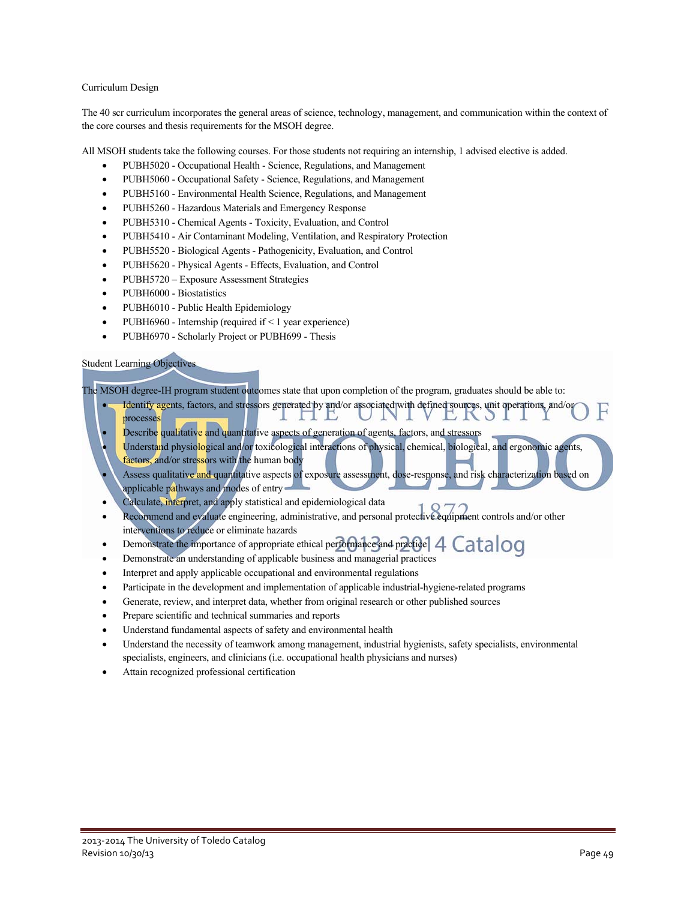Curriculum Design

The 40 scr curriculum incorporates the general areas of science, technology, management, and communication within the context of the core courses and thesis requirements for the MSOH degree.

All MSOH students take the following courses. For those students not requiring an internship, 1 advised elective is added.

- PUBH5020 - Occupational Health - Science, Regulations, and Management
- PUBH5060 - Occupational Safety - Science, Regulations, and Management
- PUBH5160 - Environmental Health Science, Regulations, and Management
- PUBH5260 - Hazardous Materials and Emergency Response
- PUBH5310 - Chemical Agents - Toxicity, Evaluation, and Control
- PUBH5410 - Air Contaminant Modeling, Ventilation, and Respiratory Protection
- PUBH5520 - Biological Agents - Pathogenicity, Evaluation, and Control
- PUBH5620 - Physical Agents - Effects, Evaluation, and Control
- PUBH5720 – Exposure Assessment Strategies
- PUBH6000 - Biostatistics
- PUBH6010 - Public Health Epidemiology
- PUBH6960 - Internship (required if < 1 year experience)
- PUBH6970 - Scholarly Project or PUBH699 - Thesis

Student Learning Objectives

The MSOH degree-IH program student outcomes state that upon completion of the program, graduates should be able to:

- Identify agents, factors, and stressors generated by and/or associated with defined sources, unit operations, and/or processes
- Describe qualitative and quantitative aspects of generation of agents, factors, and stressors
- Understand physiological and/or toxicological interactions of physical, chemical, biological, and ergonomic agents, factors, and/or stressors with the human body
- Assess qualitative and quantitative aspects of exposure assessment, dose-response, and risk characterization based on applicable pathways and modes of entry
- Calculate, interpret, and apply statistical and epidemiological data
- Recommend and evaluate engineering, administrative, and personal protective equipment controls and/or other interventions to reduce or eliminate hazards
- Demonstrate the importance of appropriate ethical performance and practice
- Demonstrate an understanding of applicable business and managerial practices
- Interpret and apply applicable occupational and environmental regulations
- Participate in the development and implementation of applicable industrial-hygiene-related programs
- Generate, review, and interpret data, whether from original research or other published sources
- Prepare scientific and technical summaries and reports
- Understand fundamental aspects of safety and environmental health
- Understand the necessity of teamwork among management, industrial hygienists, safety specialists, environmental specialists, engineers, and clinicians (i.e. occupational health physicians and nurses)
- Attain recognized professional certification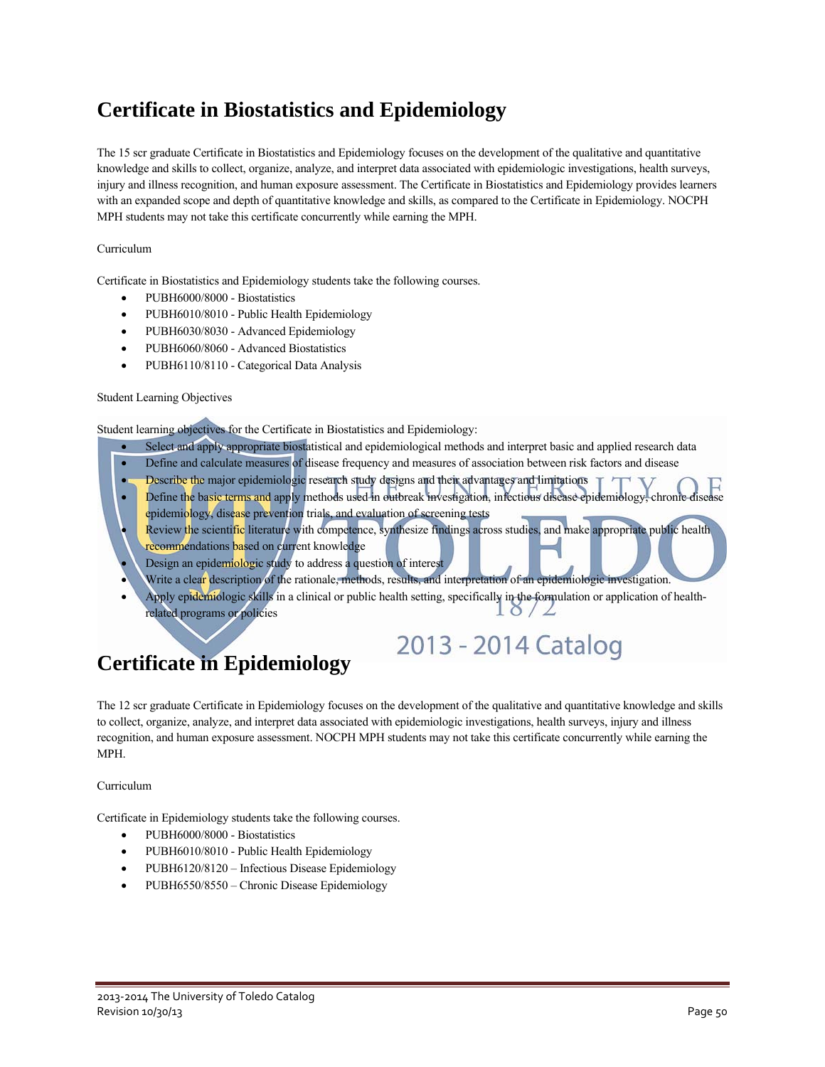# Certificate in Biostatistics and Epidemiology

The 15 scr graduate Certificate in Biostatistics and Epidemiology focuses on the development of the qualitative and quantitative knowledge and skills to collect, organize, analyze, and interpret data associated with epidemiologic investigations, health surveys, injury and illness recognition, and human exposure assessment. The Certificate in Biostatistics and Epidemiology provides learners with an expanded scope and depth of quantitative knowledge and skills, as compared to the Certificate in Epidemiology. NOCPH MPH students may not take this certificate concurrently while earning the MPH.

Curriculum

Certificate in Biostatistics and Epidemiology students take the following courses.

- PUBH6000/8000 - Biostatistics
- PUBH6010/8010 - Public Health Epidemiology
- PUBH6030/8030 - Advanced Epidemiology
- PUBH6060/8060 - Advanced Biostatistics
- PUBH6110/8110 - Categorical Data Analysis

Student Learning Objectives

Student learning objectives for the Certificate in Biostatistics and Epidemiology:

- Select and apply appropriate biostatistical and epidemiological methods and interpret basic and applied research data
- Define and calculate measures of disease frequency and measures of association between risk factors and disease
- Describe the major epidemiologic research study designs and their advantages and limitations
- Define the basic terms and apply methods used in outbreak investigation, infectious disease epidemiology, chronic disease epidemiology, disease prevention trials, and evaluation of screening tests
- Review the scientific literature with competence, synthesize findings across studies, and make appropriate public health recommendations based on current knowledge
- Design an epidemiologic study to address a question of interest
- Write a clear description of the rationale, methods, results, and interpretation of an epidemiologic investigation.
- Apply epidemiologic skills in a clinical or public health setting, specifically in the formulation or application of health-related programs or policies

# Certificate in Epidemiology

The 12 scr graduate Certificate in Epidemiology focuses on the development of the qualitative and quantitative knowledge and skills to collect, organize, analyze, and interpret data associated with epidemiologic investigations, health surveys, injury and illness recognition, and human exposure assessment. NOCPH MPH students may not take this certificate concurrently while earning the MPH.

Curriculum

Certificate in Epidemiology students take the following courses.

- PUBH6000/8000 - Biostatistics
- PUBH6010/8010 - Public Health Epidemiology
- PUBH6120/8120 – Infectious Disease Epidemiology
- PUBH6550/8550 – Chronic Disease Epidemiology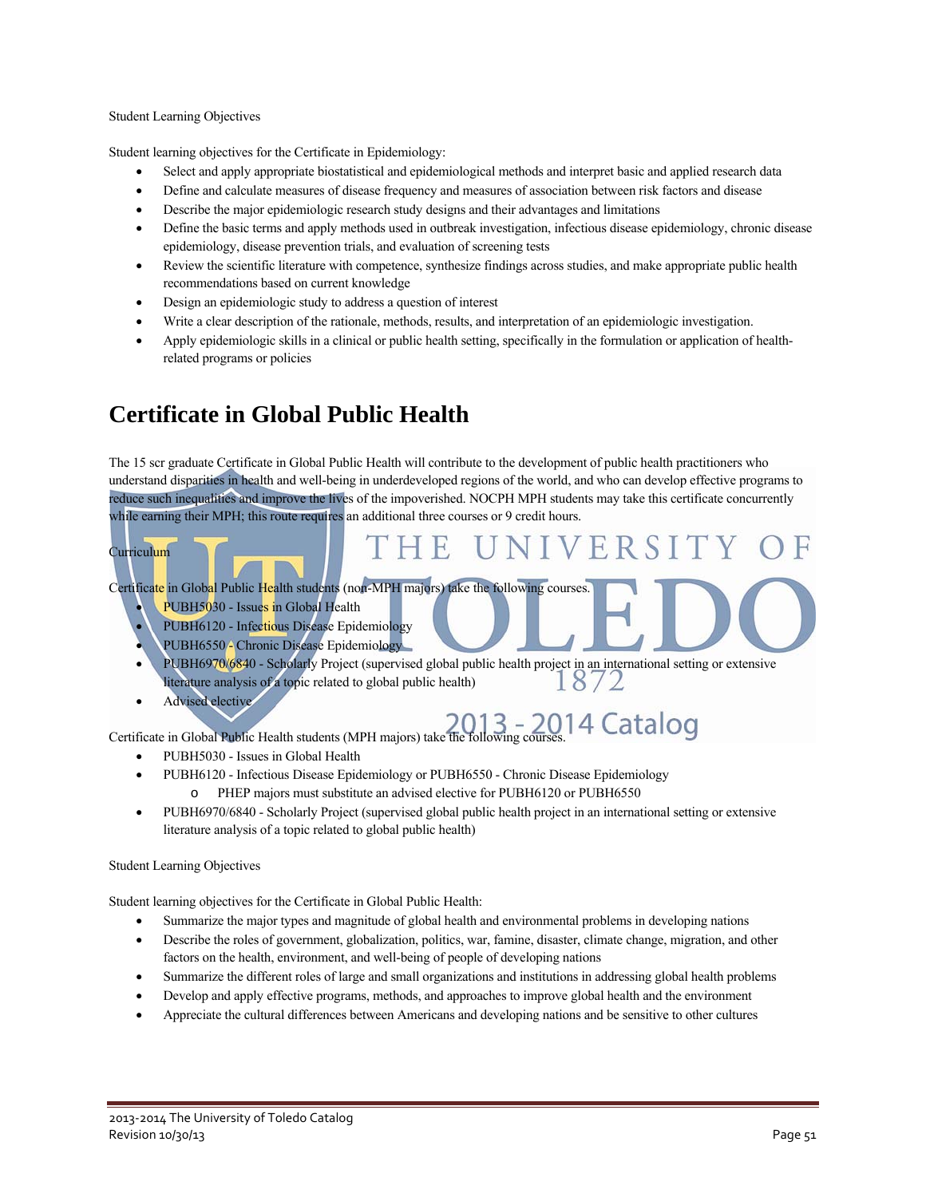Student Learning Objectives

Student learning objectives for the Certificate in Epidemiology:

- Select and apply appropriate biostatistical and epidemiological methods and interpret basic and applied research data
- Define and calculate measures of disease frequency and measures of association between risk factors and disease
- Describe the major epidemiologic research study designs and their advantages and limitations
- Define the basic terms and apply methods used in outbreak investigation, infectious disease epidemiology, chronic disease epidemiology, disease prevention trials, and evaluation of screening tests
- Review the scientific literature with competence, synthesize findings across studies, and make appropriate public health recommendations based on current knowledge
- Design an epidemiologic study to address a question of interest
- Write a clear description of the rationale, methods, results, and interpretation of an epidemiologic investigation.
- Apply epidemiologic skills in a clinical or public health setting, specifically in the formulation or application of health-related programs or policies

# Certificate in Global Public Health

The 15 scr graduate Certificate in Global Public Health will contribute to the development of public health practitioners who understand disparities in health and well-being in underdeveloped regions of the world, and who can develop effective programs to reduce such inequalities and improve the lives of the impoverished. NOCPH MPH students may take this certificate concurrently while earning their MPH; this route requires an additional three courses or 9 credit hours.

Curriculum

Certificate in Global Public Health students (non-MPH majors) take the following courses.

- PUBH5030 - Issues in Global Health
- PUBH6120 - Infectious Disease Epidemiology
- PUBH6550 - Chronic Disease Epidemiology
- PUBH6970/6840 - Scholarly Project (supervised global public health project in an international setting or extensive literature analysis of a topic related to global public health)
- Advised elective

Certificate in Global Public Health students (MPH majors) take the following courses.

- PUBH5030 - Issues in Global Health
- PUBH6120 - Infectious Disease Epidemiology or PUBH6550 - Chronic Disease Epidemiology
  - PHEP majors must substitute an advised elective for PUBH6120 or PUBH6550
- PUBH6970/6840 - Scholarly Project (supervised global public health project in an international setting or extensive literature analysis of a topic related to global public health)

Student Learning Objectives

Student learning objectives for the Certificate in Global Public Health:

- Summarize the major types and magnitude of global health and environmental problems in developing nations
- Describe the roles of government, globalization, politics, war, famine, disaster, climate change, migration, and other factors on the health, environment, and well-being of people of developing nations
- Summarize the different roles of large and small organizations and institutions in addressing global health problems
- Develop and apply effective programs, methods, and approaches to improve global health and the environment
- Appreciate the cultural differences between Americans and developing nations and be sensitive to other cultures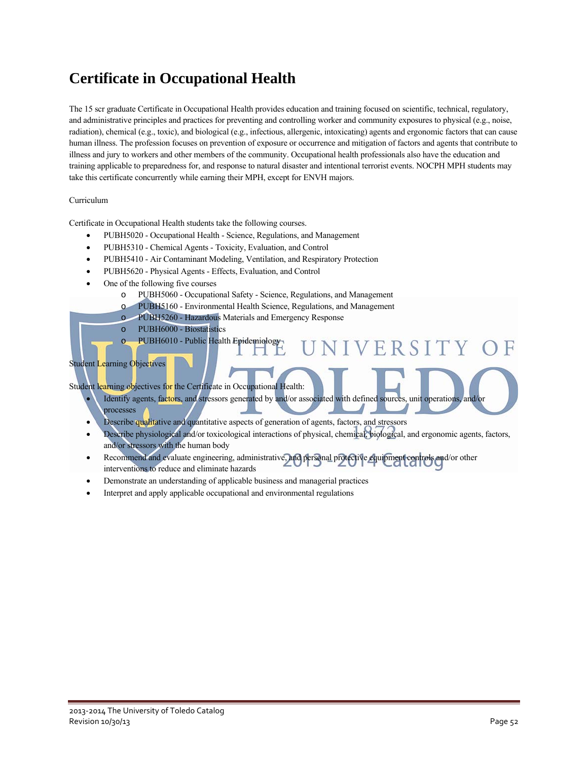# Certificate in Occupational Health

The 15 scr graduate Certificate in Occupational Health provides education and training focused on scientific, technical, regulatory, and administrative principles and practices for preventing and controlling worker and community exposures to physical (e.g., noise, radiation), chemical (e.g., toxic), and biological (e.g., infectious, allergenic, intoxicating) agents and ergonomic factors that can cause human illness. The profession focuses on prevention of exposure or occurrence and mitigation of factors and agents that contribute to illness and jury to workers and other members of the community. Occupational health professionals also have the education and training applicable to preparedness for, and response to natural disaster and intentional terrorist events. NOCPH MPH students may take this certificate concurrently while earning their MPH, except for ENVH majors.

Curriculum

Certificate in Occupational Health students take the following courses.

- PUBH5020 - Occupational Health - Science, Regulations, and Management
- PUBH5310 - Chemical Agents - Toxicity, Evaluation, and Control
- PUBH5410 - Air Contaminant Modeling, Ventilation, and Respiratory Protection
- PUBH5620 - Physical Agents - Effects, Evaluation, and Control
- One of the following five courses
  - PUBH5060 - Occupational Safety - Science, Regulations, and Management
  - PUBH5160 - Environmental Health Science, Regulations, and Management
  - PUBH5260 - Hazardous Materials and Emergency Response
  - PUBH6000 - Biostatistics
  - PUBH6010 - Public Health Epidemiology

Student Learning Objectives

Student learning objectives for the Certificate in Occupational Health:

- Identify agents, factors, and stressors generated by and/or associated with defined sources, unit operations, and/or processes
- Describe qualitative and quantitative aspects of generation of agents, factors, and stressors
- Describe physiological and/or toxicological interactions of physical, chemical, biological, and ergonomic agents, factors, and/or stressors with the human body
- Recommend and evaluate engineering, administrative, and personal protective equipment controls and/or other interventions to reduce and eliminate hazards
- Demonstrate an understanding of applicable business and managerial practices
- Interpret and apply applicable occupational and environmental regulations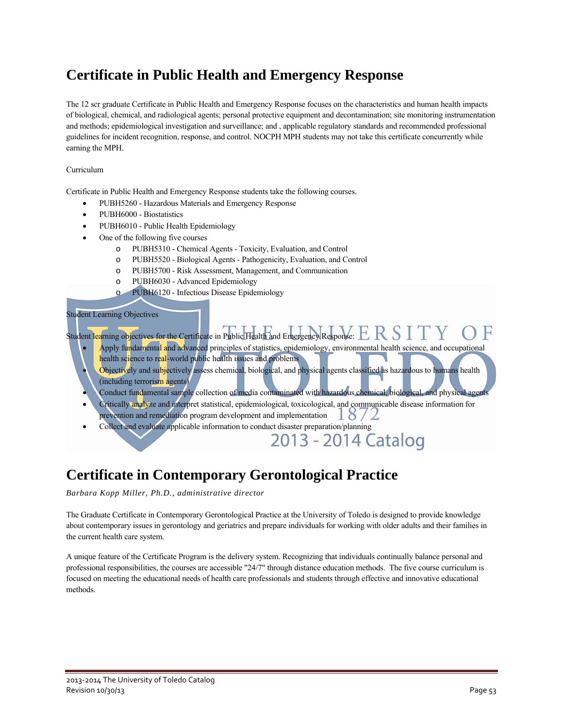# Certificate in Public Health and Emergency Response

The 12 scr graduate Certificate in Public Health and Emergency Response focuses on the characteristics and human health impacts of biological, chemical, and radiological agents; personal protective equipment and decontamination; site monitoring instrumentation and methods; epidemiological investigation and surveillance; and , applicable regulatory standards and recommended professional guidelines for incident recognition, response, and control. NOCPH MPH students may not take this certificate concurrently while earning the MPH.

Curriculum

Certificate in Public Health and Emergency Response students take the following courses.

- PUBH5260 - Hazardous Materials and Emergency Response
- PUBH6000 - Biostatistics
- PUBH6010 - Public Health Epidemiology
- One of the following five courses
  - PUBH5310 - Chemical Agents - Toxicity, Evaluation, and Control
  - PUBH5520 - Biological Agents - Pathogenicity, Evaluation, and Control
  - PUBH5700 - Risk Assessment, Management, and Communication
  - PUBH6030 - Advanced Epidemiology
  - PUBH6120 - Infectious Disease Epidemiology

Student Learning Objectives

Student learning objectives for the Certificate in Public Health and Emergency Response:

- Apply fundamental and advanced principles of statistics, epidemiology, environmental health science, and occupational health science to real-world public health issues and problems
- Objectively and subjectively assess chemical, biological, and physical agents classified as hazardous to humans health (including terrorism agents)
- Conduct fundamental sample collection of media contaminated with hazardous chemical, biological, and physical agents
- Critically analyze and interpret statistical, epidemiological, toxicological, and communicable disease information for prevention and remediation program development and implementation
- Collect and evaluate applicable information to conduct disaster preparation/planning

# Certificate in Contemporary Gerontological Practice

*Barbara Kopp Miller, Ph.D., administrative director*

The Graduate Certificate in Contemporary Gerontological Practice at the University of Toledo is designed to provide knowledge about contemporary issues in gerontology and geriatrics and prepare individuals for working with older adults and their families in the current health care system.

A unique feature of the Certificate Program is the delivery system. Recognizing that individuals continually balance personal and professional responsibilities, the courses are accessible "24/7" through distance education methods. The five course curriculum is focused on meeting the educational needs of health care professionals and students through effective and innovative educational methods.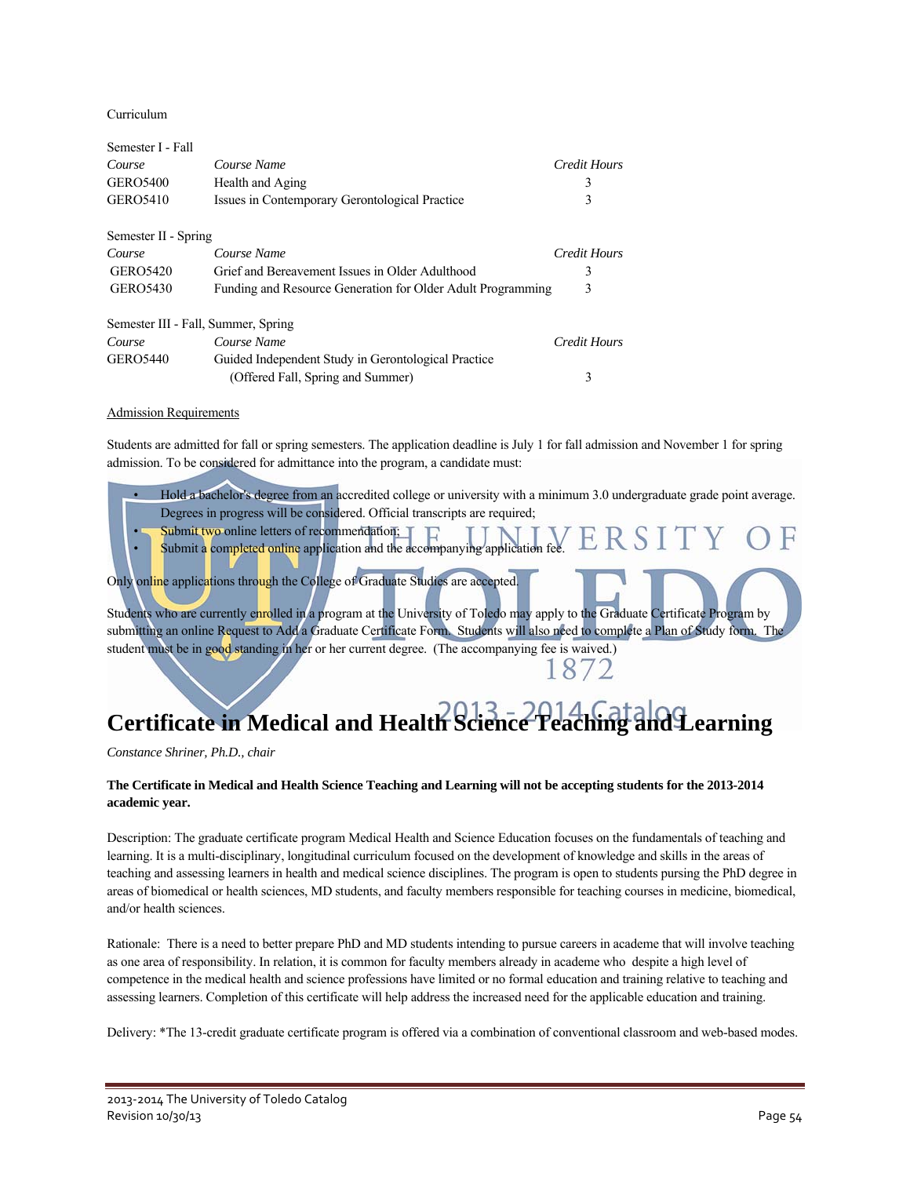Curriculum

Semester I - Fall

| *Course* | *Course Name* | *Credit Hours* |
|---|---|---|
| GERO5400 | Health and Aging | 3 |
| GERO5410 | Issues in Contemporary Gerontological Practice | 3 |

Semester II - Spring

| *Course* | *Course Name* | *Credit Hours* |
|---|---|---|
| GERO5420 | Grief and Bereavement Issues in Older Adulthood | 3 |
| GERO5430 | Funding and Resource Generation for Older Adult Programming | 3 |

Semester III - Fall, Summer, Spring

| *Course* | *Course Name* | *Credit Hours* |
|---|---|---|
| GERO5440 | Guided Independent Study in Gerontological Practice (Offered Fall, Spring and Summer) | 3 |

Admission Requirements

Students are admitted for fall or spring semesters. The application deadline is July 1 for fall admission and November 1 for spring admission. To be considered for admittance into the program, a candidate must:

- Hold a bachelor's degree from an accredited college or university with a minimum 3.0 undergraduate grade point average. Degrees in progress will be considered. Official transcripts are required;
- Submit two online letters of recommendation;
- Submit a completed online application and the accompanying application fee.

Only online applications through the College of Graduate Studies are accepted.

Students who are currently enrolled in a program at the University of Toledo may apply to the Graduate Certificate Program by submitting an online Request to Add a Graduate Certificate Form. Students will also need to complete a Plan of Study form. The student must be in good standing in her or her current degree. (The accompanying fee is waived.)

# Certificate in Medical and Health Science Teaching and Learning

*Constance Shriner, Ph.D., chair*

**The Certificate in Medical and Health Science Teaching and Learning will not be accepting students for the 2013-2014 academic year.**

Description: The graduate certificate program Medical Health and Science Education focuses on the fundamentals of teaching and learning. It is a multi-disciplinary, longitudinal curriculum focused on the development of knowledge and skills in the areas of teaching and assessing learners in health and medical science disciplines. The program is open to students pursing the PhD degree in areas of biomedical or health sciences, MD students, and faculty members responsible for teaching courses in medicine, biomedical, and/or health sciences.

Rationale: There is a need to better prepare PhD and MD students intending to pursue careers in academe that will involve teaching as one area of responsibility. In relation, it is common for faculty members already in academe who despite a high level of competence in the medical health and science professions have limited or no formal education and training relative to teaching and assessing learners. Completion of this certificate will help address the increased need for the applicable education and training.

Delivery: *The 13-credit graduate certificate program is offered via a combination of conventional classroom and web-based modes.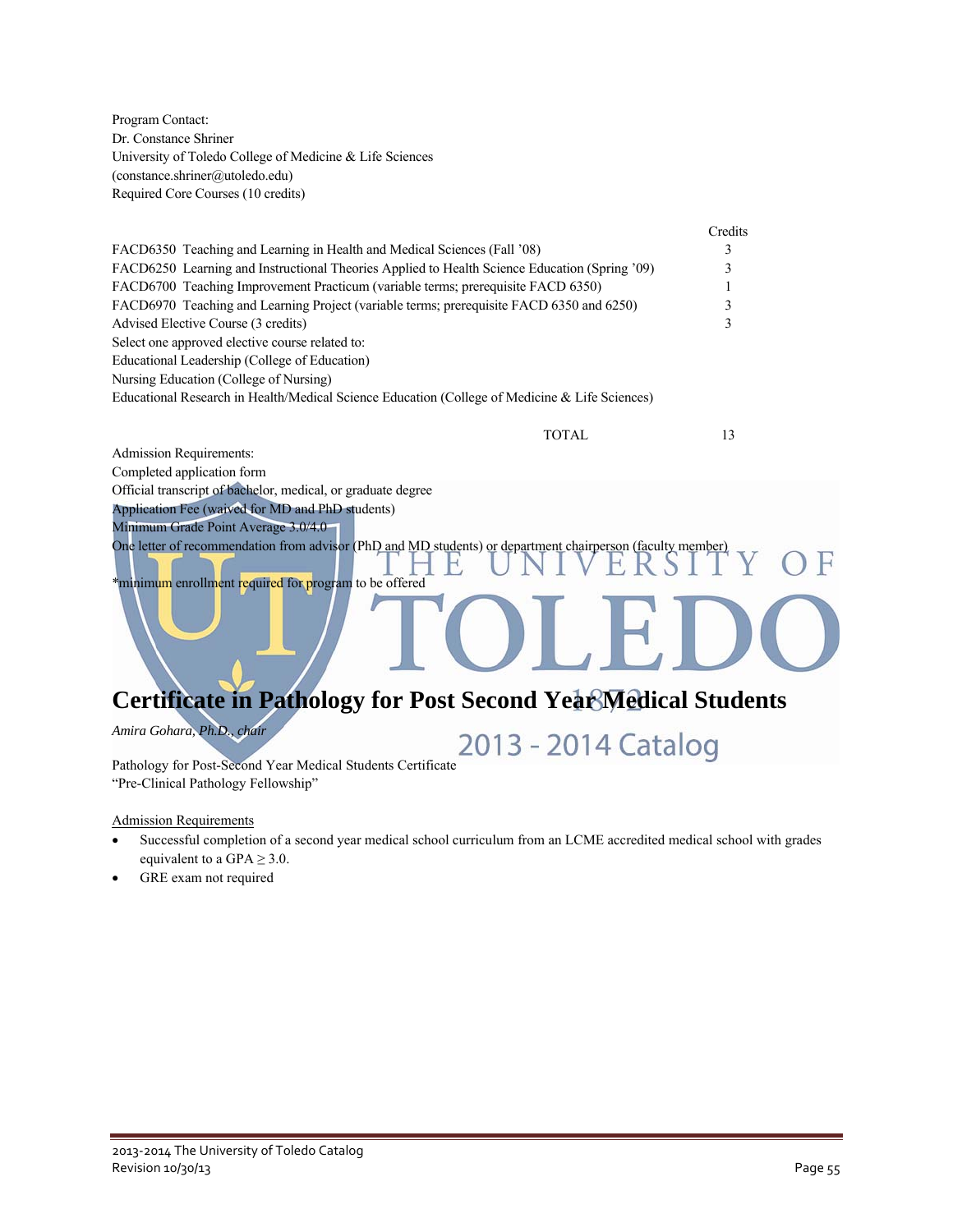Program Contact:
Dr. Constance Shriner
University of Toledo College of Medicine & Life Sciences
(constance.shriner@utoledo.edu)
Required Core Courses (10 credits)

| | Credits |
|---|---|
| FACD6350 Teaching and Learning in Health and Medical Sciences (Fall '08) | 3 |
| FACD6250 Learning and Instructional Theories Applied to Health Science Education (Spring '09) | 3 |
| FACD6700 Teaching Improvement Practicum (variable terms; prerequisite FACD 6350) | 1 |
| FACD6970 Teaching and Learning Project (variable terms; prerequisite FACD 6350 and 6250) | 3 |
| Advised Elective Course (3 credits) | 3 |
| Select one approved elective course related to: | |
| Educational Leadership (College of Education) | |
| Nursing Education (College of Nursing) | |
| Educational Research in Health/Medical Science Education (College of Medicine & Life Sciences) | |
| TOTAL | 13 |

Admission Requirements:
Completed application form
Official transcript of bachelor, medical, or graduate degree
Application Fee (waived for MD and PhD students)
Minimum Grade Point Average 3.0/4.0
One letter of recommendation from advisor (PhD and MD students) or department chairperson (faculty member)

*minimum enrollment required for program to be offered

## Certificate in Pathology for Post Second Year Medical Students

*Amira Gohara, Ph.D., chair*

Pathology for Post-Second Year Medical Students Certificate
"Pre-Clinical Pathology Fellowship"

Admission Requirements

- Successful completion of a second year medical school curriculum from an LCME accredited medical school with grades equivalent to a GPA $\geq 3.0$.
- GRE exam not required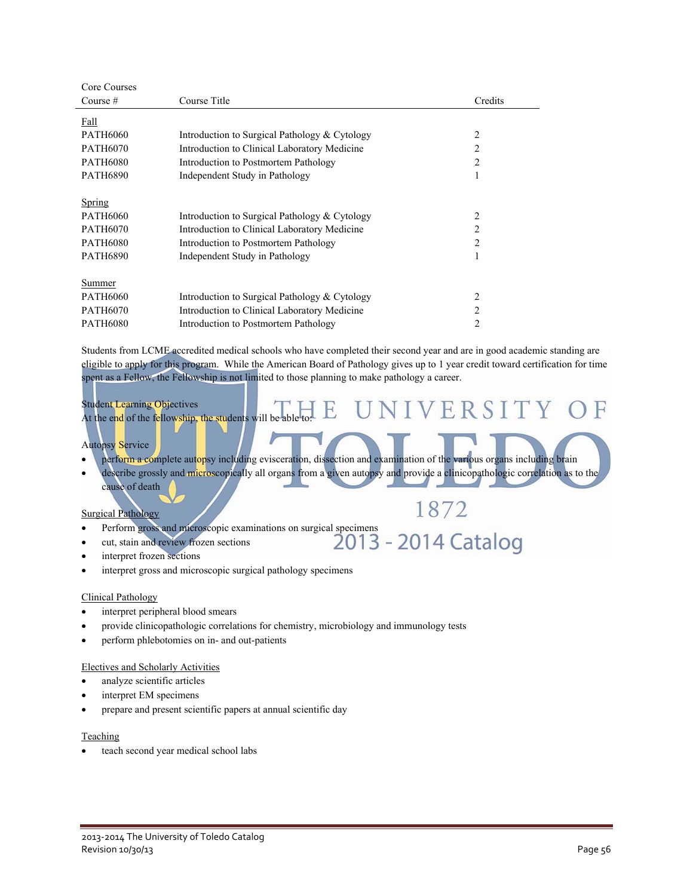Core Courses

| Course # | Course Title | Credits |
|---|---|---|
| Fall | | |
| PATH6060 | Introduction to Surgical Pathology & Cytology | 2 |
| PATH6070 | Introduction to Clinical Laboratory Medicine | 2 |
| PATH6080 | Introduction to Postmortem Pathology | 2 |
| PATH6890 | Independent Study in Pathology | 1 |
| Spring | | |
| PATH6060 | Introduction to Surgical Pathology & Cytology | 2 |
| PATH6070 | Introduction to Clinical Laboratory Medicine | 2 |
| PATH6080 | Introduction to Postmortem Pathology | 2 |
| PATH6890 | Independent Study in Pathology | 1 |
| Summer | | |
| PATH6060 | Introduction to Surgical Pathology & Cytology | 2 |
| PATH6070 | Introduction to Clinical Laboratory Medicine | 2 |
| PATH6080 | Introduction to Postmortem Pathology | 2 |

Students from LCME accredited medical schools who have completed their second year and are in good academic standing are eligible to apply for this program. While the American Board of Pathology gives up to 1 year credit toward certification for time spent as a Fellow, the Fellowship is not limited to those planning to make pathology a career.

Student Learning Objectives

At the end of the fellowship, the students will be able to:

Autopsy Service

- perform a complete autopsy including evisceration, dissection and examination of the various organs including brain
- describe grossly and microscopically all organs from a given autopsy and provide a clinicopathologic correlation as to the cause of death

Surgical Pathology

- Perform gross and microscopic examinations on surgical specimens
- cut, stain and review frozen sections
- interpret frozen sections
- interpret gross and microscopic surgical pathology specimens

Clinical Pathology

- interpret peripheral blood smears
- provide clinicopathologic correlations for chemistry, microbiology and immunology tests
- perform phlebotomies on in- and out-patients

Electives and Scholarly Activities

- analyze scientific articles
- interpret EM specimens
- prepare and present scientific papers at annual scientific day

Teaching

- teach second year medical school labs